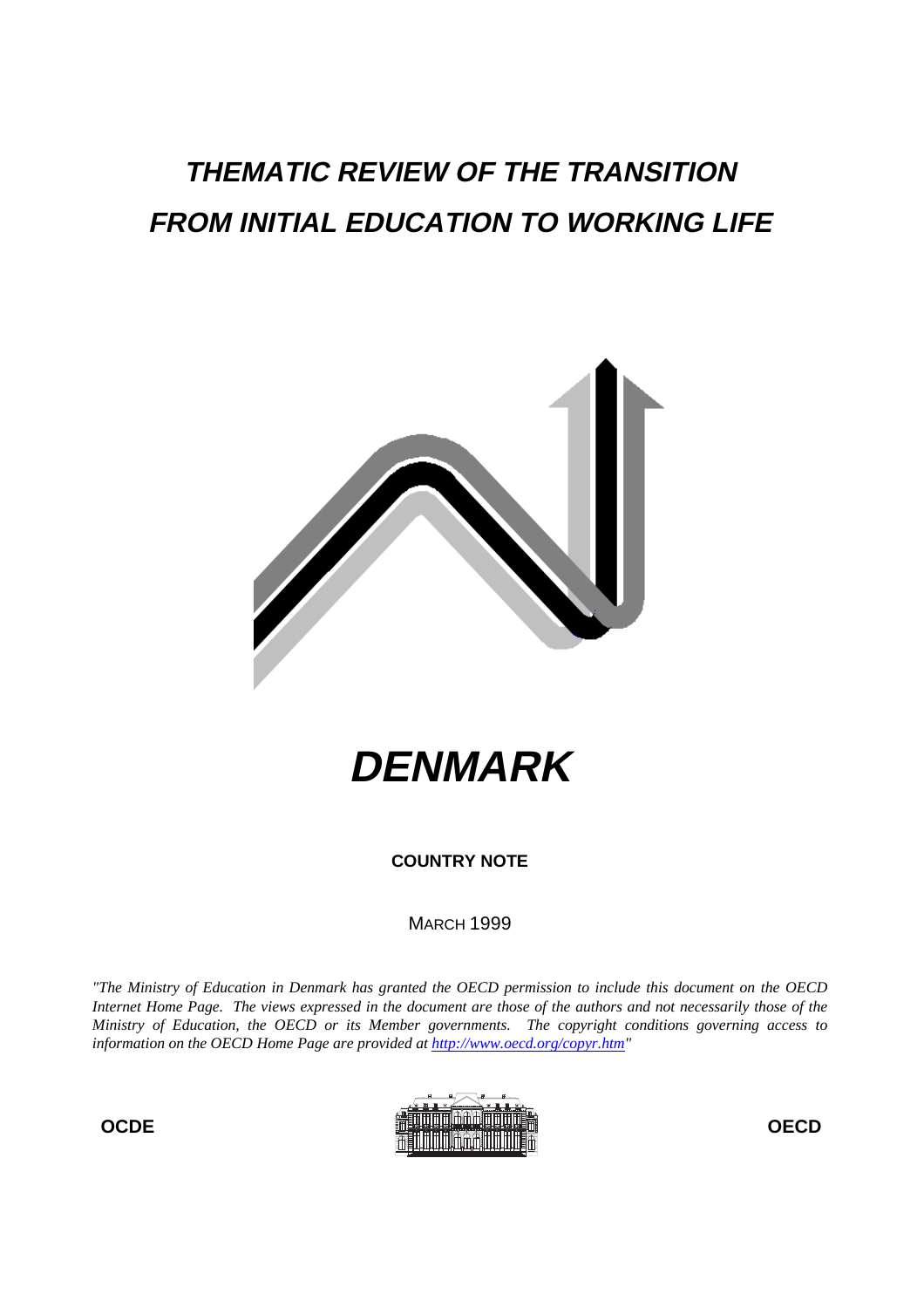# THEMATIC REVIEW OF THE TRANSITION FROM INITIAL EDUCATION TO WORKING LIFE

# DENMARK

**COUNTRY NOTE**

MARCH 1999

*"The Ministry of Education in Denmark has granted the OECD permission to include this document on the OECD Internet Home Page. The views expressed in the document are those of the authors and not necessarily those of the Ministry of Education, the OECD or its Member governments. The copyright conditions governing access to information on the OECD Home Page are provided at http://www.oecd.org/copyr.htm"*

**OCDE** **OECD**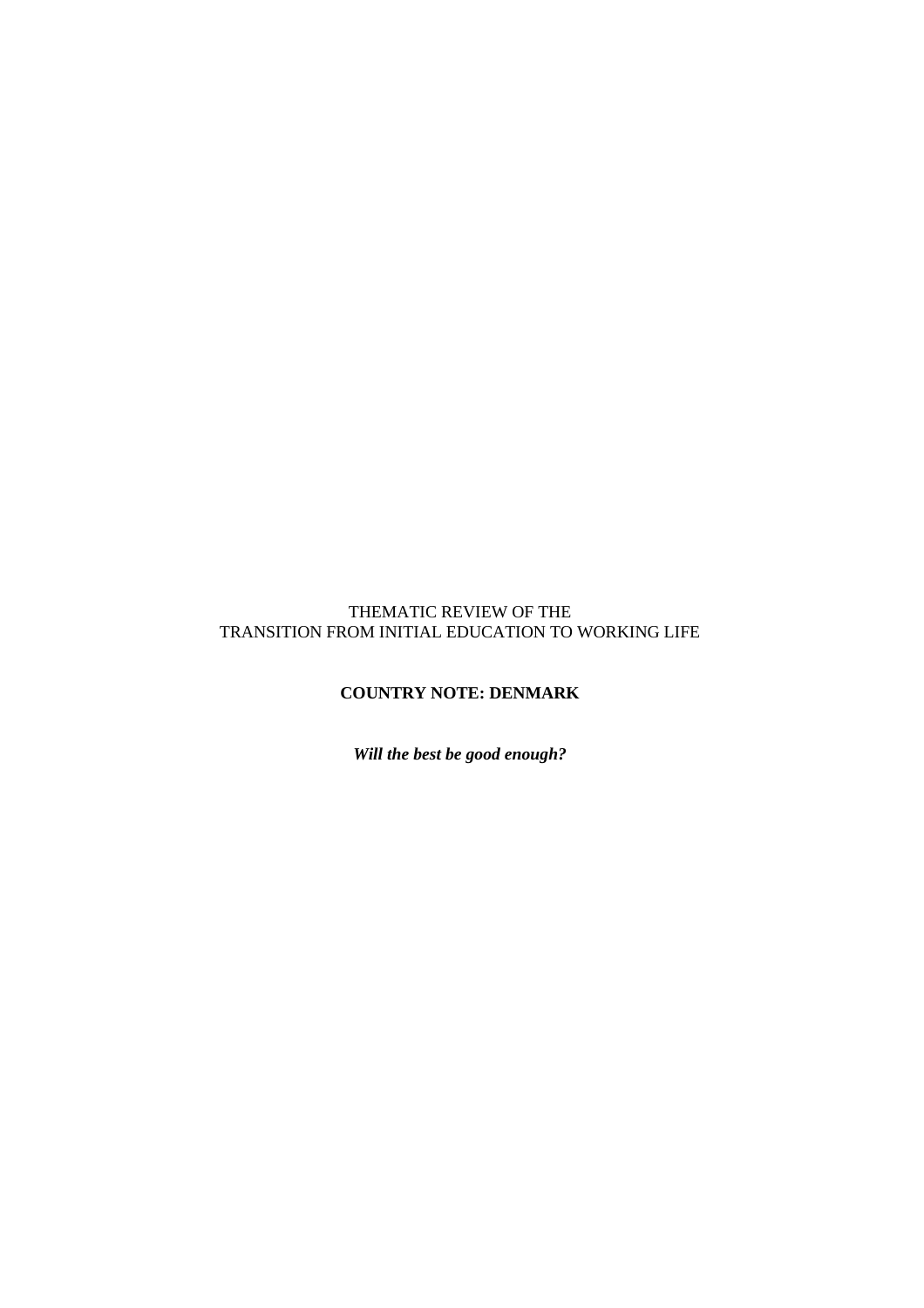THEMATIC REVIEW OF THE
TRANSITION FROM INITIAL EDUCATION TO WORKING LIFE

**COUNTRY NOTE: DENMARK**

***Will the best be good enough?***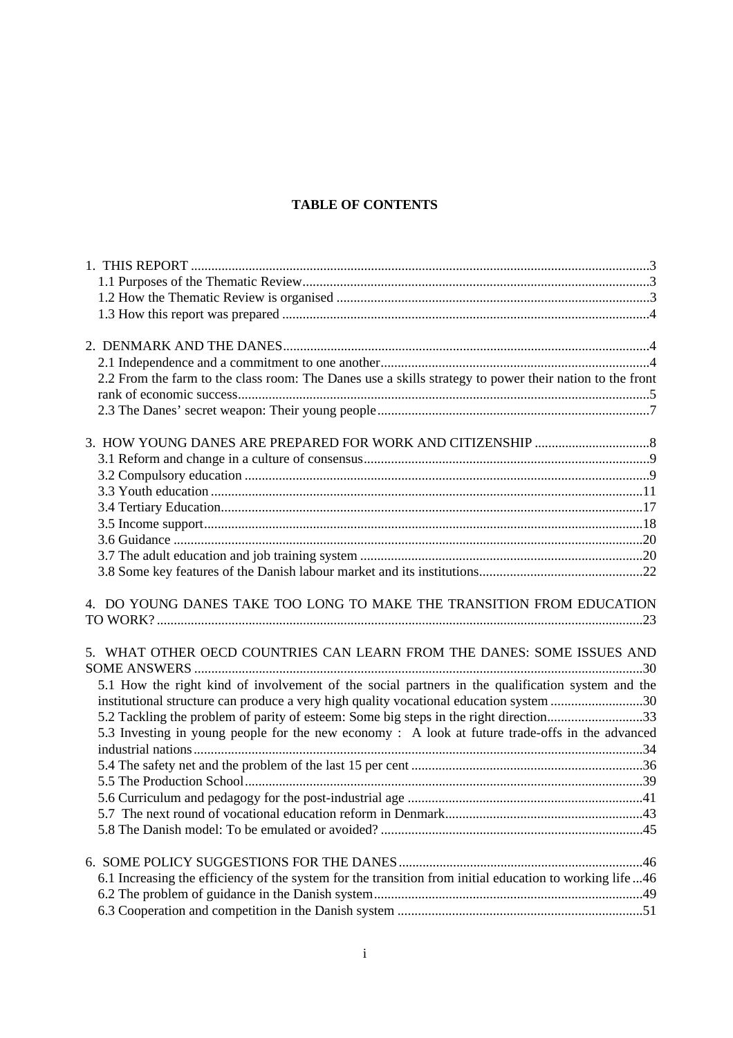**TABLE OF CONTENTS**

1. THIS REPORT .....3
   - 1.1 Purposes of the Thematic Review .....3
   - 1.2 How the Thematic Review is organised .....3
   - 1.3 How this report was prepared .....4

2. DENMARK AND THE DANES .....4
   - 2.1 Independence and a commitment to one another .....4
   - 2.2 From the farm to the class room: The Danes use a skills strategy to power their nation to the front rank of economic success .....5
   - 2.3 The Danes' secret weapon: Their young people .....7

3. HOW YOUNG DANES ARE PREPARED FOR WORK AND CITIZENSHIP .....8
   - 3.1 Reform and change in a culture of consensus .....9
   - 3.2 Compulsory education .....9
   - 3.3 Youth education .....11
   - 3.4 Tertiary Education .....17
   - 3.5 Income support .....18
   - 3.6 Guidance .....20
   - 3.7 The adult education and job training system .....20
   - 3.8 Some key features of the Danish labour market and its institutions .....22

4. DO YOUNG DANES TAKE TOO LONG TO MAKE THE TRANSITION FROM EDUCATION TO WORK? .....23

5. WHAT OTHER OECD COUNTRIES CAN LEARN FROM THE DANES: SOME ISSUES AND SOME ANSWERS .....30
   - 5.1 How the right kind of involvement of the social partners in the qualification system and the institutional structure can produce a very high quality vocational education system .....30
   - 5.2 Tackling the problem of parity of esteem: Some big steps in the right direction .....33
   - 5.3 Investing in young people for the new economy : A look at future trade-offs in the advanced industrial nations .....34
   - 5.4 The safety net and the problem of the last 15 per cent .....36
   - 5.5 The Production School .....39
   - 5.6 Curriculum and pedagogy for the post-industrial age .....41
   - 5.7 The next round of vocational education reform in Denmark .....43
   - 5.8 The Danish model: To be emulated or avoided? .....45

6. SOME POLICY SUGGESTIONS FOR THE DANES .....46
   - 6.1 Increasing the efficiency of the system for the transition from initial education to working life .....46
   - 6.2 The problem of guidance in the Danish system .....49
   - 6.3 Cooperation and competition in the Danish system .....51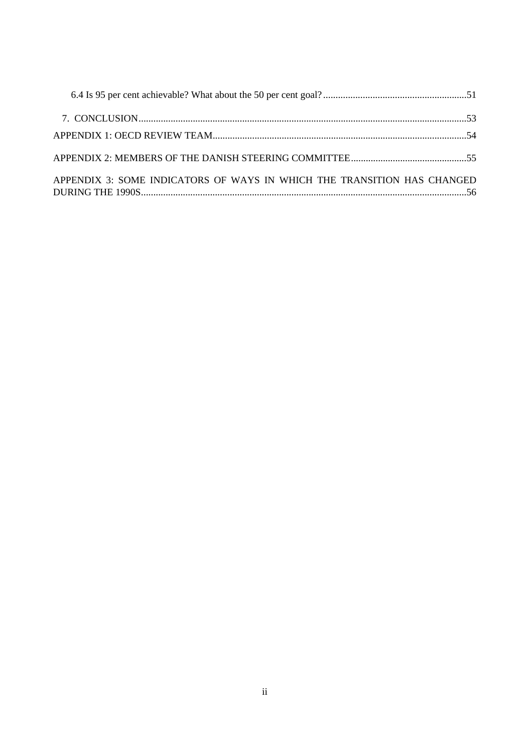6.4 Is 95 per cent achievable? What about the 50 per cent goal? ..........................................................51

7. CONCLUSION ....................................................................................................................................53

APPENDIX 1: OECD REVIEW TEAM......................................................................................................54

APPENDIX 2: MEMBERS OF THE DANISH STEERING COMMITTEE...............................................55

APPENDIX 3: SOME INDICATORS OF WAYS IN WHICH THE TRANSITION HAS CHANGED DURING THE 1990S....................................................................................................................................56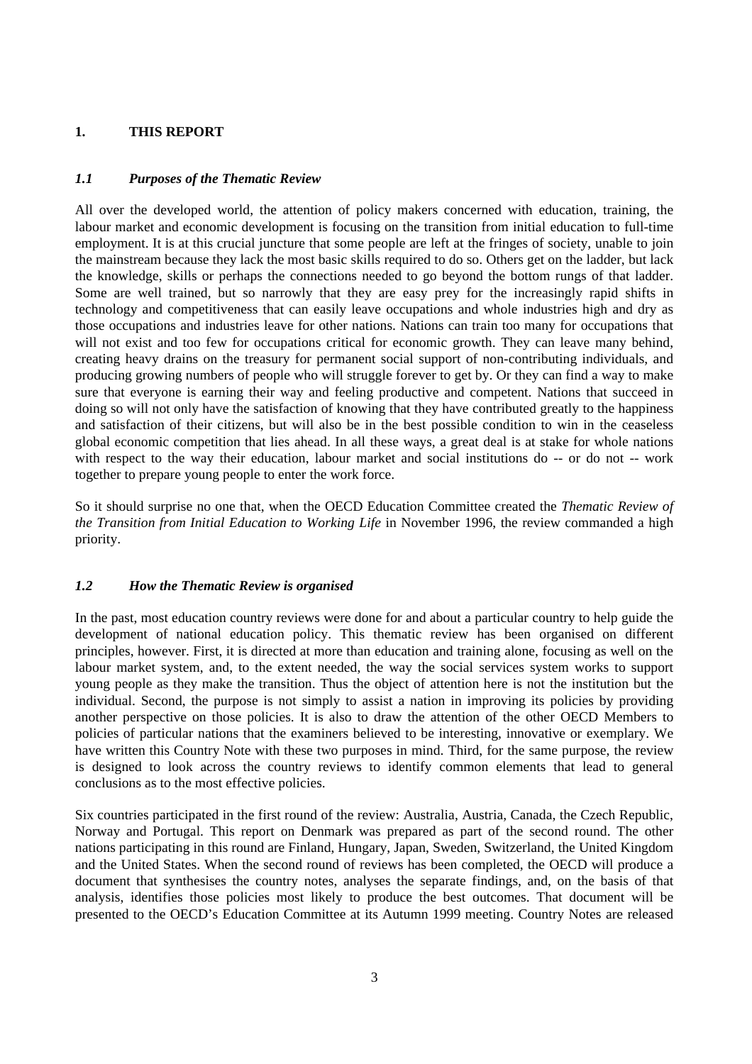# 1. THIS REPORT

## *1.1 Purposes of the Thematic Review*

All over the developed world, the attention of policy makers concerned with education, training, the labour market and economic development is focusing on the transition from initial education to full-time employment. It is at this crucial juncture that some people are left at the fringes of society, unable to join the mainstream because they lack the most basic skills required to do so. Others get on the ladder, but lack the knowledge, skills or perhaps the connections needed to go beyond the bottom rungs of that ladder. Some are well trained, but so narrowly that they are easy prey for the increasingly rapid shifts in technology and competitiveness that can easily leave occupations and whole industries high and dry as those occupations and industries leave for other nations. Nations can train too many for occupations that will not exist and too few for occupations critical for economic growth. They can leave many behind, creating heavy drains on the treasury for permanent social support of non-contributing individuals, and producing growing numbers of people who will struggle forever to get by. Or they can find a way to make sure that everyone is earning their way and feeling productive and competent. Nations that succeed in doing so will not only have the satisfaction of knowing that they have contributed greatly to the happiness and satisfaction of their citizens, but will also be in the best possible condition to win in the ceaseless global economic competition that lies ahead. In all these ways, a great deal is at stake for whole nations with respect to the way their education, labour market and social institutions do -- or do not -- work together to prepare young people to enter the work force.

So it should surprise no one that, when the OECD Education Committee created the *Thematic Review of the Transition from Initial Education to Working Life* in November 1996, the review commanded a high priority.

## *1.2 How the Thematic Review is organised*

In the past, most education country reviews were done for and about a particular country to help guide the development of national education policy. This thematic review has been organised on different principles, however. First, it is directed at more than education and training alone, focusing as well on the labour market system, and, to the extent needed, the way the social services system works to support young people as they make the transition. Thus the object of attention here is not the institution but the individual. Second, the purpose is not simply to assist a nation in improving its policies by providing another perspective on those policies. It is also to draw the attention of the other OECD Members to policies of particular nations that the examiners believed to be interesting, innovative or exemplary. We have written this Country Note with these two purposes in mind. Third, for the same purpose, the review is designed to look across the country reviews to identify common elements that lead to general conclusions as to the most effective policies.

Six countries participated in the first round of the review: Australia, Austria, Canada, the Czech Republic, Norway and Portugal. This report on Denmark was prepared as part of the second round. The other nations participating in this round are Finland, Hungary, Japan, Sweden, Switzerland, the United Kingdom and the United States. When the second round of reviews has been completed, the OECD will produce a document that synthesises the country notes, analyses the separate findings, and, on the basis of that analysis, identifies those policies most likely to produce the best outcomes. That document will be presented to the OECD's Education Committee at its Autumn 1999 meeting. Country Notes are released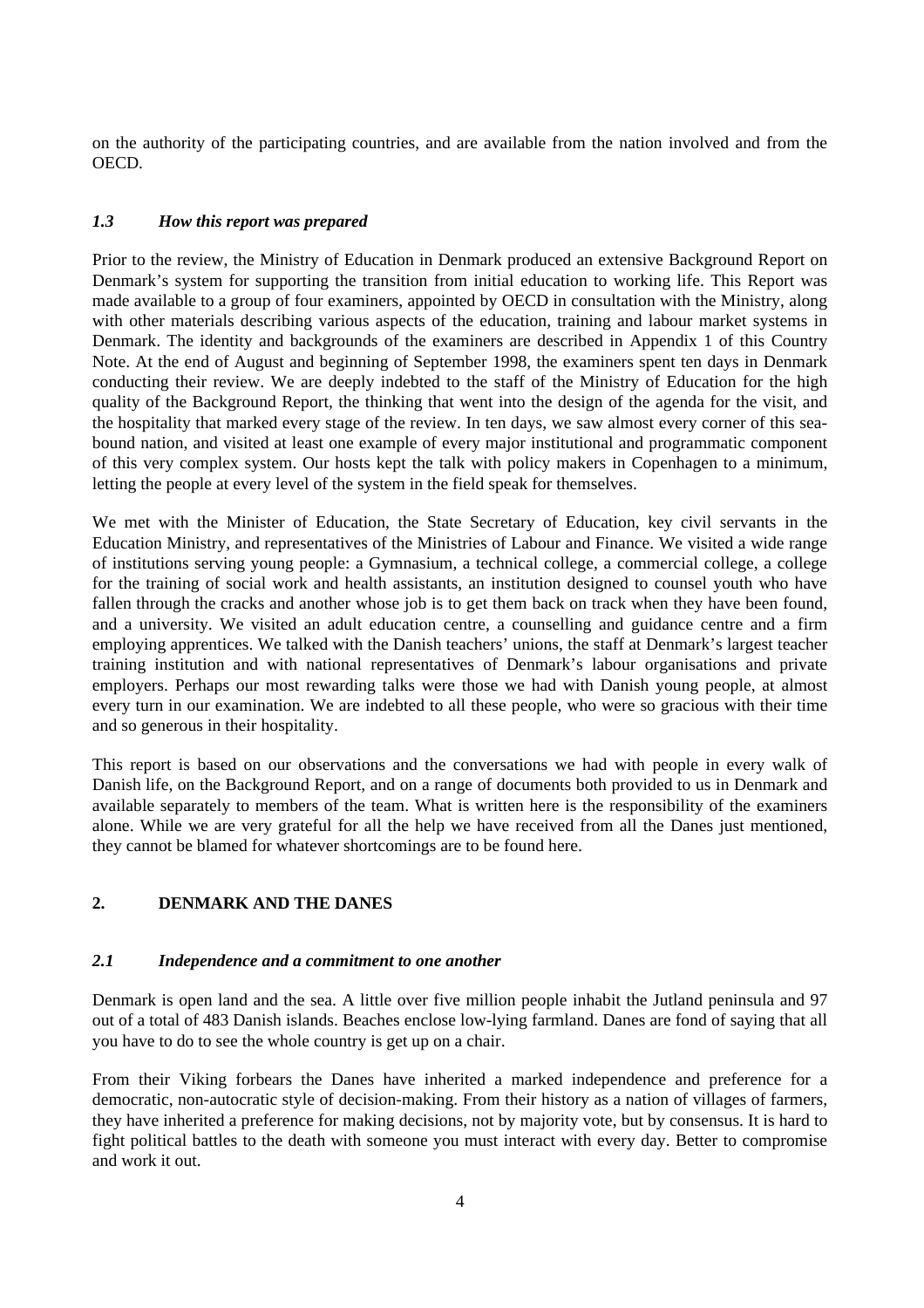on the authority of the participating countries, and are available from the nation involved and from the OECD.

### *1.3 How this report was prepared*

Prior to the review, the Ministry of Education in Denmark produced an extensive Background Report on Denmark's system for supporting the transition from initial education to working life. This Report was made available to a group of four examiners, appointed by OECD in consultation with the Ministry, along with other materials describing various aspects of the education, training and labour market systems in Denmark. The identity and backgrounds of the examiners are described in Appendix 1 of this Country Note. At the end of August and beginning of September 1998, the examiners spent ten days in Denmark conducting their review. We are deeply indebted to the staff of the Ministry of Education for the high quality of the Background Report, the thinking that went into the design of the agenda for the visit, and the hospitality that marked every stage of the review. In ten days, we saw almost every corner of this sea-bound nation, and visited at least one example of every major institutional and programmatic component of this very complex system. Our hosts kept the talk with policy makers in Copenhagen to a minimum, letting the people at every level of the system in the field speak for themselves.

We met with the Minister of Education, the State Secretary of Education, key civil servants in the Education Ministry, and representatives of the Ministries of Labour and Finance. We visited a wide range of institutions serving young people: a Gymnasium, a technical college, a commercial college, a college for the training of social work and health assistants, an institution designed to counsel youth who have fallen through the cracks and another whose job is to get them back on track when they have been found, and a university. We visited an adult education centre, a counselling and guidance centre and a firm employing apprentices. We talked with the Danish teachers' unions, the staff at Denmark's largest teacher training institution and with national representatives of Denmark's labour organisations and private employers. Perhaps our most rewarding talks were those we had with Danish young people, at almost every turn in our examination. We are indebted to all these people, who were so gracious with their time and so generous in their hospitality.

This report is based on our observations and the conversations we had with people in every walk of Danish life, on the Background Report, and on a range of documents both provided to us in Denmark and available separately to members of the team. What is written here is the responsibility of the examiners alone. While we are very grateful for all the help we have received from all the Danes just mentioned, they cannot be blamed for whatever shortcomings are to be found here.

## 2. DENMARK AND THE DANES

### *2.1 Independence and a commitment to one another*

Denmark is open land and the sea. A little over five million people inhabit the Jutland peninsula and 97 out of a total of 483 Danish islands. Beaches enclose low-lying farmland. Danes are fond of saying that all you have to do to see the whole country is get up on a chair.

From their Viking forbears the Danes have inherited a marked independence and preference for a democratic, non-autocratic style of decision-making. From their history as a nation of villages of farmers, they have inherited a preference for making decisions, not by majority vote, but by consensus. It is hard to fight political battles to the death with someone you must interact with every day. Better to compromise and work it out.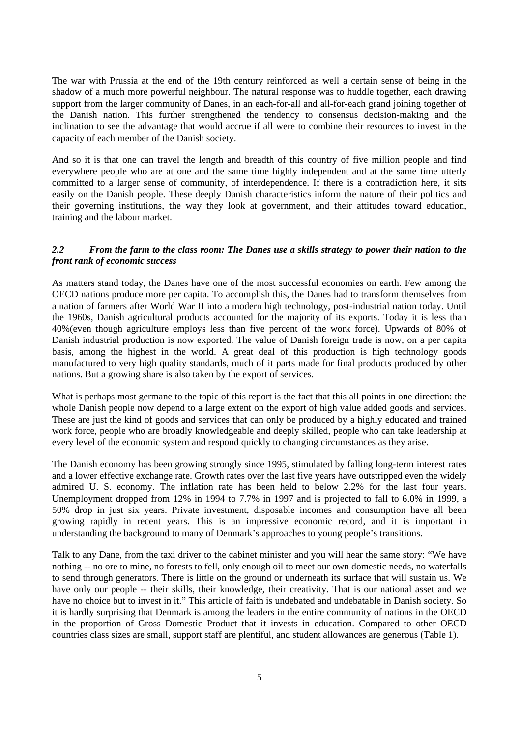The war with Prussia at the end of the 19th century reinforced as well a certain sense of being in the shadow of a much more powerful neighbour. The natural response was to huddle together, each drawing support from the larger community of Danes, in an each-for-all and all-for-each grand joining together of the Danish nation. This further strengthened the tendency to consensus decision-making and the inclination to see the advantage that would accrue if all were to combine their resources to invest in the capacity of each member of the Danish society.

And so it is that one can travel the length and breadth of this country of five million people and find everywhere people who are at one and the same time highly independent and at the same time utterly committed to a larger sense of community, of interdependence. If there is a contradiction here, it sits easily on the Danish people. These deeply Danish characteristics inform the nature of their politics and their governing institutions, the way they look at government, and their attitudes toward education, training and the labour market.

### *2.2 From the farm to the class room: The Danes use a skills strategy to power their nation to the front rank of economic success*

As matters stand today, the Danes have one of the most successful economies on earth. Few among the OECD nations produce more per capita. To accomplish this, the Danes had to transform themselves from a nation of farmers after World War II into a modern high technology, post-industrial nation today. Until the 1960s, Danish agricultural products accounted for the majority of its exports. Today it is less than 40%(even though agriculture employs less than five percent of the work force). Upwards of 80% of Danish industrial production is now exported. The value of Danish foreign trade is now, on a per capita basis, among the highest in the world. A great deal of this production is high technology goods manufactured to very high quality standards, much of it parts made for final products produced by other nations. But a growing share is also taken by the export of services.

What is perhaps most germane to the topic of this report is the fact that this all points in one direction: the whole Danish people now depend to a large extent on the export of high value added goods and services. These are just the kind of goods and services that can only be produced by a highly educated and trained work force, people who are broadly knowledgeable and deeply skilled, people who can take leadership at every level of the economic system and respond quickly to changing circumstances as they arise.

The Danish economy has been growing strongly since 1995, stimulated by falling long-term interest rates and a lower effective exchange rate. Growth rates over the last five years have outstripped even the widely admired U. S. economy. The inflation rate has been held to below 2.2% for the last four years. Unemployment dropped from 12% in 1994 to 7.7% in 1997 and is projected to fall to 6.0% in 1999, a 50% drop in just six years. Private investment, disposable incomes and consumption have all been growing rapidly in recent years. This is an impressive economic record, and it is important in understanding the background to many of Denmark's approaches to young people's transitions.

Talk to any Dane, from the taxi driver to the cabinet minister and you will hear the same story: "We have nothing -- no ore to mine, no forests to fell, only enough oil to meet our own domestic needs, no waterfalls to send through generators. There is little on the ground or underneath its surface that will sustain us. We have only our people -- their skills, their knowledge, their creativity. That is our national asset and we have no choice but to invest in it." This article of faith is undebated and undebatable in Danish society. So it is hardly surprising that Denmark is among the leaders in the entire community of nations in the OECD in the proportion of Gross Domestic Product that it invests in education. Compared to other OECD countries class sizes are small, support staff are plentiful, and student allowances are generous (Table 1).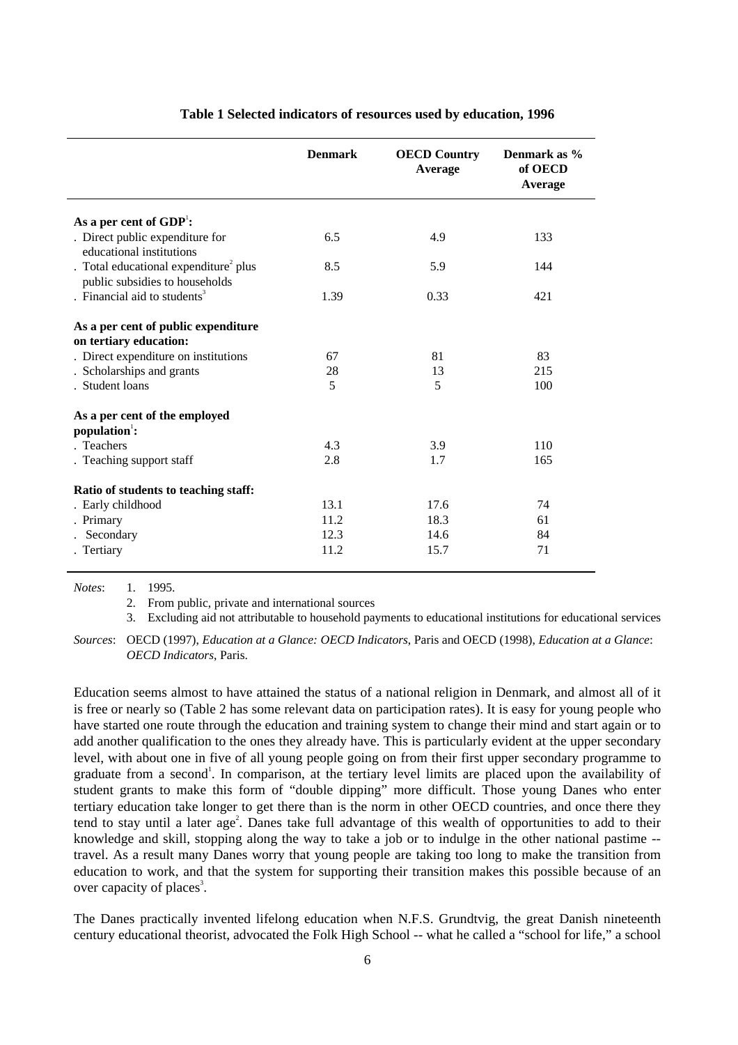**Table 1 Selected indicators of resources used by education, 1996**

| | Denmark | OECD Country Average | Denmark as % of OECD Average |
|---|---|---|---|
| **As a per cent of GDP[1]:** | | | |
| . Direct public expenditure for educational institutions | 6.5 | 4.9 | 133 |
| . Total educational expenditure[2] plus public subsidies to households | 8.5 | 5.9 | 144 |
| . Financial aid to students[3] | 1.39 | 0.33 | 421 |
| **As a per cent of public expenditure on tertiary education:** | | | |
| . Direct expenditure on institutions | 67 | 81 | 83 |
| . Scholarships and grants | 28 | 13 | 215 |
| . Student loans | 5 | 5 | 100 |
| **As a per cent of the employed population[1]:** | | | |
| . Teachers | 4.3 | 3.9 | 110 |
| . Teaching support staff | 2.8 | 1.7 | 165 |
| **Ratio of students to teaching staff:** | | | |
| . Early childhood | 13.1 | 17.6 | 74 |
| . Primary | 11.2 | 18.3 | 61 |
| . Secondary | 12.3 | 14.6 | 84 |
| . Tertiary | 11.2 | 15.7 | 71 |

*Notes*: 1. 1995.
2. From public, private and international sources
3. Excluding aid not attributable to household payments to educational institutions for educational services

*Sources*: OECD (1997), *Education at a Glance: OECD Indicators*, Paris and OECD (1998), *Education at a Glance*: *OECD Indicators*, Paris.

Education seems almost to have attained the status of a national religion in Denmark, and almost all of it is free or nearly so (Table 2 has some relevant data on participation rates). It is easy for young people who have started one route through the education and training system to change their mind and start again or to add another qualification to the ones they already have. This is particularly evident at the upper secondary level, with about one in five of all young people going on from their first upper secondary programme to graduate from a second[1]. In comparison, at the tertiary level limits are placed upon the availability of student grants to make this form of "double dipping" more difficult. Those young Danes who enter tertiary education take longer to get there than is the norm in other OECD countries, and once there they tend to stay until a later age[2]. Danes take full advantage of this wealth of opportunities to add to their knowledge and skill, stopping along the way to take a job or to indulge in the other national pastime -- travel. As a result many Danes worry that young people are taking too long to make the transition from education to work, and that the system for supporting their transition makes this possible because of an over capacity of places[3].

The Danes practically invented lifelong education when N.F.S. Grundtvig, the great Danish nineteenth century educational theorist, advocated the Folk High School -- what he called a "school for life," a school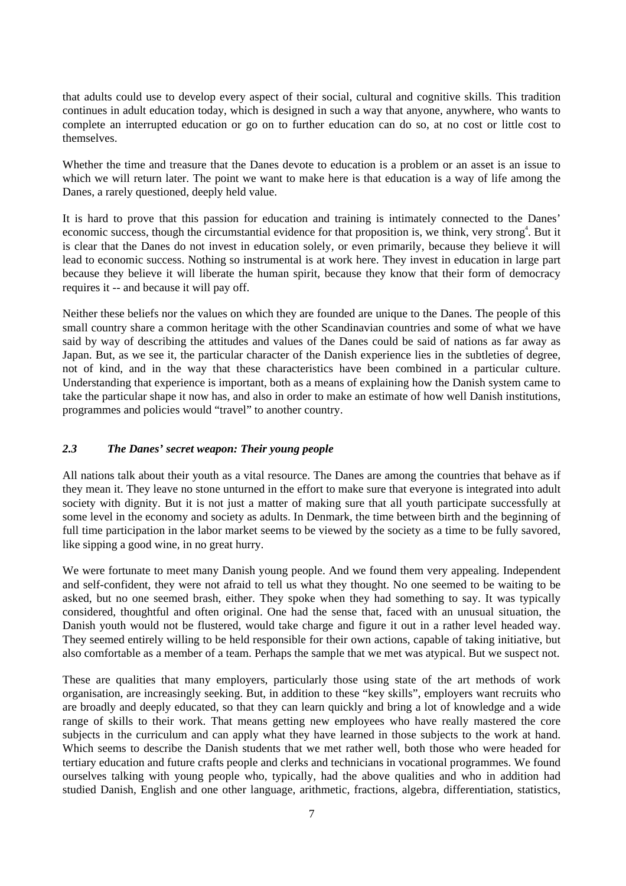that adults could use to develop every aspect of their social, cultural and cognitive skills. This tradition continues in adult education today, which is designed in such a way that anyone, anywhere, who wants to complete an interrupted education or go on to further education can do so, at no cost or little cost to themselves.

Whether the time and treasure that the Danes devote to education is a problem or an asset is an issue to which we will return later. The point we want to make here is that education is a way of life among the Danes, a rarely questioned, deeply held value.

It is hard to prove that this passion for education and training is intimately connected to the Danes' economic success, though the circumstantial evidence for that proposition is, we think, very strong[4]. But it is clear that the Danes do not invest in education solely, or even primarily, because they believe it will lead to economic success. Nothing so instrumental is at work here. They invest in education in large part because they believe it will liberate the human spirit, because they know that their form of democracy requires it -- and because it will pay off.

Neither these beliefs nor the values on which they are founded are unique to the Danes. The people of this small country share a common heritage with the other Scandinavian countries and some of what we have said by way of describing the attitudes and values of the Danes could be said of nations as far away as Japan. But, as we see it, the particular character of the Danish experience lies in the subtleties of degree, not of kind, and in the way that these characteristics have been combined in a particular culture. Understanding that experience is important, both as a means of explaining how the Danish system came to take the particular shape it now has, and also in order to make an estimate of how well Danish institutions, programmes and policies would "travel" to another country.

### *2.3 The Danes' secret weapon: Their young people*

All nations talk about their youth as a vital resource. The Danes are among the countries that behave as if they mean it. They leave no stone unturned in the effort to make sure that everyone is integrated into adult society with dignity. But it is not just a matter of making sure that all youth participate successfully at some level in the economy and society as adults. In Denmark, the time between birth and the beginning of full time participation in the labor market seems to be viewed by the society as a time to be fully savored, like sipping a good wine, in no great hurry.

We were fortunate to meet many Danish young people. And we found them very appealing. Independent and self-confident, they were not afraid to tell us what they thought. No one seemed to be waiting to be asked, but no one seemed brash, either. They spoke when they had something to say. It was typically considered, thoughtful and often original. One had the sense that, faced with an unusual situation, the Danish youth would not be flustered, would take charge and figure it out in a rather level headed way. They seemed entirely willing to be held responsible for their own actions, capable of taking initiative, but also comfortable as a member of a team. Perhaps the sample that we met was atypical. But we suspect not.

These are qualities that many employers, particularly those using state of the art methods of work organisation, are increasingly seeking. But, in addition to these "key skills", employers want recruits who are broadly and deeply educated, so that they can learn quickly and bring a lot of knowledge and a wide range of skills to their work. That means getting new employees who have really mastered the core subjects in the curriculum and can apply what they have learned in those subjects to the work at hand. Which seems to describe the Danish students that we met rather well, both those who were headed for tertiary education and future crafts people and clerks and technicians in vocational programmes. We found ourselves talking with young people who, typically, had the above qualities and who in addition had studied Danish, English and one other language, arithmetic, fractions, algebra, differentiation, statistics,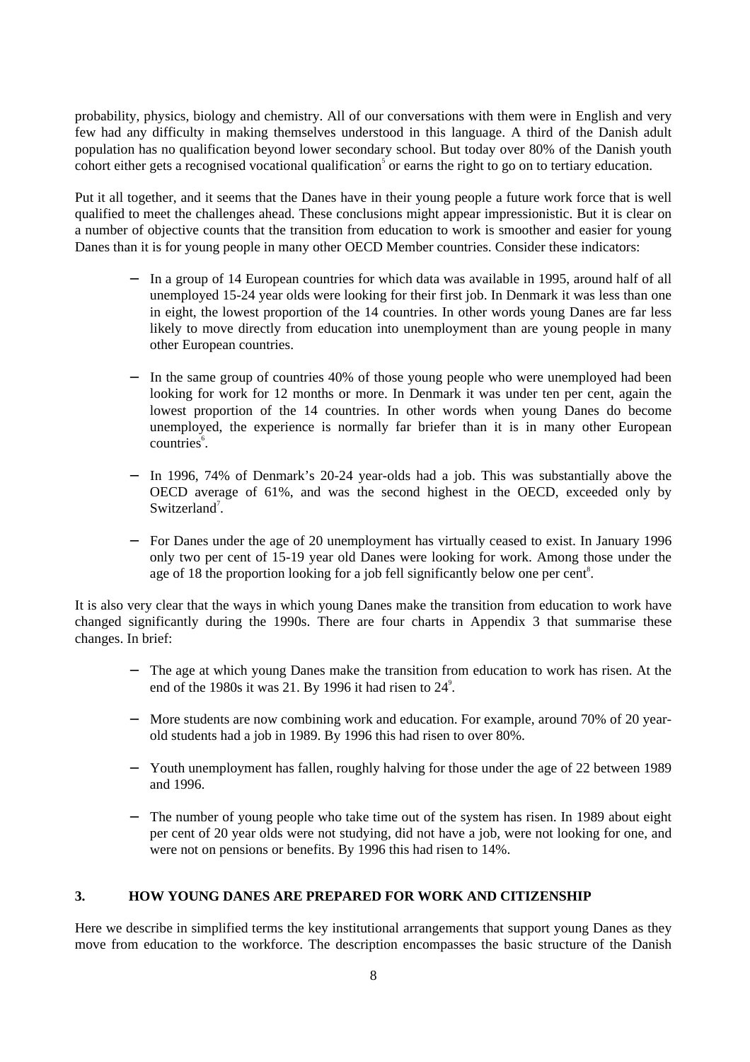probability, physics, biology and chemistry. All of our conversations with them were in English and very few had any difficulty in making themselves understood in this language. A third of the Danish adult population has no qualification beyond lower secondary school. But today over 80% of the Danish youth cohort either gets a recognised vocational qualification[5] or earns the right to go on to tertiary education.

Put it all together, and it seems that the Danes have in their young people a future work force that is well qualified to meet the challenges ahead. These conclusions might appear impressionistic. But it is clear on a number of objective counts that the transition from education to work is smoother and easier for young Danes than it is for young people in many other OECD Member countries. Consider these indicators:

- In a group of 14 European countries for which data was available in 1995, around half of all unemployed 15-24 year olds were looking for their first job. In Denmark it was less than one in eight, the lowest proportion of the 14 countries. In other words young Danes are far less likely to move directly from education into unemployment than are young people in many other European countries.

- In the same group of countries 40% of those young people who were unemployed had been looking for work for 12 months or more. In Denmark it was under ten per cent, again the lowest proportion of the 14 countries. In other words when young Danes do become unemployed, the experience is normally far briefer than it is in many other European countries[6].

- In 1996, 74% of Denmark's 20-24 year-olds had a job. This was substantially above the OECD average of 61%, and was the second highest in the OECD, exceeded only by Switzerland[7].

- For Danes under the age of 20 unemployment has virtually ceased to exist. In January 1996 only two per cent of 15-19 year old Danes were looking for work. Among those under the age of 18 the proportion looking for a job fell significantly below one per cent[8].

It is also very clear that the ways in which young Danes make the transition from education to work have changed significantly during the 1990s. There are four charts in Appendix 3 that summarise these changes. In brief:

- The age at which young Danes make the transition from education to work has risen. At the end of the 1980s it was 21. By 1996 it had risen to 24[9].

- More students are now combining work and education. For example, around 70% of 20 year-old students had a job in 1989. By 1996 this had risen to over 80%.

- Youth unemployment has fallen, roughly halving for those under the age of 22 between 1989 and 1996.

- The number of young people who take time out of the system has risen. In 1989 about eight per cent of 20 year olds were not studying, did not have a job, were not looking for one, and were not on pensions or benefits. By 1996 this had risen to 14%.

## 3. HOW YOUNG DANES ARE PREPARED FOR WORK AND CITIZENSHIP

Here we describe in simplified terms the key institutional arrangements that support young Danes as they move from education to the workforce. The description encompasses the basic structure of the Danish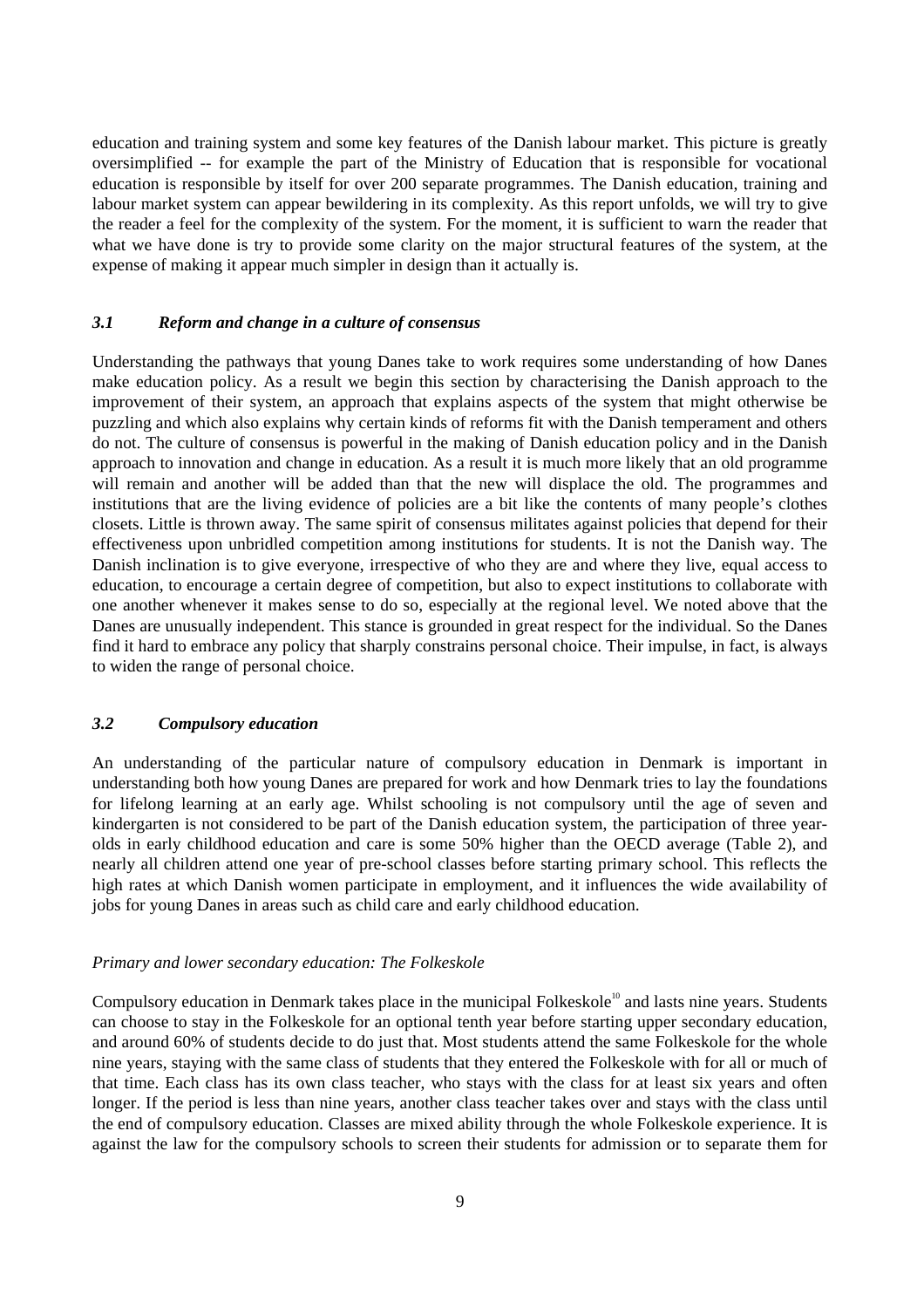education and training system and some key features of the Danish labour market. This picture is greatly oversimplified -- for example the part of the Ministry of Education that is responsible for vocational education is responsible by itself for over 200 separate programmes. The Danish education, training and labour market system can appear bewildering in its complexity. As this report unfolds, we will try to give the reader a feel for the complexity of the system. For the moment, it is sufficient to warn the reader that what we have done is try to provide some clarity on the major structural features of the system, at the expense of making it appear much simpler in design than it actually is.

### *3.1 Reform and change in a culture of consensus*

Understanding the pathways that young Danes take to work requires some understanding of how Danes make education policy. As a result we begin this section by characterising the Danish approach to the improvement of their system, an approach that explains aspects of the system that might otherwise be puzzling and which also explains why certain kinds of reforms fit with the Danish temperament and others do not. The culture of consensus is powerful in the making of Danish education policy and in the Danish approach to innovation and change in education. As a result it is much more likely that an old programme will remain and another will be added than that the new will displace the old. The programmes and institutions that are the living evidence of policies are a bit like the contents of many people's clothes closets. Little is thrown away. The same spirit of consensus militates against policies that depend for their effectiveness upon unbridled competition among institutions for students. It is not the Danish way. The Danish inclination is to give everyone, irrespective of who they are and where they live, equal access to education, to encourage a certain degree of competition, but also to expect institutions to collaborate with one another whenever it makes sense to do so, especially at the regional level. We noted above that the Danes are unusually independent. This stance is grounded in great respect for the individual. So the Danes find it hard to embrace any policy that sharply constrains personal choice. Their impulse, in fact, is always to widen the range of personal choice.

### *3.2 Compulsory education*

An understanding of the particular nature of compulsory education in Denmark is important in understanding both how young Danes are prepared for work and how Denmark tries to lay the foundations for lifelong learning at an early age. Whilst schooling is not compulsory until the age of seven and kindergarten is not considered to be part of the Danish education system, the participation of three year-olds in early childhood education and care is some 50% higher than the OECD average (Table 2), and nearly all children attend one year of pre-school classes before starting primary school. This reflects the high rates at which Danish women participate in employment, and it influences the wide availability of jobs for young Danes in areas such as child care and early childhood education.

#### *Primary and lower secondary education: The Folkeskole*

Compulsory education in Denmark takes place in the municipal Folkeskole[10] and lasts nine years. Students can choose to stay in the Folkeskole for an optional tenth year before starting upper secondary education, and around 60% of students decide to do just that. Most students attend the same Folkeskole for the whole nine years, staying with the same class of students that they entered the Folkeskole with for all or much of that time. Each class has its own class teacher, who stays with the class for at least six years and often longer. If the period is less than nine years, another class teacher takes over and stays with the class until the end of compulsory education. Classes are mixed ability through the whole Folkeskole experience. It is against the law for the compulsory schools to screen their students for admission or to separate them for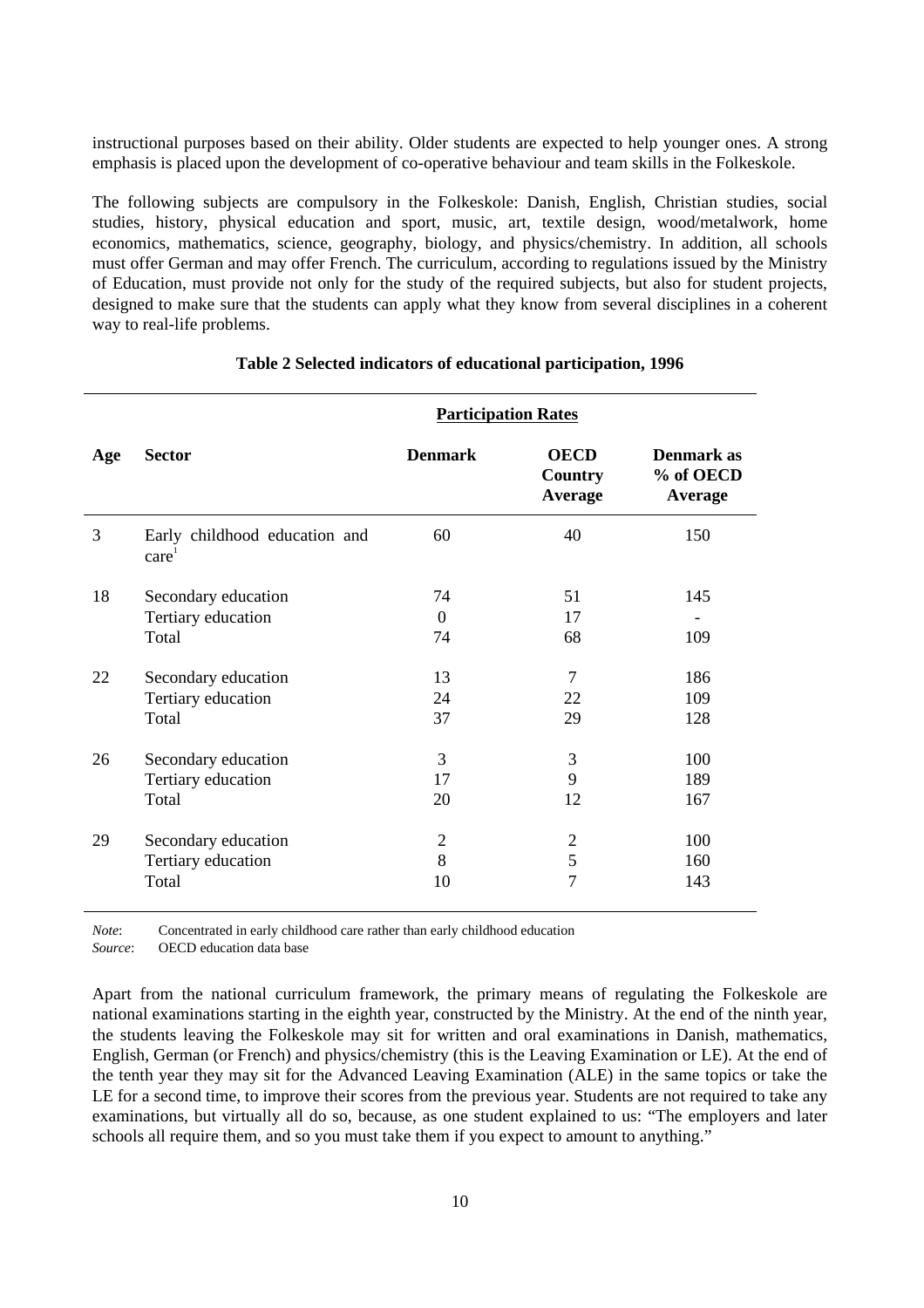instructional purposes based on their ability. Older students are expected to help younger ones. A strong emphasis is placed upon the development of co-operative behaviour and team skills in the Folkeskole.

The following subjects are compulsory in the Folkeskole: Danish, English, Christian studies, social studies, history, physical education and sport, music, art, textile design, wood/metalwork, home economics, mathematics, science, geography, biology, and physics/chemistry. In addition, all schools must offer German and may offer French. The curriculum, according to regulations issued by the Ministry of Education, must provide not only for the study of the required subjects, but also for student projects, designed to make sure that the students can apply what they know from several disciplines in a coherent way to real-life problems.

**Table 2 Selected indicators of educational participation, 1996**

| | | **Participation Rates** | | |
|---|---|---|---|---|
| **Age** | **Sector** | **Denmark** | **OECD Country Average** | **Denmark as % of OECD Average** |
| 3 | Early childhood education and care[1] | 60 | 40 | 150 |
| 18 | Secondary education | 74 | 51 | 145 |
| | Tertiary education | 0 | 17 | - |
| | Total | 74 | 68 | 109 |
| 22 | Secondary education | 13 | 7 | 186 |
| | Tertiary education | 24 | 22 | 109 |
| | Total | 37 | 29 | 128 |
| 26 | Secondary education | 3 | 3 | 100 |
| | Tertiary education | 17 | 9 | 189 |
| | Total | 20 | 12 | 167 |
| 29 | Secondary education | 2 | 2 | 100 |
| | Tertiary education | 8 | 5 | 160 |
| | Total | 10 | 7 | 143 |

*Note*: Concentrated in early childhood care rather than early childhood education
*Source*: OECD education data base

Apart from the national curriculum framework, the primary means of regulating the Folkeskole are national examinations starting in the eighth year, constructed by the Ministry. At the end of the ninth year, the students leaving the Folkeskole may sit for written and oral examinations in Danish, mathematics, English, German (or French) and physics/chemistry (this is the Leaving Examination or LE). At the end of the tenth year they may sit for the Advanced Leaving Examination (ALE) in the same topics or take the LE for a second time, to improve their scores from the previous year. Students are not required to take any examinations, but virtually all do so, because, as one student explained to us: "The employers and later schools all require them, and so you must take them if you expect to amount to anything."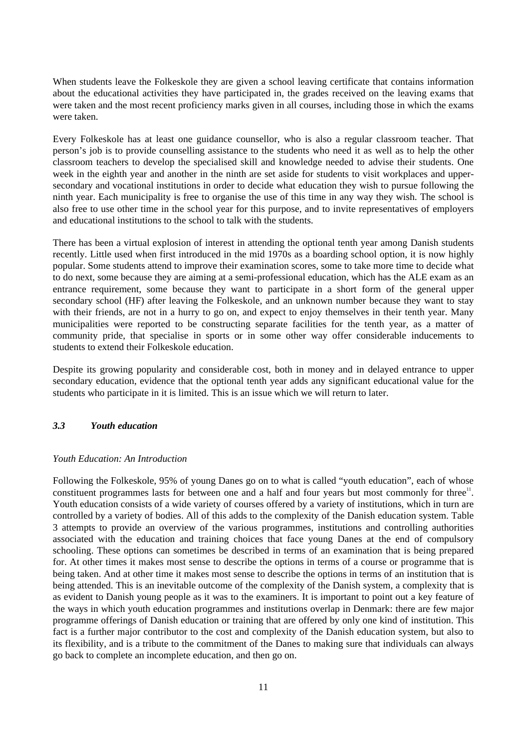When students leave the Folkeskole they are given a school leaving certificate that contains information about the educational activities they have participated in, the grades received on the leaving exams that were taken and the most recent proficiency marks given in all courses, including those in which the exams were taken.

Every Folkeskole has at least one guidance counsellor, who is also a regular classroom teacher. That person's job is to provide counselling assistance to the students who need it as well as to help the other classroom teachers to develop the specialised skill and knowledge needed to advise their students. One week in the eighth year and another in the ninth are set aside for students to visit workplaces and upper-secondary and vocational institutions in order to decide what education they wish to pursue following the ninth year. Each municipality is free to organise the use of this time in any way they wish. The school is also free to use other time in the school year for this purpose, and to invite representatives of employers and educational institutions to the school to talk with the students.

There has been a virtual explosion of interest in attending the optional tenth year among Danish students recently. Little used when first introduced in the mid 1970s as a boarding school option, it is now highly popular. Some students attend to improve their examination scores, some to take more time to decide what to do next, some because they are aiming at a semi-professional education, which has the ALE exam as an entrance requirement, some because they want to participate in a short form of the general upper secondary school (HF) after leaving the Folkeskole, and an unknown number because they want to stay with their friends, are not in a hurry to go on, and expect to enjoy themselves in their tenth year. Many municipalities were reported to be constructing separate facilities for the tenth year, as a matter of community pride, that specialise in sports or in some other way offer considerable inducements to students to extend their Folkeskole education.

Despite its growing popularity and considerable cost, both in money and in delayed entrance to upper secondary education, evidence that the optional tenth year adds any significant educational value for the students who participate in it is limited. This is an issue which we will return to later.

### *3.3 Youth education*

*Youth Education: An Introduction*

Following the Folkeskole, 95% of young Danes go on to what is called "youth education", each of whose constituent programmes lasts for between one and a half and four years but most commonly for three[11]. Youth education consists of a wide variety of courses offered by a variety of institutions, which in turn are controlled by a variety of bodies. All of this adds to the complexity of the Danish education system. Table 3 attempts to provide an overview of the various programmes, institutions and controlling authorities associated with the education and training choices that face young Danes at the end of compulsory schooling. These options can sometimes be described in terms of an examination that is being prepared for. At other times it makes most sense to describe the options in terms of a course or programme that is being taken. And at other time it makes most sense to describe the options in terms of an institution that is being attended. This is an inevitable outcome of the complexity of the Danish system, a complexity that is as evident to Danish young people as it was to the examiners. It is important to point out a key feature of the ways in which youth education programmes and institutions overlap in Denmark: there are few major programme offerings of Danish education or training that are offered by only one kind of institution. This fact is a further major contributor to the cost and complexity of the Danish education system, but also to its flexibility, and is a tribute to the commitment of the Danes to making sure that individuals can always go back to complete an incomplete education, and then go on.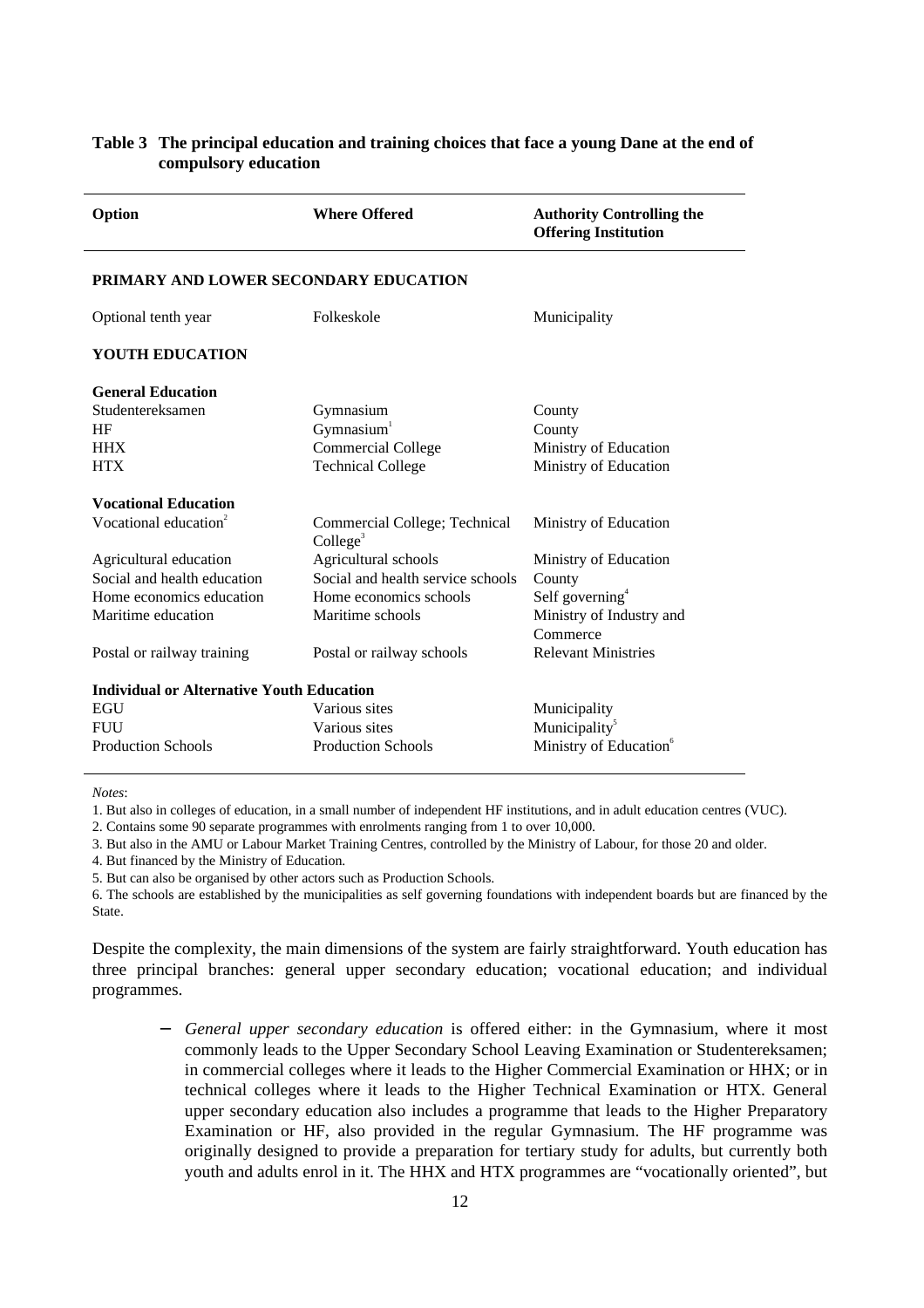**Table 3 The principal education and training choices that face a young Dane at the end of compulsory education**

| Option | Where Offered | Authority Controlling the Offering Institution |
|---|---|---|
| **PRIMARY AND LOWER SECONDARY EDUCATION** | | |
| Optional tenth year | Folkeskole | Municipality |
| **YOUTH EDUCATION** | | |
| **General Education** | | |
| Studentereksamen | Gymnasium | County |
| HF | Gymnasium[1] | County |
| HHX | Commercial College | Ministry of Education |
| HTX | Technical College | Ministry of Education |
| **Vocational Education** | | |
| Vocational education[2] | Commercial College; Technical College[3] | Ministry of Education |
| Agricultural education | Agricultural schools | Ministry of Education |
| Social and health education | Social and health service schools | County |
| Home economics education | Home economics schools | Self governing[4] |
| Maritime education | Maritime schools | Ministry of Industry and Commerce |
| Postal or railway training | Postal or railway schools | Relevant Ministries |
| **Individual or Alternative Youth Education** | | |
| EGU | Various sites | Municipality |
| FUU | Various sites | Municipality[5] |
| Production Schools | Production Schools | Ministry of Education[6] |

*Notes*:

1. But also in colleges of education, in a small number of independent HF institutions, and in adult education centres (VUC).
2. Contains some 90 separate programmes with enrolments ranging from 1 to over 10,000.
3. But also in the AMU or Labour Market Training Centres, controlled by the Ministry of Labour, for those 20 and older.
4. But financed by the Ministry of Education.
5. But can also be organised by other actors such as Production Schools.
6. The schools are established by the municipalities as self governing foundations with independent boards but are financed by the State.

Despite the complexity, the main dimensions of the system are fairly straightforward. Youth education has three principal branches: general upper secondary education; vocational education; and individual programmes.

- *General upper secondary education* is offered either: in the Gymnasium, where it most commonly leads to the Upper Secondary School Leaving Examination or Studentereksamen; in commercial colleges where it leads to the Higher Commercial Examination or HHX; or in technical colleges where it leads to the Higher Technical Examination or HTX. General upper secondary education also includes a programme that leads to the Higher Preparatory Examination or HF, also provided in the regular Gymnasium. The HF programme was originally designed to provide a preparation for tertiary study for adults, but currently both youth and adults enrol in it. The HHX and HTX programmes are "vocationally oriented", but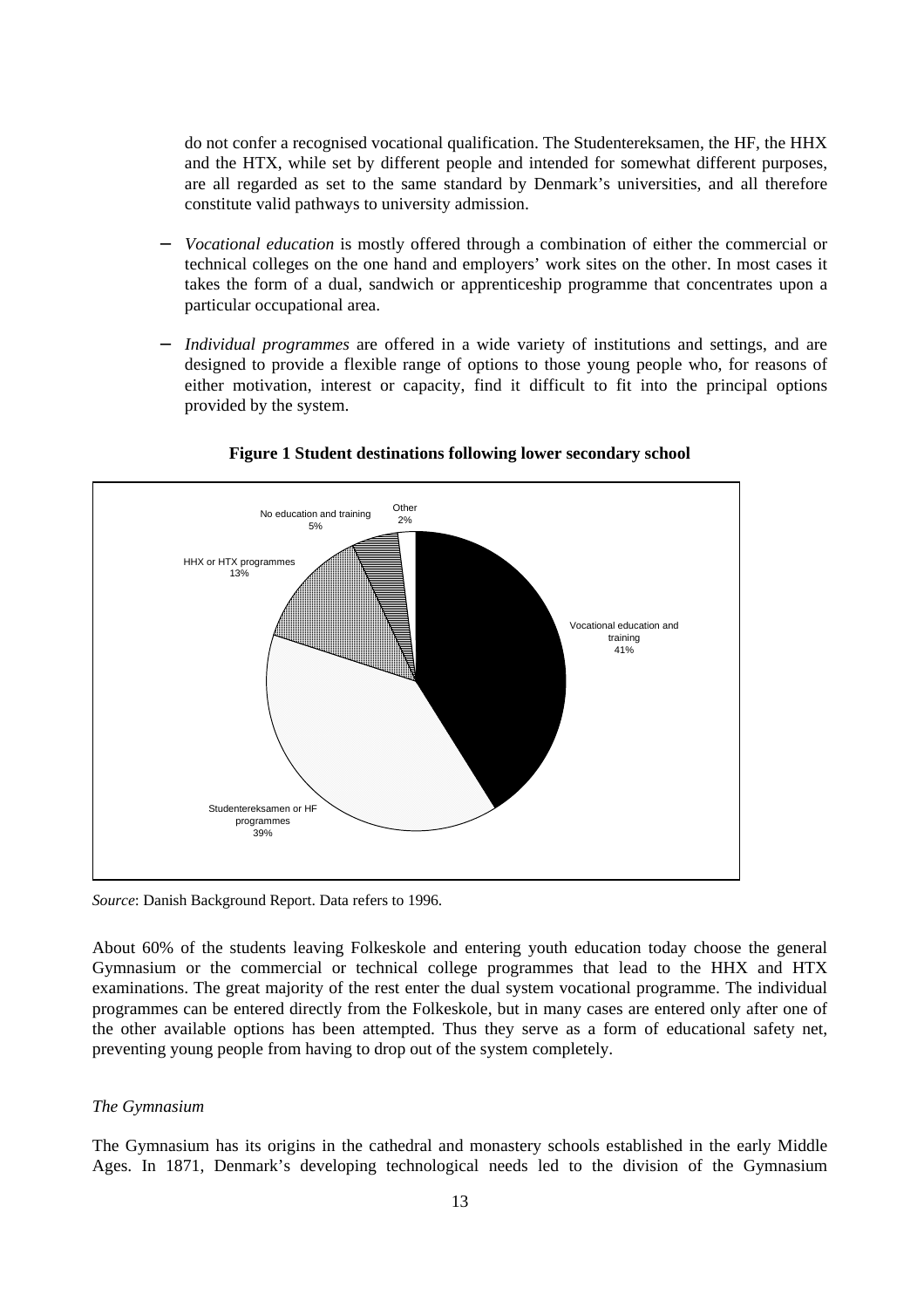do not confer a recognised vocational qualification. The Studentereksamen, the HF, the HHX and the HTX, while set by different people and intended for somewhat different purposes, are all regarded as set to the same standard by Denmark's universities, and all therefore constitute valid pathways to university admission.

- *Vocational education* is mostly offered through a combination of either the commercial or technical colleges on the one hand and employers' work sites on the other. In most cases it takes the form of a dual, sandwich or apprenticeship programme that concentrates upon a particular occupational area.

- *Individual programmes* are offered in a wide variety of institutions and settings, and are designed to provide a flexible range of options to those young people who, for reasons of either motivation, interest or capacity, find it difficult to fit into the principal options provided by the system.

**Figure 1 Student destinations following lower secondary school**

| Destination | Share |
|---|---|
| Vocational education and training | 41% |
| Studentereksamen or HF programmes | 39% |
| HHX or HTX programmes | 13% |
| No education and training | 5% |
| Other | 2% |

*Source*: Danish Background Report. Data refers to 1996.

About 60% of the students leaving Folkeskole and entering youth education today choose the general Gymnasium or the commercial or technical college programmes that lead to the HHX and HTX examinations. The great majority of the rest enter the dual system vocational programme. The individual programmes can be entered directly from the Folkeskole, but in many cases are entered only after one of the other available options has been attempted. Thus they serve as a form of educational safety net, preventing young people from having to drop out of the system completely.

*The Gymnasium*

The Gymnasium has its origins in the cathedral and monastery schools established in the early Middle Ages. In 1871, Denmark's developing technological needs led to the division of the Gymnasium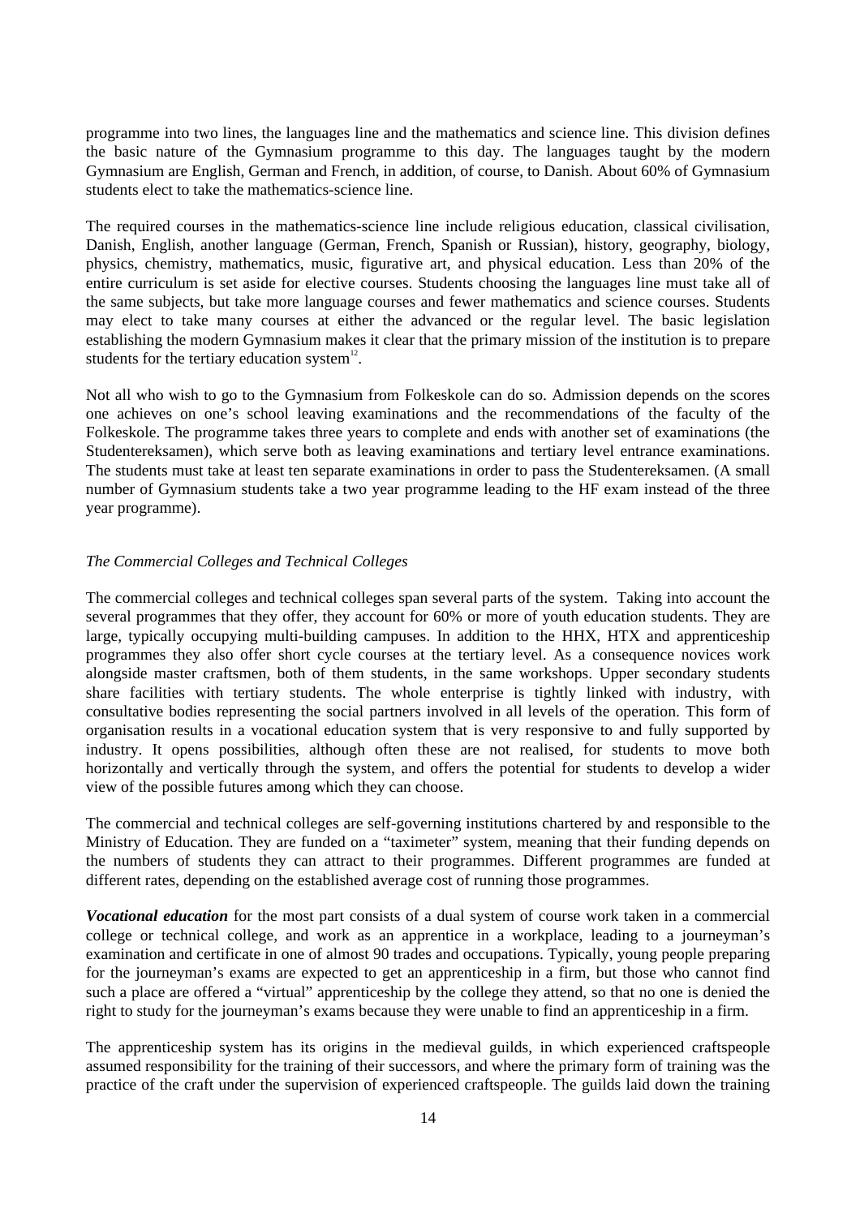programme into two lines, the languages line and the mathematics and science line. This division defines the basic nature of the Gymnasium programme to this day. The languages taught by the modern Gymnasium are English, German and French, in addition, of course, to Danish. About 60% of Gymnasium students elect to take the mathematics-science line.

The required courses in the mathematics-science line include religious education, classical civilisation, Danish, English, another language (German, French, Spanish or Russian), history, geography, biology, physics, chemistry, mathematics, music, figurative art, and physical education. Less than 20% of the entire curriculum is set aside for elective courses. Students choosing the languages line must take all of the same subjects, but take more language courses and fewer mathematics and science courses. Students may elect to take many courses at either the advanced or the regular level. The basic legislation establishing the modern Gymnasium makes it clear that the primary mission of the institution is to prepare students for the tertiary education system[12].

Not all who wish to go to the Gymnasium from Folkeskole can do so. Admission depends on the scores one achieves on one's school leaving examinations and the recommendations of the faculty of the Folkeskole. The programme takes three years to complete and ends with another set of examinations (the Studentereksamen), which serve both as leaving examinations and tertiary level entrance examinations. The students must take at least ten separate examinations in order to pass the Studentereksamen. (A small number of Gymnasium students take a two year programme leading to the HF exam instead of the three year programme).

*The Commercial Colleges and Technical Colleges*

The commercial colleges and technical colleges span several parts of the system. Taking into account the several programmes that they offer, they account for 60% or more of youth education students. They are large, typically occupying multi-building campuses. In addition to the HHX, HTX and apprenticeship programmes they also offer short cycle courses at the tertiary level. As a consequence novices work alongside master craftsmen, both of them students, in the same workshops. Upper secondary students share facilities with tertiary students. The whole enterprise is tightly linked with industry, with consultative bodies representing the social partners involved in all levels of the operation. This form of organisation results in a vocational education system that is very responsive to and fully supported by industry. It opens possibilities, although often these are not realised, for students to move both horizontally and vertically through the system, and offers the potential for students to develop a wider view of the possible futures among which they can choose.

The commercial and technical colleges are self-governing institutions chartered by and responsible to the Ministry of Education. They are funded on a "taximeter" system, meaning that their funding depends on the numbers of students they can attract to their programmes. Different programmes are funded at different rates, depending on the established average cost of running those programmes.

***Vocational education*** for the most part consists of a dual system of course work taken in a commercial college or technical college, and work as an apprentice in a workplace, leading to a journeyman's examination and certificate in one of almost 90 trades and occupations. Typically, young people preparing for the journeyman's exams are expected to get an apprenticeship in a firm, but those who cannot find such a place are offered a "virtual" apprenticeship by the college they attend, so that no one is denied the right to study for the journeyman's exams because they were unable to find an apprenticeship in a firm.

The apprenticeship system has its origins in the medieval guilds, in which experienced craftspeople assumed responsibility for the training of their successors, and where the primary form of training was the practice of the craft under the supervision of experienced craftspeople. The guilds laid down the training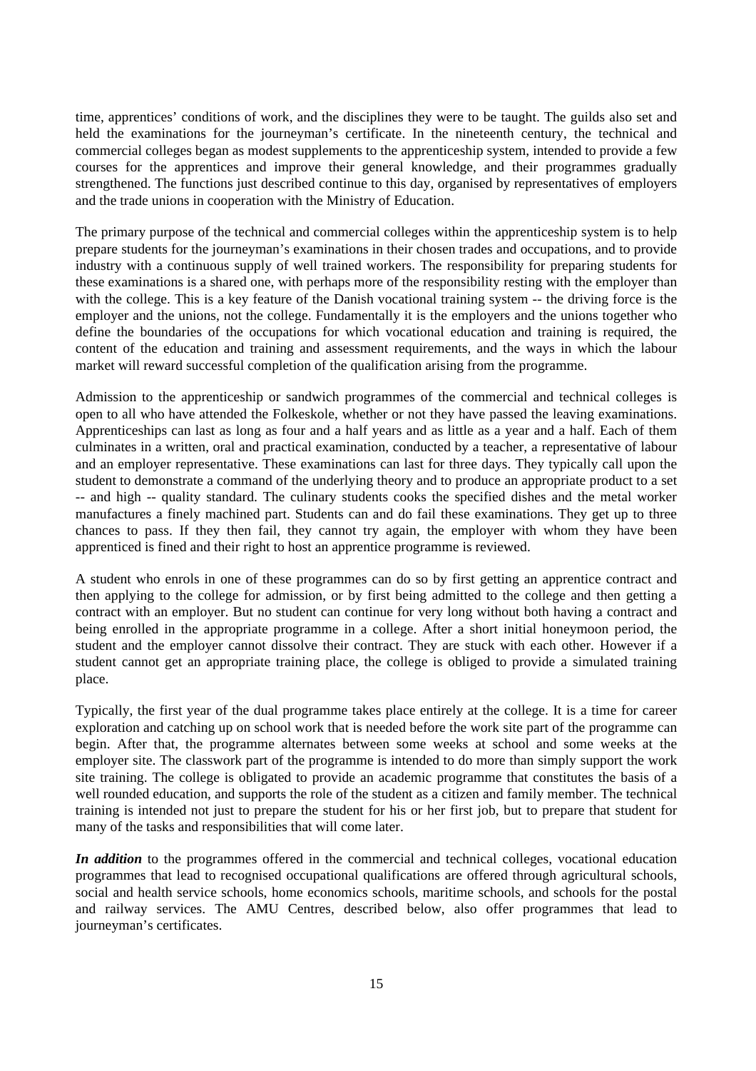time, apprentices' conditions of work, and the disciplines they were to be taught. The guilds also set and held the examinations for the journeyman's certificate. In the nineteenth century, the technical and commercial colleges began as modest supplements to the apprenticeship system, intended to provide a few courses for the apprentices and improve their general knowledge, and their programmes gradually strengthened. The functions just described continue to this day, organised by representatives of employers and the trade unions in cooperation with the Ministry of Education.

The primary purpose of the technical and commercial colleges within the apprenticeship system is to help prepare students for the journeyman's examinations in their chosen trades and occupations, and to provide industry with a continuous supply of well trained workers. The responsibility for preparing students for these examinations is a shared one, with perhaps more of the responsibility resting with the employer than with the college. This is a key feature of the Danish vocational training system -- the driving force is the employer and the unions, not the college. Fundamentally it is the employers and the unions together who define the boundaries of the occupations for which vocational education and training is required, the content of the education and training and assessment requirements, and the ways in which the labour market will reward successful completion of the qualification arising from the programme.

Admission to the apprenticeship or sandwich programmes of the commercial and technical colleges is open to all who have attended the Folkeskole, whether or not they have passed the leaving examinations. Apprenticeships can last as long as four and a half years and as little as a year and a half. Each of them culminates in a written, oral and practical examination, conducted by a teacher, a representative of labour and an employer representative. These examinations can last for three days. They typically call upon the student to demonstrate a command of the underlying theory and to produce an appropriate product to a set -- and high -- quality standard. The culinary students cooks the specified dishes and the metal worker manufactures a finely machined part. Students can and do fail these examinations. They get up to three chances to pass. If they then fail, they cannot try again, the employer with whom they have been apprenticed is fined and their right to host an apprentice programme is reviewed.

A student who enrols in one of these programmes can do so by first getting an apprentice contract and then applying to the college for admission, or by first being admitted to the college and then getting a contract with an employer. But no student can continue for very long without both having a contract and being enrolled in the appropriate programme in a college. After a short initial honeymoon period, the student and the employer cannot dissolve their contract. They are stuck with each other. However if a student cannot get an appropriate training place, the college is obliged to provide a simulated training place.

Typically, the first year of the dual programme takes place entirely at the college. It is a time for career exploration and catching up on school work that is needed before the work site part of the programme can begin. After that, the programme alternates between some weeks at school and some weeks at the employer site. The classwork part of the programme is intended to do more than simply support the work site training. The college is obligated to provide an academic programme that constitutes the basis of a well rounded education, and supports the role of the student as a citizen and family member. The technical training is intended not just to prepare the student for his or her first job, but to prepare that student for many of the tasks and responsibilities that will come later.

***In addition*** to the programmes offered in the commercial and technical colleges, vocational education programmes that lead to recognised occupational qualifications are offered through agricultural schools, social and health service schools, home economics schools, maritime schools, and schools for the postal and railway services. The AMU Centres, described below, also offer programmes that lead to journeyman's certificates.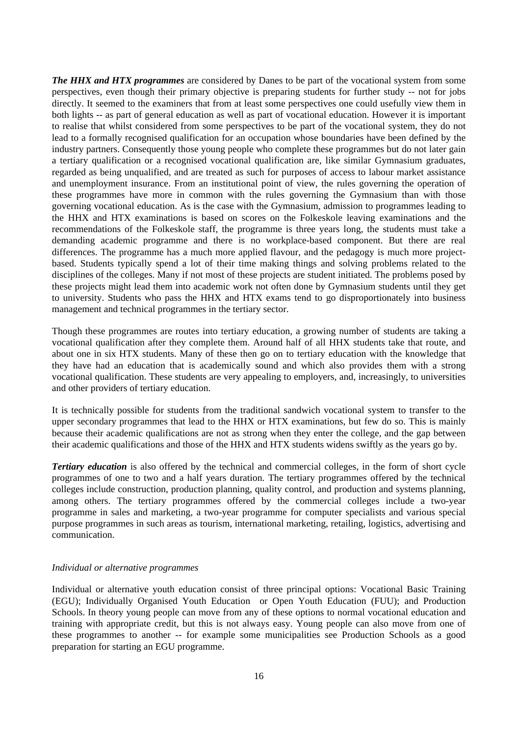***The HHX and HTX programmes*** are considered by Danes to be part of the vocational system from some perspectives, even though their primary objective is preparing students for further study -- not for jobs directly. It seemed to the examiners that from at least some perspectives one could usefully view them in both lights -- as part of general education as well as part of vocational education. However it is important to realise that whilst considered from some perspectives to be part of the vocational system, they do not lead to a formally recognised qualification for an occupation whose boundaries have been defined by the industry partners. Consequently those young people who complete these programmes but do not later gain a tertiary qualification or a recognised vocational qualification are, like similar Gymnasium graduates, regarded as being unqualified, and are treated as such for purposes of access to labour market assistance and unemployment insurance. From an institutional point of view, the rules governing the operation of these programmes have more in common with the rules governing the Gymnasium than with those governing vocational education. As is the case with the Gymnasium, admission to programmes leading to the HHX and HTX examinations is based on scores on the Folkeskole leaving examinations and the recommendations of the Folkeskole staff, the programme is three years long, the students must take a demanding academic programme and there is no workplace-based component. But there are real differences. The programme has a much more applied flavour, and the pedagogy is much more project-based. Students typically spend a lot of their time making things and solving problems related to the disciplines of the colleges. Many if not most of these projects are student initiated. The problems posed by these projects might lead them into academic work not often done by Gymnasium students until they get to university. Students who pass the HHX and HTX exams tend to go disproportionately into business management and technical programmes in the tertiary sector.

Though these programmes are routes into tertiary education, a growing number of students are taking a vocational qualification after they complete them. Around half of all HHX students take that route, and about one in six HTX students. Many of these then go on to tertiary education with the knowledge that they have had an education that is academically sound and which also provides them with a strong vocational qualification. These students are very appealing to employers, and, increasingly, to universities and other providers of tertiary education.

It is technically possible for students from the traditional sandwich vocational system to transfer to the upper secondary programmes that lead to the HHX or HTX examinations, but few do so. This is mainly because their academic qualifications are not as strong when they enter the college, and the gap between their academic qualifications and those of the HHX and HTX students widens swiftly as the years go by.

***Tertiary education*** is also offered by the technical and commercial colleges, in the form of short cycle programmes of one to two and a half years duration. The tertiary programmes offered by the technical colleges include construction, production planning, quality control, and production and systems planning, among others. The tertiary programmes offered by the commercial colleges include a two-year programme in sales and marketing, a two-year programme for computer specialists and various special purpose programmes in such areas as tourism, international marketing, retailing, logistics, advertising and communication.

*Individual or alternative programmes*

Individual or alternative youth education consist of three principal options: Vocational Basic Training (EGU); Individually Organised Youth Education or Open Youth Education (FUU); and Production Schools. In theory young people can move from any of these options to normal vocational education and training with appropriate credit, but this is not always easy. Young people can also move from one of these programmes to another -- for example some municipalities see Production Schools as a good preparation for starting an EGU programme.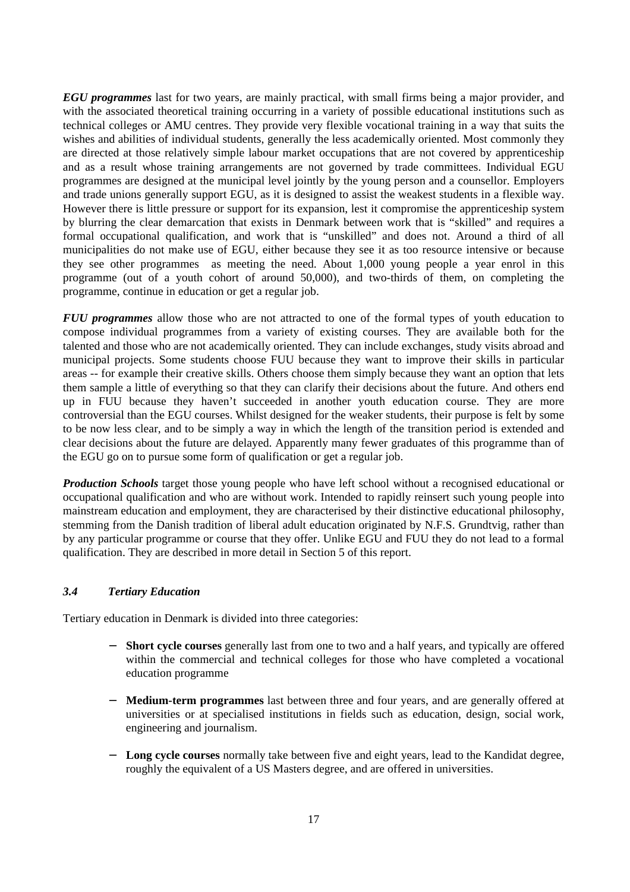***EGU programmes*** last for two years, are mainly practical, with small firms being a major provider, and with the associated theoretical training occurring in a variety of possible educational institutions such as technical colleges or AMU centres. They provide very flexible vocational training in a way that suits the wishes and abilities of individual students, generally the less academically oriented. Most commonly they are directed at those relatively simple labour market occupations that are not covered by apprenticeship and as a result whose training arrangements are not governed by trade committees. Individual EGU programmes are designed at the municipal level jointly by the young person and a counsellor. Employers and trade unions generally support EGU, as it is designed to assist the weakest students in a flexible way. However there is little pressure or support for its expansion, lest it compromise the apprenticeship system by blurring the clear demarcation that exists in Denmark between work that is "skilled" and requires a formal occupational qualification, and work that is "unskilled" and does not. Around a third of all municipalities do not make use of EGU, either because they see it as too resource intensive or because they see other programmes as meeting the need. About 1,000 young people a year enrol in this programme (out of a youth cohort of around 50,000), and two-thirds of them, on completing the programme, continue in education or get a regular job.

***FUU programmes*** allow those who are not attracted to one of the formal types of youth education to compose individual programmes from a variety of existing courses. They are available both for the talented and those who are not academically oriented. They can include exchanges, study visits abroad and municipal projects. Some students choose FUU because they want to improve their skills in particular areas -- for example their creative skills. Others choose them simply because they want an option that lets them sample a little of everything so that they can clarify their decisions about the future. And others end up in FUU because they haven't succeeded in another youth education course. They are more controversial than the EGU courses. Whilst designed for the weaker students, their purpose is felt by some to be now less clear, and to be simply a way in which the length of the transition period is extended and clear decisions about the future are delayed. Apparently many fewer graduates of this programme than of the EGU go on to pursue some form of qualification or get a regular job.

***Production Schools*** target those young people who have left school without a recognised educational or occupational qualification and who are without work. Intended to rapidly reinsert such young people into mainstream education and employment, they are characterised by their distinctive educational philosophy, stemming from the Danish tradition of liberal adult education originated by N.F.S. Grundtvig, rather than by any particular programme or course that they offer. Unlike EGU and FUU they do not lead to a formal qualification. They are described in more detail in Section 5 of this report.

### *3.4 Tertiary Education*

Tertiary education in Denmark is divided into three categories:

- **Short cycle courses** generally last from one to two and a half years, and typically are offered within the commercial and technical colleges for those who have completed a vocational education programme
- **Medium-term programmes** last between three and four years, and are generally offered at universities or at specialised institutions in fields such as education, design, social work, engineering and journalism.
- **Long cycle courses** normally take between five and eight years, lead to the Kandidat degree, roughly the equivalent of a US Masters degree, and are offered in universities.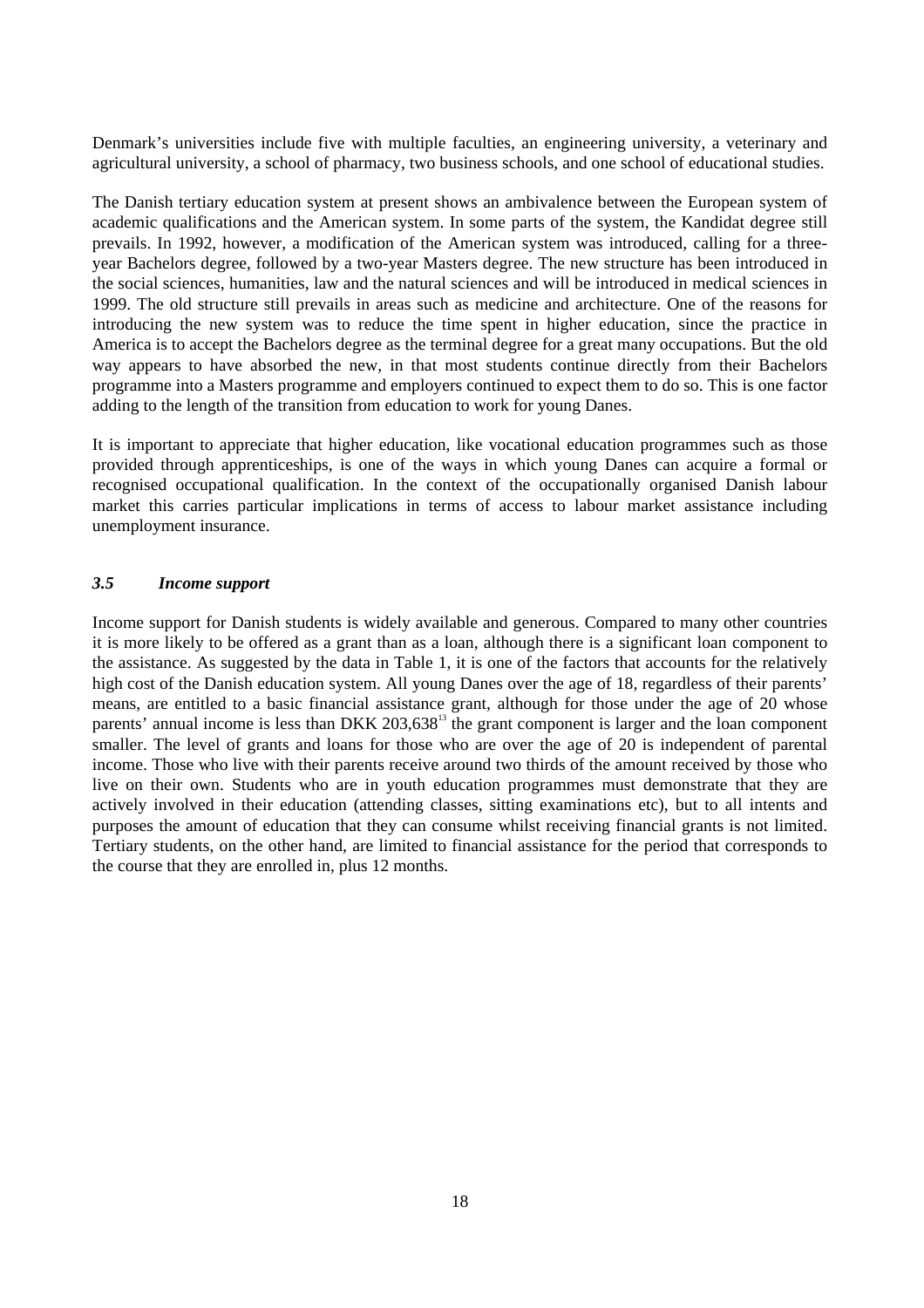Denmark's universities include five with multiple faculties, an engineering university, a veterinary and agricultural university, a school of pharmacy, two business schools, and one school of educational studies.

The Danish tertiary education system at present shows an ambivalence between the European system of academic qualifications and the American system. In some parts of the system, the Kandidat degree still prevails. In 1992, however, a modification of the American system was introduced, calling for a three-year Bachelors degree, followed by a two-year Masters degree. The new structure has been introduced in the social sciences, humanities, law and the natural sciences and will be introduced in medical sciences in 1999. The old structure still prevails in areas such as medicine and architecture. One of the reasons for introducing the new system was to reduce the time spent in higher education, since the practice in America is to accept the Bachelors degree as the terminal degree for a great many occupations. But the old way appears to have absorbed the new, in that most students continue directly from their Bachelors programme into a Masters programme and employers continued to expect them to do so. This is one factor adding to the length of the transition from education to work for young Danes.

It is important to appreciate that higher education, like vocational education programmes such as those provided through apprenticeships, is one of the ways in which young Danes can acquire a formal or recognised occupational qualification. In the context of the occupationally organised Danish labour market this carries particular implications in terms of access to labour market assistance including unemployment insurance.

### *3.5 Income support*

Income support for Danish students is widely available and generous. Compared to many other countries it is more likely to be offered as a grant than as a loan, although there is a significant loan component to the assistance. As suggested by the data in Table 1, it is one of the factors that accounts for the relatively high cost of the Danish education system. All young Danes over the age of 18, regardless of their parents' means, are entitled to a basic financial assistance grant, although for those under the age of 20 whose parents' annual income is less than DKK 203,638[13] the grant component is larger and the loan component smaller. The level of grants and loans for those who are over the age of 20 is independent of parental income. Those who live with their parents receive around two thirds of the amount received by those who live on their own. Students who are in youth education programmes must demonstrate that they are actively involved in their education (attending classes, sitting examinations etc), but to all intents and purposes the amount of education that they can consume whilst receiving financial grants is not limited. Tertiary students, on the other hand, are limited to financial assistance for the period that corresponds to the course that they are enrolled in, plus 12 months.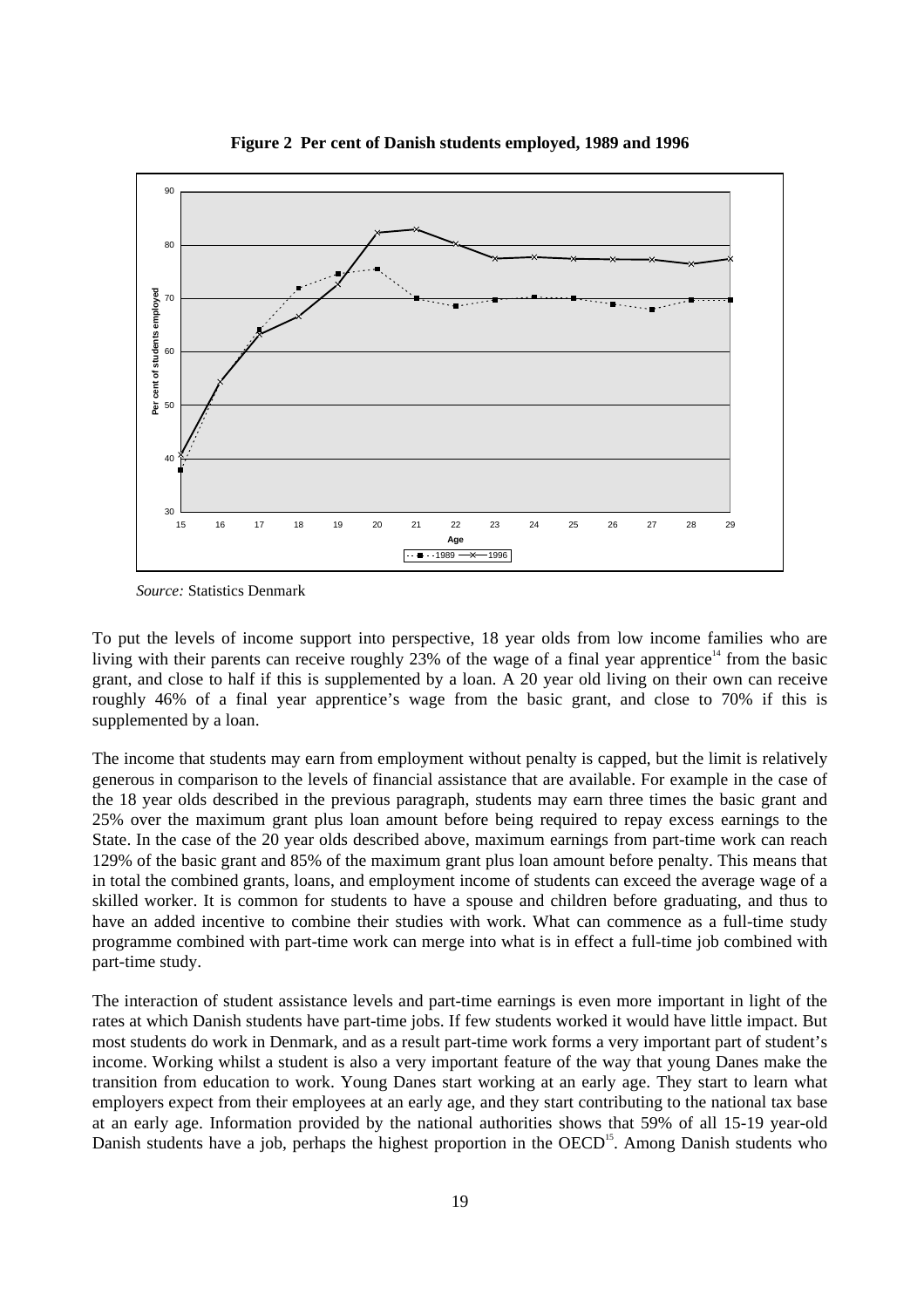**Figure 2 Per cent of Danish students employed, 1989 and 1996**

*Source:* Statistics Denmark

To put the levels of income support into perspective, 18 year olds from low income families who are living with their parents can receive roughly 23% of the wage of a final year apprentice[14] from the basic grant, and close to half if this is supplemented by a loan. A 20 year old living on their own can receive roughly 46% of a final year apprentice's wage from the basic grant, and close to 70% if this is supplemented by a loan.

The income that students may earn from employment without penalty is capped, but the limit is relatively generous in comparison to the levels of financial assistance that are available. For example in the case of the 18 year olds described in the previous paragraph, students may earn three times the basic grant and 25% over the maximum grant plus loan amount before being required to repay excess earnings to the State. In the case of the 20 year olds described above, maximum earnings from part-time work can reach 129% of the basic grant and 85% of the maximum grant plus loan amount before penalty. This means that in total the combined grants, loans, and employment income of students can exceed the average wage of a skilled worker. It is common for students to have a spouse and children before graduating, and thus to have an added incentive to combine their studies with work. What can commence as a full-time study programme combined with part-time work can merge into what is in effect a full-time job combined with part-time study.

The interaction of student assistance levels and part-time earnings is even more important in light of the rates at which Danish students have part-time jobs. If few students worked it would have little impact. But most students do work in Denmark, and as a result part-time work forms a very important part of student's income. Working whilst a student is also a very important feature of the way that young Danes make the transition from education to work. Young Danes start working at an early age. They start to learn what employers expect from their employees at an early age, and they start contributing to the national tax base at an early age. Information provided by the national authorities shows that 59% of all 15-19 year-old Danish students have a job, perhaps the highest proportion in the OECD[15]. Among Danish students who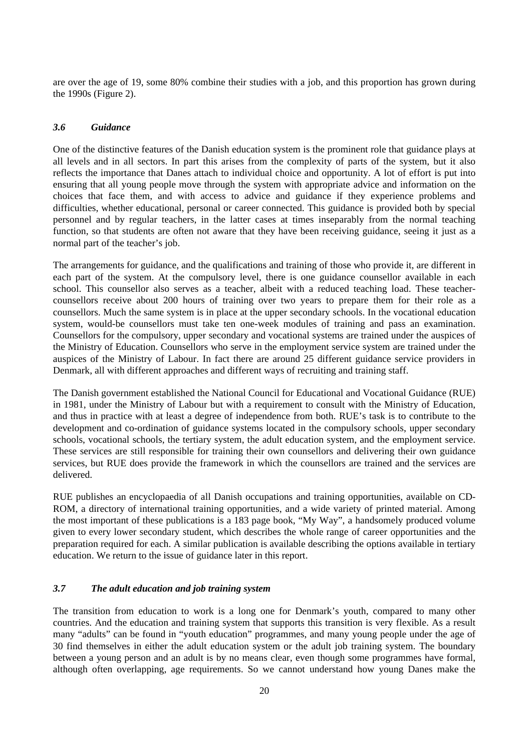are over the age of 19, some 80% combine their studies with a job, and this proportion has grown during the 1990s (Figure 2).

### *3.6 Guidance*

One of the distinctive features of the Danish education system is the prominent role that guidance plays at all levels and in all sectors. In part this arises from the complexity of parts of the system, but it also reflects the importance that Danes attach to individual choice and opportunity. A lot of effort is put into ensuring that all young people move through the system with appropriate advice and information on the choices that face them, and with access to advice and guidance if they experience problems and difficulties, whether educational, personal or career connected. This guidance is provided both by special personnel and by regular teachers, in the latter cases at times inseparably from the normal teaching function, so that students are often not aware that they have been receiving guidance, seeing it just as a normal part of the teacher's job.

The arrangements for guidance, and the qualifications and training of those who provide it, are different in each part of the system. At the compulsory level, there is one guidance counsellor available in each school. This counsellor also serves as a teacher, albeit with a reduced teaching load. These teacher-counsellors receive about 200 hours of training over two years to prepare them for their role as a counsellors. Much the same system is in place at the upper secondary schools. In the vocational education system, would-be counsellors must take ten one-week modules of training and pass an examination. Counsellors for the compulsory, upper secondary and vocational systems are trained under the auspices of the Ministry of Education. Counsellors who serve in the employment service system are trained under the auspices of the Ministry of Labour. In fact there are around 25 different guidance service providers in Denmark, all with different approaches and different ways of recruiting and training staff.

The Danish government established the National Council for Educational and Vocational Guidance (RUE) in 1981, under the Ministry of Labour but with a requirement to consult with the Ministry of Education, and thus in practice with at least a degree of independence from both. RUE's task is to contribute to the development and co-ordination of guidance systems located in the compulsory schools, upper secondary schools, vocational schools, the tertiary system, the adult education system, and the employment service. These services are still responsible for training their own counsellors and delivering their own guidance services, but RUE does provide the framework in which the counsellors are trained and the services are delivered.

RUE publishes an encyclopaedia of all Danish occupations and training opportunities, available on CD-ROM, a directory of international training opportunities, and a wide variety of printed material. Among the most important of these publications is a 183 page book, "My Way", a handsomely produced volume given to every lower secondary student, which describes the whole range of career opportunities and the preparation required for each. A similar publication is available describing the options available in tertiary education. We return to the issue of guidance later in this report.

### *3.7 The adult education and job training system*

The transition from education to work is a long one for Denmark's youth, compared to many other countries. And the education and training system that supports this transition is very flexible. As a result many "adults" can be found in "youth education" programmes, and many young people under the age of 30 find themselves in either the adult education system or the adult job training system. The boundary between a young person and an adult is by no means clear, even though some programmes have formal, although often overlapping, age requirements. So we cannot understand how young Danes make the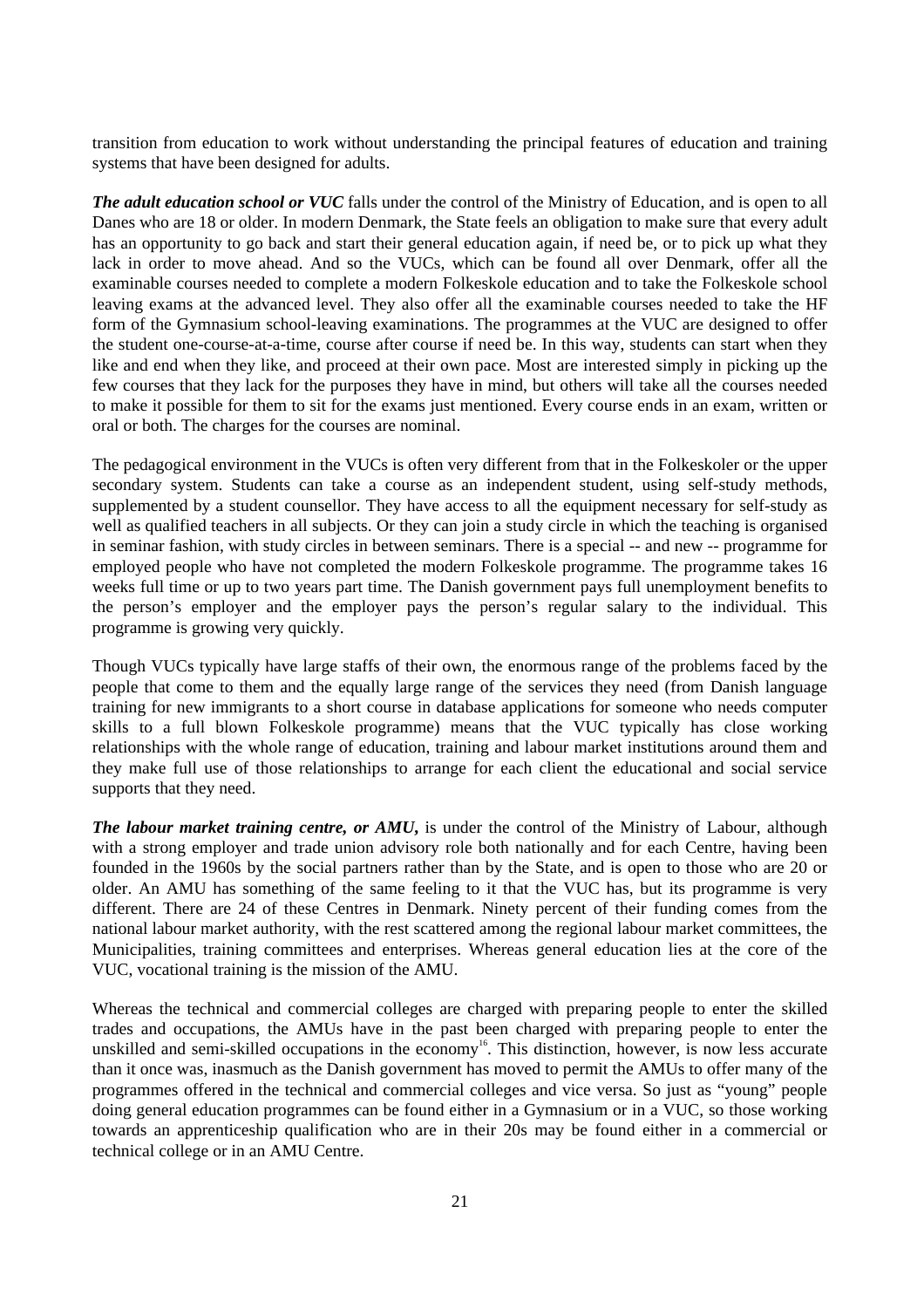transition from education to work without understanding the principal features of education and training systems that have been designed for adults.

***The adult education school or VUC*** falls under the control of the Ministry of Education, and is open to all Danes who are 18 or older. In modern Denmark, the State feels an obligation to make sure that every adult has an opportunity to go back and start their general education again, if need be, or to pick up what they lack in order to move ahead. And so the VUCs, which can be found all over Denmark, offer all the examinable courses needed to complete a modern Folkeskole education and to take the Folkeskole school leaving exams at the advanced level. They also offer all the examinable courses needed to take the HF form of the Gymnasium school-leaving examinations. The programmes at the VUC are designed to offer the student one-course-at-a-time, course after course if need be. In this way, students can start when they like and end when they like, and proceed at their own pace. Most are interested simply in picking up the few courses that they lack for the purposes they have in mind, but others will take all the courses needed to make it possible for them to sit for the exams just mentioned. Every course ends in an exam, written or oral or both. The charges for the courses are nominal.

The pedagogical environment in the VUCs is often very different from that in the Folkeskoler or the upper secondary system. Students can take a course as an independent student, using self-study methods, supplemented by a student counsellor. They have access to all the equipment necessary for self-study as well as qualified teachers in all subjects. Or they can join a study circle in which the teaching is organised in seminar fashion, with study circles in between seminars. There is a special -- and new -- programme for employed people who have not completed the modern Folkeskole programme. The programme takes 16 weeks full time or up to two years part time. The Danish government pays full unemployment benefits to the person's employer and the employer pays the person's regular salary to the individual. This programme is growing very quickly.

Though VUCs typically have large staffs of their own, the enormous range of the problems faced by the people that come to them and the equally large range of the services they need (from Danish language training for new immigrants to a short course in database applications for someone who needs computer skills to a full blown Folkeskole programme) means that the VUC typically has close working relationships with the whole range of education, training and labour market institutions around them and they make full use of those relationships to arrange for each client the educational and social service supports that they need.

***The labour market training centre, or AMU,*** is under the control of the Ministry of Labour, although with a strong employer and trade union advisory role both nationally and for each Centre, having been founded in the 1960s by the social partners rather than by the State, and is open to those who are 20 or older. An AMU has something of the same feeling to it that the VUC has, but its programme is very different. There are 24 of these Centres in Denmark. Ninety percent of their funding comes from the national labour market authority, with the rest scattered among the regional labour market committees, the Municipalities, training committees and enterprises. Whereas general education lies at the core of the VUC, vocational training is the mission of the AMU.

Whereas the technical and commercial colleges are charged with preparing people to enter the skilled trades and occupations, the AMUs have in the past been charged with preparing people to enter the unskilled and semi-skilled occupations in the economy[16]. This distinction, however, is now less accurate than it once was, inasmuch as the Danish government has moved to permit the AMUs to offer many of the programmes offered in the technical and commercial colleges and vice versa. So just as "young" people doing general education programmes can be found either in a Gymnasium or in a VUC, so those working towards an apprenticeship qualification who are in their 20s may be found either in a commercial or technical college or in an AMU Centre.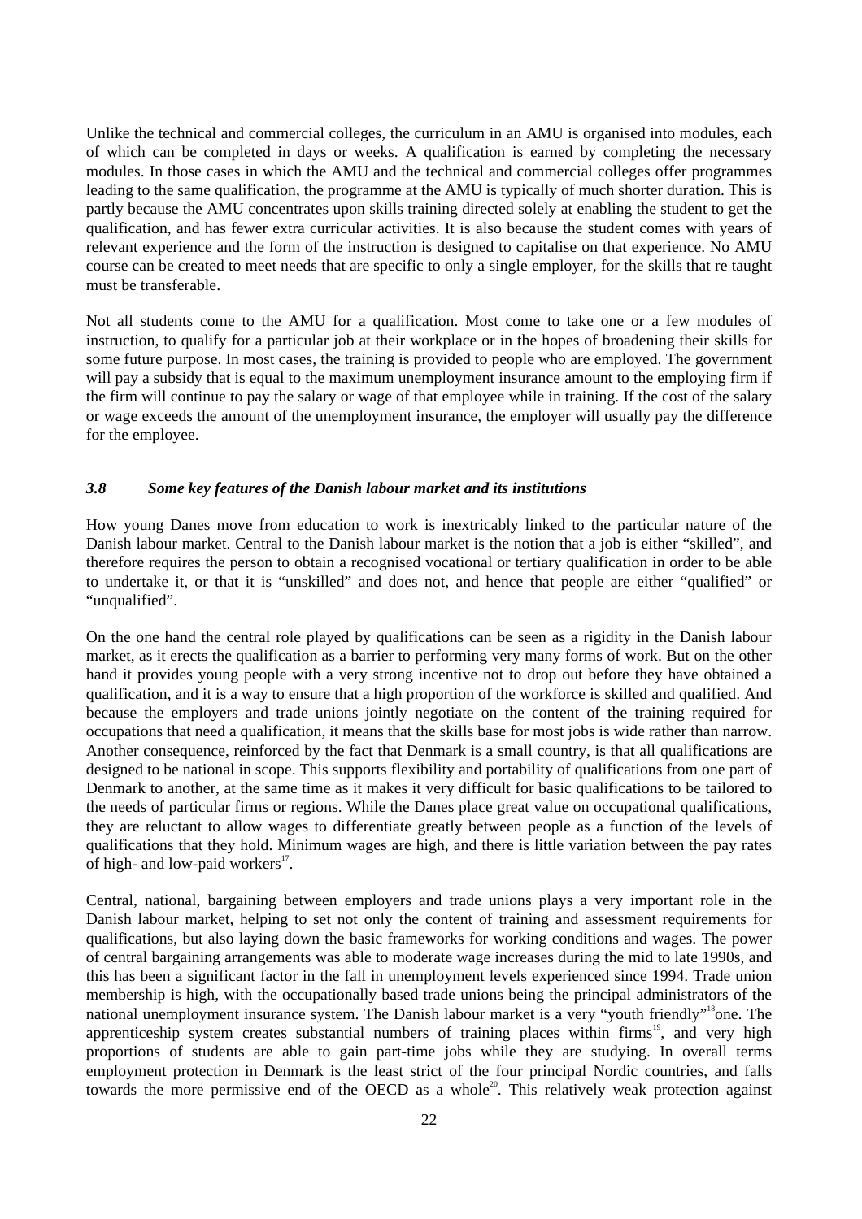Unlike the technical and commercial colleges, the curriculum in an AMU is organised into modules, each of which can be completed in days or weeks. A qualification is earned by completing the necessary modules. In those cases in which the AMU and the technical and commercial colleges offer programmes leading to the same qualification, the programme at the AMU is typically of much shorter duration. This is partly because the AMU concentrates upon skills training directed solely at enabling the student to get the qualification, and has fewer extra curricular activities. It is also because the student comes with years of relevant experience and the form of the instruction is designed to capitalise on that experience. No AMU course can be created to meet needs that are specific to only a single employer, for the skills that re taught must be transferable.

Not all students come to the AMU for a qualification. Most come to take one or a few modules of instruction, to qualify for a particular job at their workplace or in the hopes of broadening their skills for some future purpose. In most cases, the training is provided to people who are employed. The government will pay a subsidy that is equal to the maximum unemployment insurance amount to the employing firm if the firm will continue to pay the salary or wage of that employee while in training. If the cost of the salary or wage exceeds the amount of the unemployment insurance, the employer will usually pay the difference for the employee.

### *3.8 Some key features of the Danish labour market and its institutions*

How young Danes move from education to work is inextricably linked to the particular nature of the Danish labour market. Central to the Danish labour market is the notion that a job is either "skilled", and therefore requires the person to obtain a recognised vocational or tertiary qualification in order to be able to undertake it, or that it is "unskilled" and does not, and hence that people are either "qualified" or "unqualified".

On the one hand the central role played by qualifications can be seen as a rigidity in the Danish labour market, as it erects the qualification as a barrier to performing very many forms of work. But on the other hand it provides young people with a very strong incentive not to drop out before they have obtained a qualification, and it is a way to ensure that a high proportion of the workforce is skilled and qualified. And because the employers and trade unions jointly negotiate on the content of the training required for occupations that need a qualification, it means that the skills base for most jobs is wide rather than narrow. Another consequence, reinforced by the fact that Denmark is a small country, is that all qualifications are designed to be national in scope. This supports flexibility and portability of qualifications from one part of Denmark to another, at the same time as it makes it very difficult for basic qualifications to be tailored to the needs of particular firms or regions. While the Danes place great value on occupational qualifications, they are reluctant to allow wages to differentiate greatly between people as a function of the levels of qualifications that they hold. Minimum wages are high, and there is little variation between the pay rates of high- and low-paid workers[17].

Central, national, bargaining between employers and trade unions plays a very important role in the Danish labour market, helping to set not only the content of training and assessment requirements for qualifications, but also laying down the basic frameworks for working conditions and wages. The power of central bargaining arrangements was able to moderate wage increases during the mid to late 1990s, and this has been a significant factor in the fall in unemployment levels experienced since 1994. Trade union membership is high, with the occupationally based trade unions being the principal administrators of the national unemployment insurance system. The Danish labour market is a very "youth friendly"[18] one. The apprenticeship system creates substantial numbers of training places within firms[19], and very high proportions of students are able to gain part-time jobs while they are studying. In overall terms employment protection in Denmark is the least strict of the four principal Nordic countries, and falls towards the more permissive end of the OECD as a whole[20]. This relatively weak protection against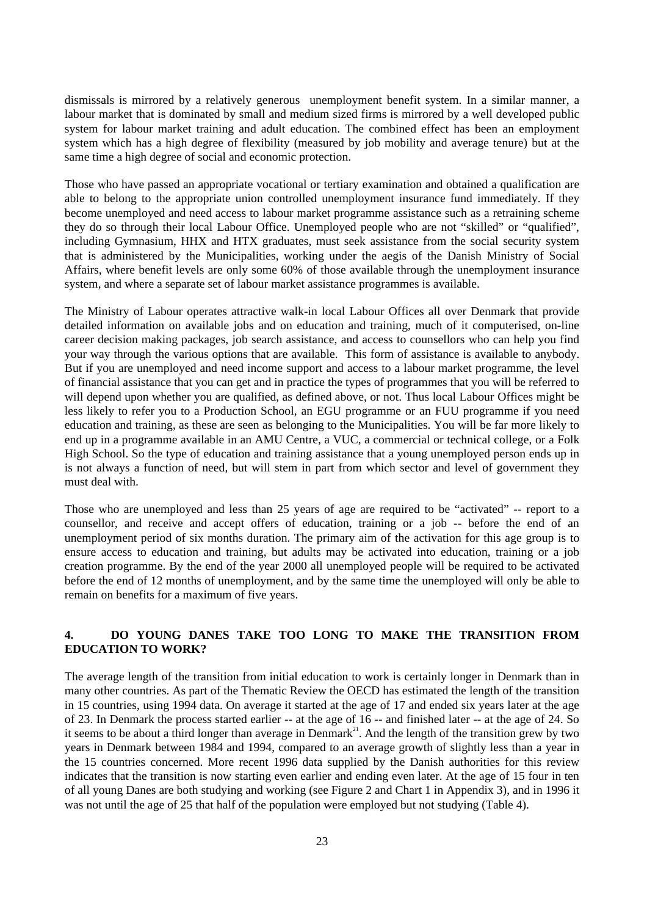dismissals is mirrored by a relatively generous unemployment benefit system. In a similar manner, a labour market that is dominated by small and medium sized firms is mirrored by a well developed public system for labour market training and adult education. The combined effect has been an employment system which has a high degree of flexibility (measured by job mobility and average tenure) but at the same time a high degree of social and economic protection.

Those who have passed an appropriate vocational or tertiary examination and obtained a qualification are able to belong to the appropriate union controlled unemployment insurance fund immediately. If they become unemployed and need access to labour market programme assistance such as a retraining scheme they do so through their local Labour Office. Unemployed people who are not "skilled" or "qualified", including Gymnasium, HHX and HTX graduates, must seek assistance from the social security system that is administered by the Municipalities, working under the aegis of the Danish Ministry of Social Affairs, where benefit levels are only some 60% of those available through the unemployment insurance system, and where a separate set of labour market assistance programmes is available.

The Ministry of Labour operates attractive walk-in local Labour Offices all over Denmark that provide detailed information on available jobs and on education and training, much of it computerised, on-line career decision making packages, job search assistance, and access to counsellors who can help you find your way through the various options that are available. This form of assistance is available to anybody. But if you are unemployed and need income support and access to a labour market programme, the level of financial assistance that you can get and in practice the types of programmes that you will be referred to will depend upon whether you are qualified, as defined above, or not. Thus local Labour Offices might be less likely to refer you to a Production School, an EGU programme or an FUU programme if you need education and training, as these are seen as belonging to the Municipalities. You will be far more likely to end up in a programme available in an AMU Centre, a VUC, a commercial or technical college, or a Folk High School. So the type of education and training assistance that a young unemployed person ends up in is not always a function of need, but will stem in part from which sector and level of government they must deal with.

Those who are unemployed and less than 25 years of age are required to be "activated" -- report to a counsellor, and receive and accept offers of education, training or a job -- before the end of an unemployment period of six months duration. The primary aim of the activation for this age group is to ensure access to education and training, but adults may be activated into education, training or a job creation programme. By the end of the year 2000 all unemployed people will be required to be activated before the end of 12 months of unemployment, and by the same time the unemployed will only be able to remain on benefits for a maximum of five years.

## 4. DO YOUNG DANES TAKE TOO LONG TO MAKE THE TRANSITION FROM EDUCATION TO WORK?

The average length of the transition from initial education to work is certainly longer in Denmark than in many other countries. As part of the Thematic Review the OECD has estimated the length of the transition in 15 countries, using 1994 data. On average it started at the age of 17 and ended six years later at the age of 23. In Denmark the process started earlier -- at the age of 16 -- and finished later -- at the age of 24. So it seems to be about a third longer than average in Denmark[21]. And the length of the transition grew by two years in Denmark between 1984 and 1994, compared to an average growth of slightly less than a year in the 15 countries concerned. More recent 1996 data supplied by the Danish authorities for this review indicates that the transition is now starting even earlier and ending even later. At the age of 15 four in ten of all young Danes are both studying and working (see Figure 2 and Chart 1 in Appendix 3), and in 1996 it was not until the age of 25 that half of the population were employed but not studying (Table 4).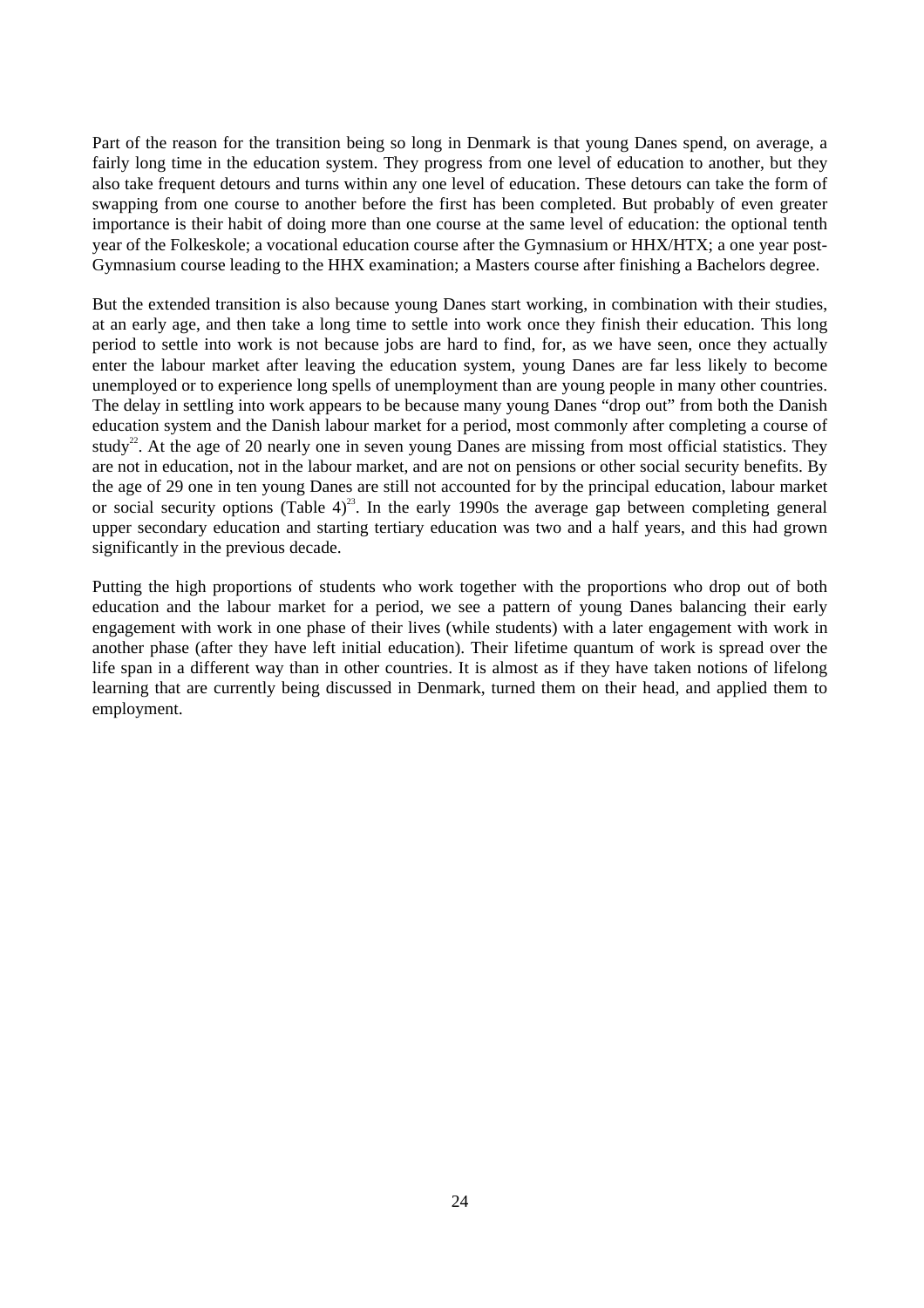Part of the reason for the transition being so long in Denmark is that young Danes spend, on average, a fairly long time in the education system. They progress from one level of education to another, but they also take frequent detours and turns within any one level of education. These detours can take the form of swapping from one course to another before the first has been completed. But probably of even greater importance is their habit of doing more than one course at the same level of education: the optional tenth year of the Folkeskole; a vocational education course after the Gymnasium or HHX/HTX; a one year post-Gymnasium course leading to the HHX examination; a Masters course after finishing a Bachelors degree.

But the extended transition is also because young Danes start working, in combination with their studies, at an early age, and then take a long time to settle into work once they finish their education. This long period to settle into work is not because jobs are hard to find, for, as we have seen, once they actually enter the labour market after leaving the education system, young Danes are far less likely to become unemployed or to experience long spells of unemployment than are young people in many other countries. The delay in settling into work appears to be because many young Danes "drop out" from both the Danish education system and the Danish labour market for a period, most commonly after completing a course of study[22]. At the age of 20 nearly one in seven young Danes are missing from most official statistics. They are not in education, not in the labour market, and are not on pensions or other social security benefits. By the age of 29 one in ten young Danes are still not accounted for by the principal education, labour market or social security options (Table 4)[23]. In the early 1990s the average gap between completing general upper secondary education and starting tertiary education was two and a half years, and this had grown significantly in the previous decade.

Putting the high proportions of students who work together with the proportions who drop out of both education and the labour market for a period, we see a pattern of young Danes balancing their early engagement with work in one phase of their lives (while students) with a later engagement with work in another phase (after they have left initial education). Their lifetime quantum of work is spread over the life span in a different way than in other countries. It is almost as if they have taken notions of lifelong learning that are currently being discussed in Denmark, turned them on their head, and applied them to employment.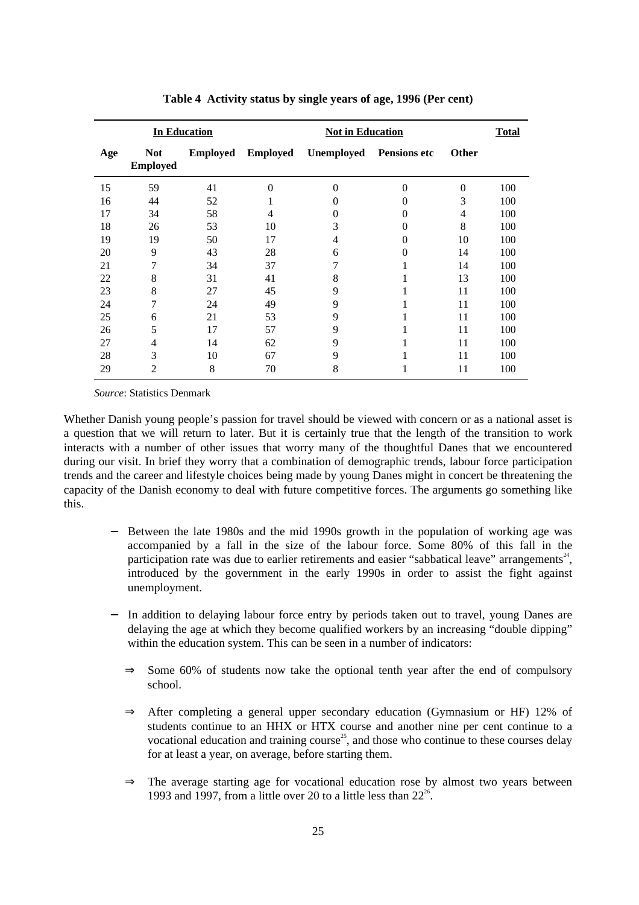**Table 4 Activity status by single years of age, 1996 (Per cent)**

| | In Education | | Not in Education | | | | Total |
|---|---|---|---|---|---|---|---|
| Age | Not Employed | Employed | Employed | Unemployed | Pensions etc | Other | |
| 15 | 59 | 41 | 0 | 0 | 0 | 0 | 100 |
| 16 | 44 | 52 | 1 | 0 | 0 | 3 | 100 |
| 17 | 34 | 58 | 4 | 0 | 0 | 4 | 100 |
| 18 | 26 | 53 | 10 | 3 | 0 | 8 | 100 |
| 19 | 19 | 50 | 17 | 4 | 0 | 10 | 100 |
| 20 | 9 | 43 | 28 | 6 | 0 | 14 | 100 |
| 21 | 7 | 34 | 37 | 7 | 1 | 14 | 100 |
| 22 | 8 | 31 | 41 | 8 | 1 | 13 | 100 |
| 23 | 8 | 27 | 45 | 9 | 1 | 11 | 100 |
| 24 | 7 | 24 | 49 | 9 | 1 | 11 | 100 |
| 25 | 6 | 21 | 53 | 9 | 1 | 11 | 100 |
| 26 | 5 | 17 | 57 | 9 | 1 | 11 | 100 |
| 27 | 4 | 14 | 62 | 9 | 1 | 11 | 100 |
| 28 | 3 | 10 | 67 | 9 | 1 | 11 | 100 |
| 29 | 2 | 8 | 70 | 8 | 1 | 11 | 100 |

*Source*: Statistics Denmark

Whether Danish young people's passion for travel should be viewed with concern or as a national asset is a question that we will return to later. But it is certainly true that the length of the transition to work interacts with a number of other issues that worry many of the thoughtful Danes that we encountered during our visit. In brief they worry that a combination of demographic trends, labour force participation trends and the career and lifestyle choices being made by young Danes might in concert be threatening the capacity of the Danish economy to deal with future competitive forces. The arguments go something like this.

- Between the late 1980s and the mid 1990s growth in the population of working age was accompanied by a fall in the size of the labour force. Some 80% of this fall in the participation rate was due to earlier retirements and easier "sabbatical leave" arrangements[24], introduced by the government in the early 1990s in order to assist the fight against unemployment.

- In addition to delaying labour force entry by periods taken out to travel, young Danes are delaying the age at which they become qualified workers by an increasing "double dipping" within the education system. This can be seen in a number of indicators:

  - ⇒ Some 60% of students now take the optional tenth year after the end of compulsory school.

  - ⇒ After completing a general upper secondary education (Gymnasium or HF) 12% of students continue to an HHX or HTX course and another nine per cent continue to a vocational education and training course[25], and those who continue to these courses delay for at least a year, on average, before starting them.

  - ⇒ The average starting age for vocational education rose by almost two years between 1993 and 1997, from a little over 20 to a little less than 22[26].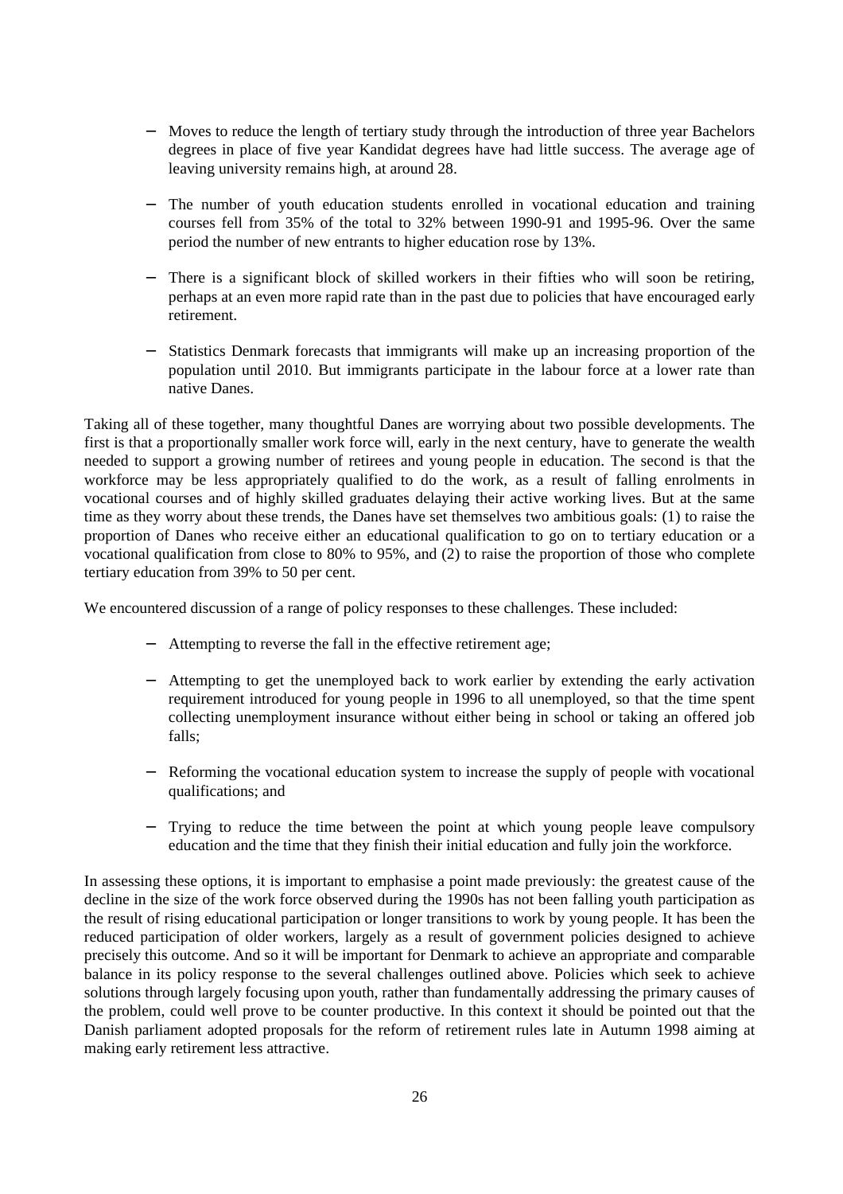- Moves to reduce the length of tertiary study through the introduction of three year Bachelors degrees in place of five year Kandidat degrees have had little success. The average age of leaving university remains high, at around 28.

- The number of youth education students enrolled in vocational education and training courses fell from 35% of the total to 32% between 1990-91 and 1995-96. Over the same period the number of new entrants to higher education rose by 13%.

- There is a significant block of skilled workers in their fifties who will soon be retiring, perhaps at an even more rapid rate than in the past due to policies that have encouraged early retirement.

- Statistics Denmark forecasts that immigrants will make up an increasing proportion of the population until 2010. But immigrants participate in the labour force at a lower rate than native Danes.

Taking all of these together, many thoughtful Danes are worrying about two possible developments. The first is that a proportionally smaller work force will, early in the next century, have to generate the wealth needed to support a growing number of retirees and young people in education. The second is that the workforce may be less appropriately qualified to do the work, as a result of falling enrolments in vocational courses and of highly skilled graduates delaying their active working lives. But at the same time as they worry about these trends, the Danes have set themselves two ambitious goals: (1) to raise the proportion of Danes who receive either an educational qualification to go on to tertiary education or a vocational qualification from close to 80% to 95%, and (2) to raise the proportion of those who complete tertiary education from 39% to 50 per cent.

We encountered discussion of a range of policy responses to these challenges. These included:

- Attempting to reverse the fall in the effective retirement age;

- Attempting to get the unemployed back to work earlier by extending the early activation requirement introduced for young people in 1996 to all unemployed, so that the time spent collecting unemployment insurance without either being in school or taking an offered job falls;

- Reforming the vocational education system to increase the supply of people with vocational qualifications; and

- Trying to reduce the time between the point at which young people leave compulsory education and the time that they finish their initial education and fully join the workforce.

In assessing these options, it is important to emphasise a point made previously: the greatest cause of the decline in the size of the work force observed during the 1990s has not been falling youth participation as the result of rising educational participation or longer transitions to work by young people. It has been the reduced participation of older workers, largely as a result of government policies designed to achieve precisely this outcome. And so it will be important for Denmark to achieve an appropriate and comparable balance in its policy response to the several challenges outlined above. Policies which seek to achieve solutions through largely focusing upon youth, rather than fundamentally addressing the primary causes of the problem, could well prove to be counter productive. In this context it should be pointed out that the Danish parliament adopted proposals for the reform of retirement rules late in Autumn 1998 aiming at making early retirement less attractive.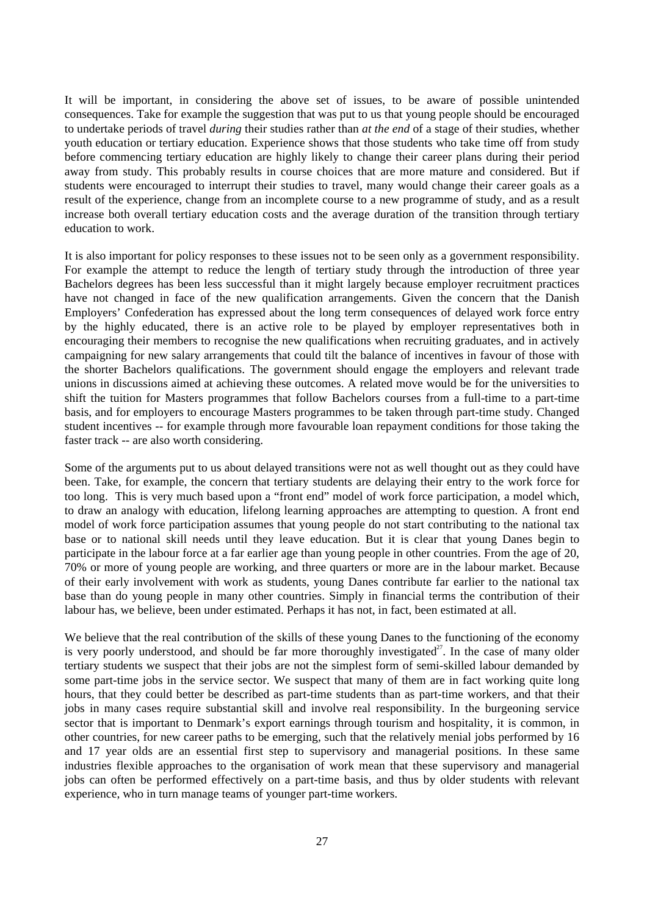It will be important, in considering the above set of issues, to be aware of possible unintended consequences. Take for example the suggestion that was put to us that young people should be encouraged to undertake periods of travel *during* their studies rather than *at the end* of a stage of their studies, whether youth education or tertiary education. Experience shows that those students who take time off from study before commencing tertiary education are highly likely to change their career plans during their period away from study. This probably results in course choices that are more mature and considered. But if students were encouraged to interrupt their studies to travel, many would change their career goals as a result of the experience, change from an incomplete course to a new programme of study, and as a result increase both overall tertiary education costs and the average duration of the transition through tertiary education to work.

It is also important for policy responses to these issues not to be seen only as a government responsibility. For example the attempt to reduce the length of tertiary study through the introduction of three year Bachelors degrees has been less successful than it might largely because employer recruitment practices have not changed in face of the new qualification arrangements. Given the concern that the Danish Employers' Confederation has expressed about the long term consequences of delayed work force entry by the highly educated, there is an active role to be played by employer representatives both in encouraging their members to recognise the new qualifications when recruiting graduates, and in actively campaigning for new salary arrangements that could tilt the balance of incentives in favour of those with the shorter Bachelors qualifications. The government should engage the employers and relevant trade unions in discussions aimed at achieving these outcomes. A related move would be for the universities to shift the tuition for Masters programmes that follow Bachelors courses from a full-time to a part-time basis, and for employers to encourage Masters programmes to be taken through part-time study. Changed student incentives -- for example through more favourable loan repayment conditions for those taking the faster track -- are also worth considering.

Some of the arguments put to us about delayed transitions were not as well thought out as they could have been. Take, for example, the concern that tertiary students are delaying their entry to the work force for too long. This is very much based upon a "front end" model of work force participation, a model which, to draw an analogy with education, lifelong learning approaches are attempting to question. A front end model of work force participation assumes that young people do not start contributing to the national tax base or to national skill needs until they leave education. But it is clear that young Danes begin to participate in the labour force at a far earlier age than young people in other countries. From the age of 20, 70% or more of young people are working, and three quarters or more are in the labour market. Because of their early involvement with work as students, young Danes contribute far earlier to the national tax base than do young people in many other countries. Simply in financial terms the contribution of their labour has, we believe, been under estimated. Perhaps it has not, in fact, been estimated at all.

We believe that the real contribution of the skills of these young Danes to the functioning of the economy is very poorly understood, and should be far more thoroughly investigated[27]. In the case of many older tertiary students we suspect that their jobs are not the simplest form of semi-skilled labour demanded by some part-time jobs in the service sector. We suspect that many of them are in fact working quite long hours, that they could better be described as part-time students than as part-time workers, and that their jobs in many cases require substantial skill and involve real responsibility. In the burgeoning service sector that is important to Denmark's export earnings through tourism and hospitality, it is common, in other countries, for new career paths to be emerging, such that the relatively menial jobs performed by 16 and 17 year olds are an essential first step to supervisory and managerial positions. In these same industries flexible approaches to the organisation of work mean that these supervisory and managerial jobs can often be performed effectively on a part-time basis, and thus by older students with relevant experience, who in turn manage teams of younger part-time workers.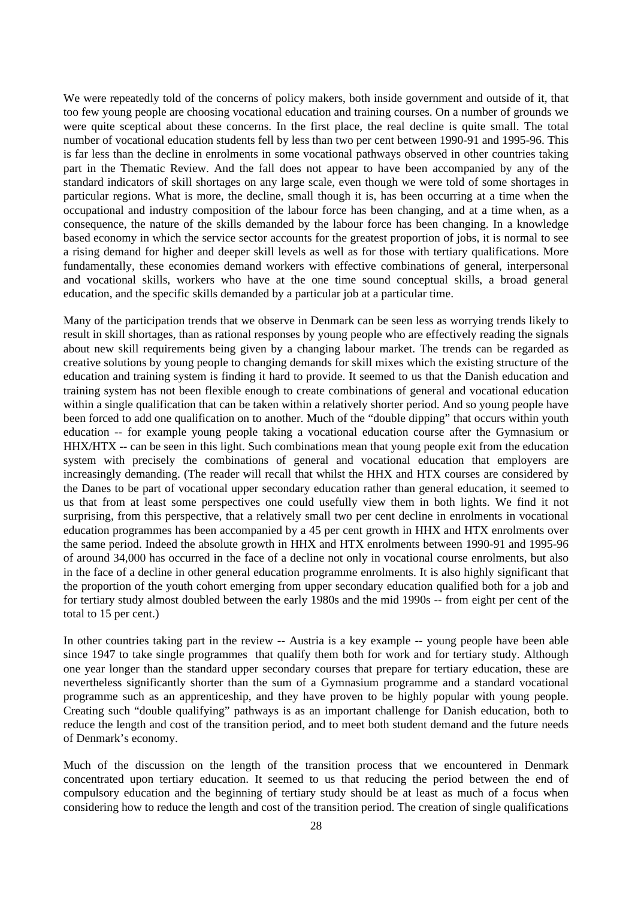We were repeatedly told of the concerns of policy makers, both inside government and outside of it, that too few young people are choosing vocational education and training courses. On a number of grounds we were quite sceptical about these concerns. In the first place, the real decline is quite small. The total number of vocational education students fell by less than two per cent between 1990-91 and 1995-96. This is far less than the decline in enrolments in some vocational pathways observed in other countries taking part in the Thematic Review. And the fall does not appear to have been accompanied by any of the standard indicators of skill shortages on any large scale, even though we were told of some shortages in particular regions. What is more, the decline, small though it is, has been occurring at a time when the occupational and industry composition of the labour force has been changing, and at a time when, as a consequence, the nature of the skills demanded by the labour force has been changing. In a knowledge based economy in which the service sector accounts for the greatest proportion of jobs, it is normal to see a rising demand for higher and deeper skill levels as well as for those with tertiary qualifications. More fundamentally, these economies demand workers with effective combinations of general, interpersonal and vocational skills, workers who have at the one time sound conceptual skills, a broad general education, and the specific skills demanded by a particular job at a particular time.

Many of the participation trends that we observe in Denmark can be seen less as worrying trends likely to result in skill shortages, than as rational responses by young people who are effectively reading the signals about new skill requirements being given by a changing labour market. The trends can be regarded as creative solutions by young people to changing demands for skill mixes which the existing structure of the education and training system is finding it hard to provide. It seemed to us that the Danish education and training system has not been flexible enough to create combinations of general and vocational education within a single qualification that can be taken within a relatively shorter period. And so young people have been forced to add one qualification on to another. Much of the "double dipping" that occurs within youth education -- for example young people taking a vocational education course after the Gymnasium or HHX/HTX -- can be seen in this light. Such combinations mean that young people exit from the education system with precisely the combinations of general and vocational education that employers are increasingly demanding. (The reader will recall that whilst the HHX and HTX courses are considered by the Danes to be part of vocational upper secondary education rather than general education, it seemed to us that from at least some perspectives one could usefully view them in both lights. We find it not surprising, from this perspective, that a relatively small two per cent decline in enrolments in vocational education programmes has been accompanied by a 45 per cent growth in HHX and HTX enrolments over the same period. Indeed the absolute growth in HHX and HTX enrolments between 1990-91 and 1995-96 of around 34,000 has occurred in the face of a decline not only in vocational course enrolments, but also in the face of a decline in other general education programme enrolments. It is also highly significant that the proportion of the youth cohort emerging from upper secondary education qualified both for a job and for tertiary study almost doubled between the early 1980s and the mid 1990s -- from eight per cent of the total to 15 per cent.)

In other countries taking part in the review -- Austria is a key example -- young people have been able since 1947 to take single programmes that qualify them both for work and for tertiary study. Although one year longer than the standard upper secondary courses that prepare for tertiary education, these are nevertheless significantly shorter than the sum of a Gymnasium programme and a standard vocational programme such as an apprenticeship, and they have proven to be highly popular with young people. Creating such "double qualifying" pathways is as an important challenge for Danish education, both to reduce the length and cost of the transition period, and to meet both student demand and the future needs of Denmark's economy.

Much of the discussion on the length of the transition process that we encountered in Denmark concentrated upon tertiary education. It seemed to us that reducing the period between the end of compulsory education and the beginning of tertiary study should be at least as much of a focus when considering how to reduce the length and cost of the transition period. The creation of single qualifications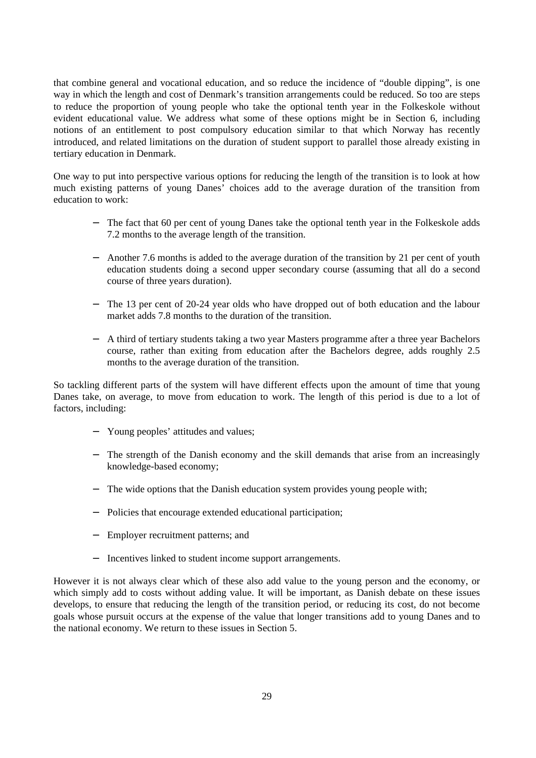that combine general and vocational education, and so reduce the incidence of "double dipping", is one way in which the length and cost of Denmark's transition arrangements could be reduced. So too are steps to reduce the proportion of young people who take the optional tenth year in the Folkeskole without evident educational value. We address what some of these options might be in Section 6, including notions of an entitlement to post compulsory education similar to that which Norway has recently introduced, and related limitations on the duration of student support to parallel those already existing in tertiary education in Denmark.

One way to put into perspective various options for reducing the length of the transition is to look at how much existing patterns of young Danes' choices add to the average duration of the transition from education to work:

- The fact that 60 per cent of young Danes take the optional tenth year in the Folkeskole adds 7.2 months to the average length of the transition.
- Another 7.6 months is added to the average duration of the transition by 21 per cent of youth education students doing a second upper secondary course (assuming that all do a second course of three years duration).
- The 13 per cent of 20-24 year olds who have dropped out of both education and the labour market adds 7.8 months to the duration of the transition.
- A third of tertiary students taking a two year Masters programme after a three year Bachelors course, rather than exiting from education after the Bachelors degree, adds roughly 2.5 months to the average duration of the transition.

So tackling different parts of the system will have different effects upon the amount of time that young Danes take, on average, to move from education to work. The length of this period is due to a lot of factors, including:

- Young peoples' attitudes and values;
- The strength of the Danish economy and the skill demands that arise from an increasingly knowledge-based economy;
- The wide options that the Danish education system provides young people with;
- Policies that encourage extended educational participation;
- Employer recruitment patterns; and
- Incentives linked to student income support arrangements.

However it is not always clear which of these also add value to the young person and the economy, or which simply add to costs without adding value. It will be important, as Danish debate on these issues develops, to ensure that reducing the length of the transition period, or reducing its cost, do not become goals whose pursuit occurs at the expense of the value that longer transitions add to young Danes and to the national economy. We return to these issues in Section 5.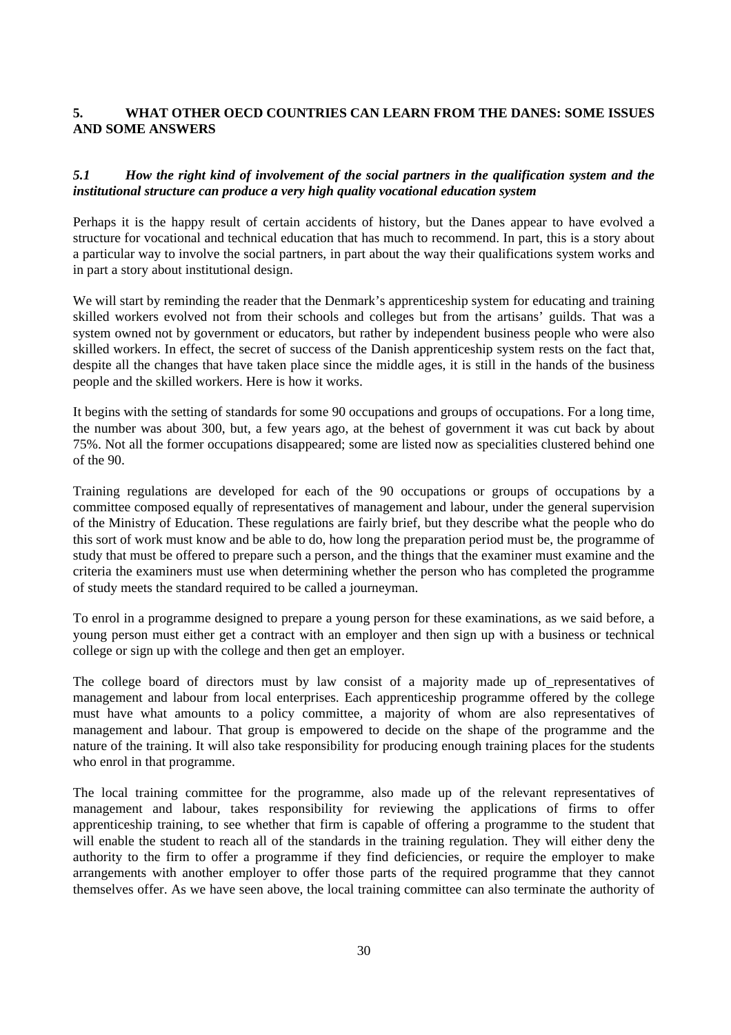## 5. WHAT OTHER OECD COUNTRIES CAN LEARN FROM THE DANES: SOME ISSUES AND SOME ANSWERS

### *5.1 How the right kind of involvement of the social partners in the qualification system and the institutional structure can produce a very high quality vocational education system*

Perhaps it is the happy result of certain accidents of history, but the Danes appear to have evolved a structure for vocational and technical education that has much to recommend. In part, this is a story about a particular way to involve the social partners, in part about the way their qualifications system works and in part a story about institutional design.

We will start by reminding the reader that the Denmark's apprenticeship system for educating and training skilled workers evolved not from their schools and colleges but from the artisans' guilds. That was a system owned not by government or educators, but rather by independent business people who were also skilled workers. In effect, the secret of success of the Danish apprenticeship system rests on the fact that, despite all the changes that have taken place since the middle ages, it is still in the hands of the business people and the skilled workers. Here is how it works.

It begins with the setting of standards for some 90 occupations and groups of occupations. For a long time, the number was about 300, but, a few years ago, at the behest of government it was cut back by about 75%. Not all the former occupations disappeared; some are listed now as specialities clustered behind one of the 90.

Training regulations are developed for each of the 90 occupations or groups of occupations by a committee composed equally of representatives of management and labour, under the general supervision of the Ministry of Education. These regulations are fairly brief, but they describe what the people who do this sort of work must know and be able to do, how long the preparation period must be, the programme of study that must be offered to prepare such a person, and the things that the examiner must examine and the criteria the examiners must use when determining whether the person who has completed the programme of study meets the standard required to be called a journeyman.

To enrol in a programme designed to prepare a young person for these examinations, as we said before, a young person must either get a contract with an employer and then sign up with a business or technical college or sign up with the college and then get an employer.

The college board of directors must by law consist of a majority made up of representatives of management and labour from local enterprises. Each apprenticeship programme offered by the college must have what amounts to a policy committee, a majority of whom are also representatives of management and labour. That group is empowered to decide on the shape of the programme and the nature of the training. It will also take responsibility for producing enough training places for the students who enrol in that programme.

The local training committee for the programme, also made up of the relevant representatives of management and labour, takes responsibility for reviewing the applications of firms to offer apprenticeship training, to see whether that firm is capable of offering a programme to the student that will enable the student to reach all of the standards in the training regulation. They will either deny the authority to the firm to offer a programme if they find deficiencies, or require the employer to make arrangements with another employer to offer those parts of the required programme that they cannot themselves offer. As we have seen above, the local training committee can also terminate the authority of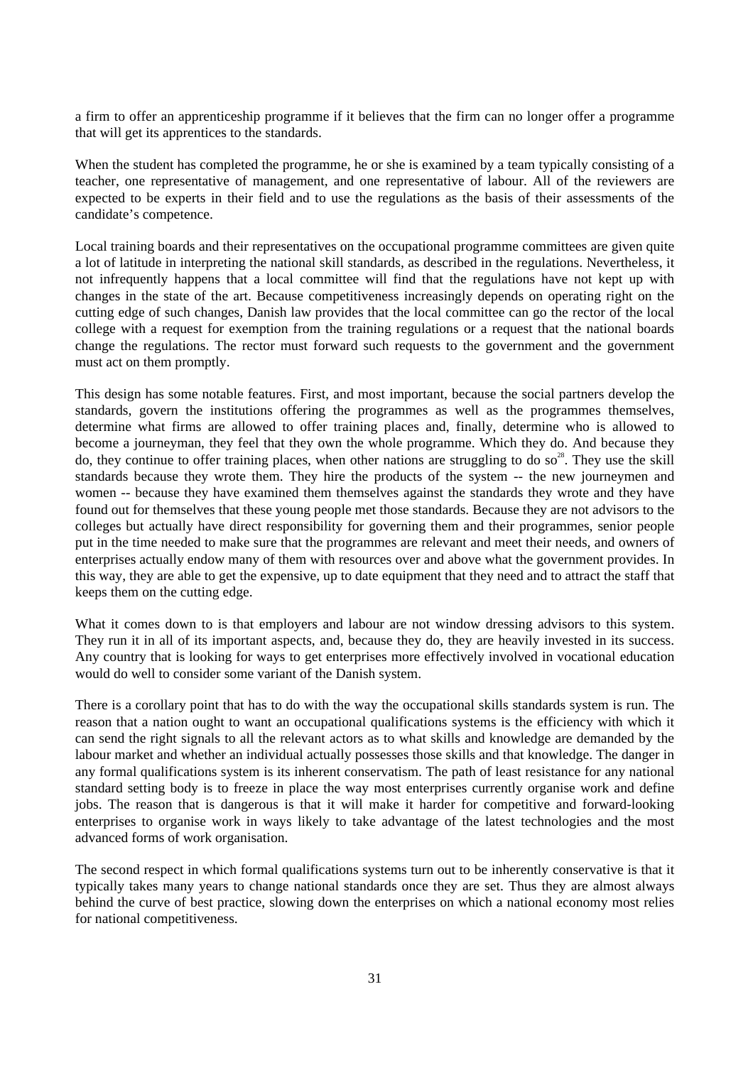a firm to offer an apprenticeship programme if it believes that the firm can no longer offer a programme that will get its apprentices to the standards.

When the student has completed the programme, he or she is examined by a team typically consisting of a teacher, one representative of management, and one representative of labour. All of the reviewers are expected to be experts in their field and to use the regulations as the basis of their assessments of the candidate's competence.

Local training boards and their representatives on the occupational programme committees are given quite a lot of latitude in interpreting the national skill standards, as described in the regulations. Nevertheless, it not infrequently happens that a local committee will find that the regulations have not kept up with changes in the state of the art. Because competitiveness increasingly depends on operating right on the cutting edge of such changes, Danish law provides that the local committee can go the rector of the local college with a request for exemption from the training regulations or a request that the national boards change the regulations. The rector must forward such requests to the government and the government must act on them promptly.

This design has some notable features. First, and most important, because the social partners develop the standards, govern the institutions offering the programmes as well as the programmes themselves, determine what firms are allowed to offer training places and, finally, determine who is allowed to become a journeyman, they feel that they own the whole programme. Which they do. And because they do, they continue to offer training places, when other nations are struggling to do so[28]. They use the skill standards because they wrote them. They hire the products of the system -- the new journeymen and women -- because they have examined them themselves against the standards they wrote and they have found out for themselves that these young people met those standards. Because they are not advisors to the colleges but actually have direct responsibility for governing them and their programmes, senior people put in the time needed to make sure that the programmes are relevant and meet their needs, and owners of enterprises actually endow many of them with resources over and above what the government provides. In this way, they are able to get the expensive, up to date equipment that they need and to attract the staff that keeps them on the cutting edge.

What it comes down to is that employers and labour are not window dressing advisors to this system. They run it in all of its important aspects, and, because they do, they are heavily invested in its success. Any country that is looking for ways to get enterprises more effectively involved in vocational education would do well to consider some variant of the Danish system.

There is a corollary point that has to do with the way the occupational skills standards system is run. The reason that a nation ought to want an occupational qualifications systems is the efficiency with which it can send the right signals to all the relevant actors as to what skills and knowledge are demanded by the labour market and whether an individual actually possesses those skills and that knowledge. The danger in any formal qualifications system is its inherent conservatism. The path of least resistance for any national standard setting body is to freeze in place the way most enterprises currently organise work and define jobs. The reason that is dangerous is that it will make it harder for competitive and forward-looking enterprises to organise work in ways likely to take advantage of the latest technologies and the most advanced forms of work organisation.

The second respect in which formal qualifications systems turn out to be inherently conservative is that it typically takes many years to change national standards once they are set. Thus they are almost always behind the curve of best practice, slowing down the enterprises on which a national economy most relies for national competitiveness.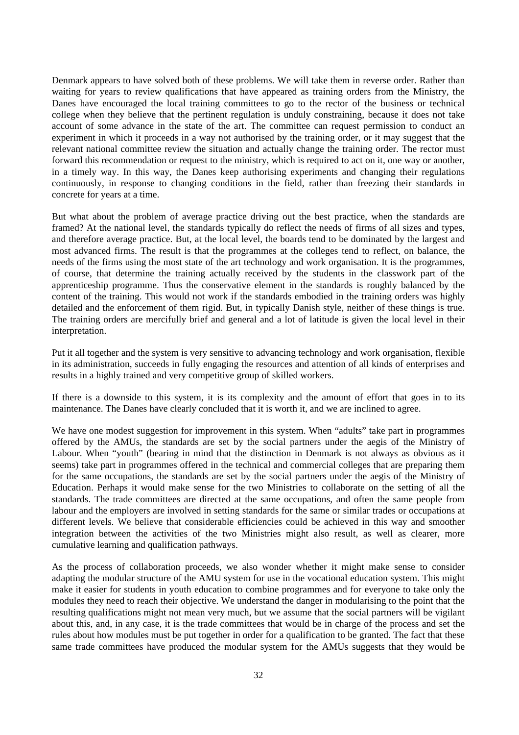Denmark appears to have solved both of these problems. We will take them in reverse order. Rather than waiting for years to review qualifications that have appeared as training orders from the Ministry, the Danes have encouraged the local training committees to go to the rector of the business or technical college when they believe that the pertinent regulation is unduly constraining, because it does not take account of some advance in the state of the art. The committee can request permission to conduct an experiment in which it proceeds in a way not authorised by the training order, or it may suggest that the relevant national committee review the situation and actually change the training order. The rector must forward this recommendation or request to the ministry, which is required to act on it, one way or another, in a timely way. In this way, the Danes keep authorising experiments and changing their regulations continuously, in response to changing conditions in the field, rather than freezing their standards in concrete for years at a time.

But what about the problem of average practice driving out the best practice, when the standards are framed? At the national level, the standards typically do reflect the needs of firms of all sizes and types, and therefore average practice. But, at the local level, the boards tend to be dominated by the largest and most advanced firms. The result is that the programmes at the colleges tend to reflect, on balance, the needs of the firms using the most state of the art technology and work organisation. It is the programmes, of course, that determine the training actually received by the students in the classwork part of the apprenticeship programme. Thus the conservative element in the standards is roughly balanced by the content of the training. This would not work if the standards embodied in the training orders was highly detailed and the enforcement of them rigid. But, in typically Danish style, neither of these things is true. The training orders are mercifully brief and general and a lot of latitude is given the local level in their interpretation.

Put it all together and the system is very sensitive to advancing technology and work organisation, flexible in its administration, succeeds in fully engaging the resources and attention of all kinds of enterprises and results in a highly trained and very competitive group of skilled workers.

If there is a downside to this system, it is its complexity and the amount of effort that goes in to its maintenance. The Danes have clearly concluded that it is worth it, and we are inclined to agree.

We have one modest suggestion for improvement in this system. When "adults" take part in programmes offered by the AMUs, the standards are set by the social partners under the aegis of the Ministry of Labour. When "youth" (bearing in mind that the distinction in Denmark is not always as obvious as it seems) take part in programmes offered in the technical and commercial colleges that are preparing them for the same occupations, the standards are set by the social partners under the aegis of the Ministry of Education. Perhaps it would make sense for the two Ministries to collaborate on the setting of all the standards. The trade committees are directed at the same occupations, and often the same people from labour and the employers are involved in setting standards for the same or similar trades or occupations at different levels. We believe that considerable efficiencies could be achieved in this way and smoother integration between the activities of the two Ministries might also result, as well as clearer, more cumulative learning and qualification pathways.

As the process of collaboration proceeds, we also wonder whether it might make sense to consider adapting the modular structure of the AMU system for use in the vocational education system. This might make it easier for students in youth education to combine programmes and for everyone to take only the modules they need to reach their objective. We understand the danger in modularising to the point that the resulting qualifications might not mean very much, but we assume that the social partners will be vigilant about this, and, in any case, it is the trade committees that would be in charge of the process and set the rules about how modules must be put together in order for a qualification to be granted. The fact that these same trade committees have produced the modular system for the AMUs suggests that they would be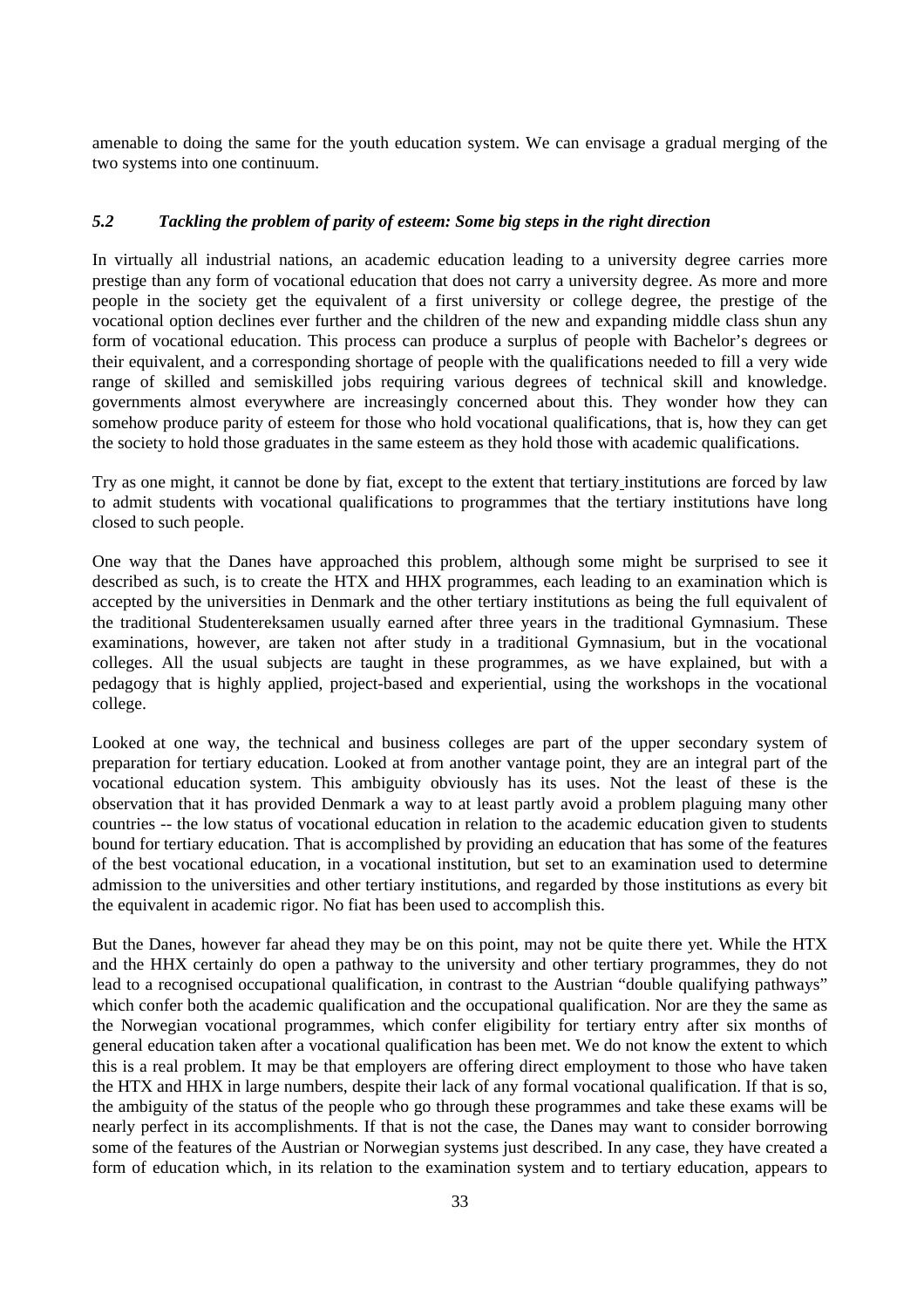amenable to doing the same for the youth education system. We can envisage a gradual merging of the two systems into one continuum.

### *5.2 Tackling the problem of parity of esteem: Some big steps in the right direction*

In virtually all industrial nations, an academic education leading to a university degree carries more prestige than any form of vocational education that does not carry a university degree. As more and more people in the society get the equivalent of a first university or college degree, the prestige of the vocational option declines ever further and the children of the new and expanding middle class shun any form of vocational education. This process can produce a surplus of people with Bachelor's degrees or their equivalent, and a corresponding shortage of people with the qualifications needed to fill a very wide range of skilled and semiskilled jobs requiring various degrees of technical skill and knowledge. governments almost everywhere are increasingly concerned about this. They wonder how they can somehow produce parity of esteem for those who hold vocational qualifications, that is, how they can get the society to hold those graduates in the same esteem as they hold those with academic qualifications.

Try as one might, it cannot be done by fiat, except to the extent that tertiary institutions are forced by law to admit students with vocational qualifications to programmes that the tertiary institutions have long closed to such people.

One way that the Danes have approached this problem, although some might be surprised to see it described as such, is to create the HTX and HHX programmes, each leading to an examination which is accepted by the universities in Denmark and the other tertiary institutions as being the full equivalent of the traditional Studentereksamen usually earned after three years in the traditional Gymnasium. These examinations, however, are taken not after study in a traditional Gymnasium, but in the vocational colleges. All the usual subjects are taught in these programmes, as we have explained, but with a pedagogy that is highly applied, project-based and experiential, using the workshops in the vocational college.

Looked at one way, the technical and business colleges are part of the upper secondary system of preparation for tertiary education. Looked at from another vantage point, they are an integral part of the vocational education system. This ambiguity obviously has its uses. Not the least of these is the observation that it has provided Denmark a way to at least partly avoid a problem plaguing many other countries -- the low status of vocational education in relation to the academic education given to students bound for tertiary education. That is accomplished by providing an education that has some of the features of the best vocational education, in a vocational institution, but set to an examination used to determine admission to the universities and other tertiary institutions, and regarded by those institutions as every bit the equivalent in academic rigor. No fiat has been used to accomplish this.

But the Danes, however far ahead they may be on this point, may not be quite there yet. While the HTX and the HHX certainly do open a pathway to the university and other tertiary programmes, they do not lead to a recognised occupational qualification, in contrast to the Austrian "double qualifying pathways" which confer both the academic qualification and the occupational qualification. Nor are they the same as the Norwegian vocational programmes, which confer eligibility for tertiary entry after six months of general education taken after a vocational qualification has been met. We do not know the extent to which this is a real problem. It may be that employers are offering direct employment to those who have taken the HTX and HHX in large numbers, despite their lack of any formal vocational qualification. If that is so, the ambiguity of the status of the people who go through these programmes and take these exams will be nearly perfect in its accomplishments. If that is not the case, the Danes may want to consider borrowing some of the features of the Austrian or Norwegian systems just described. In any case, they have created a form of education which, in its relation to the examination system and to tertiary education, appears to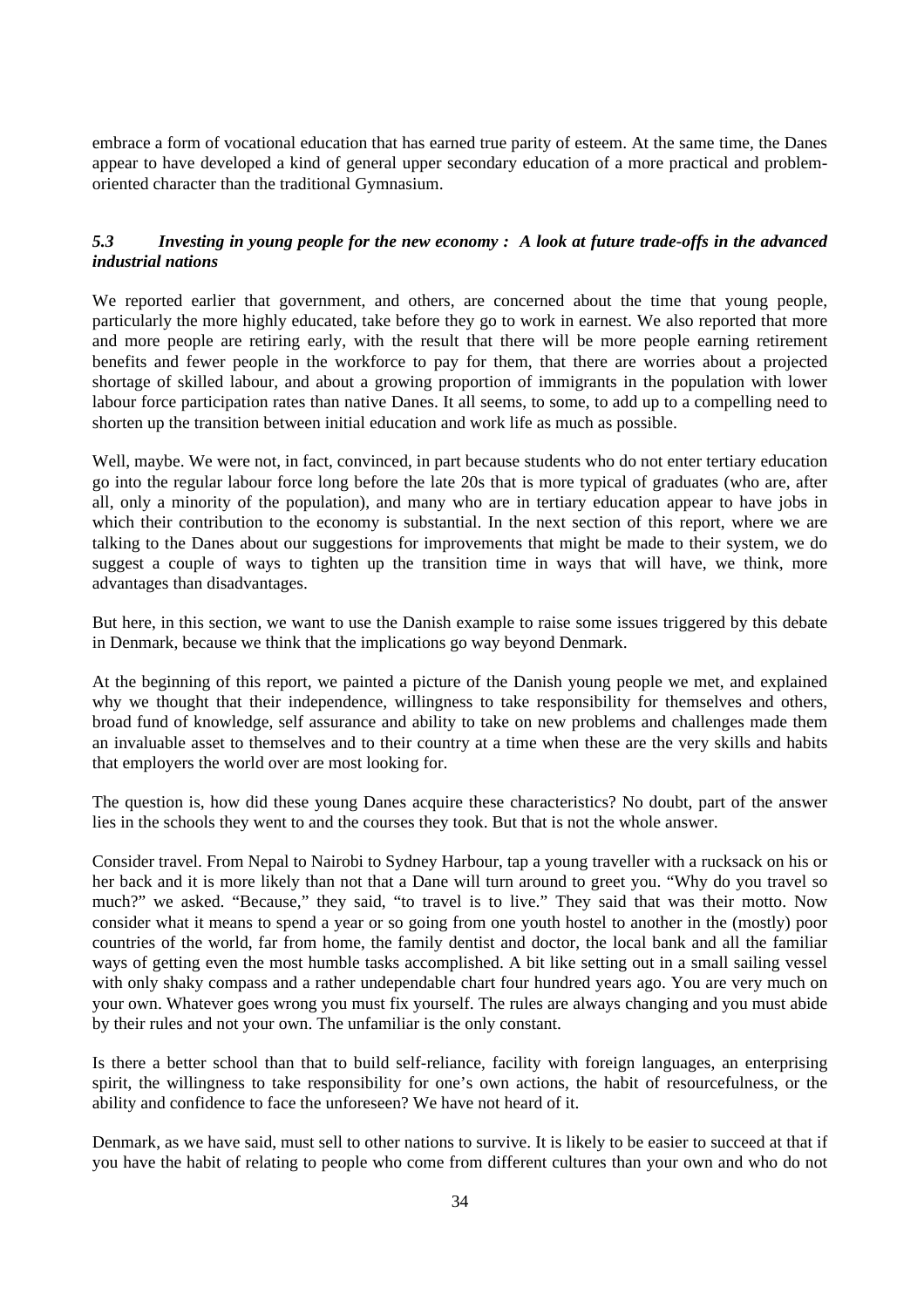embrace a form of vocational education that has earned true parity of esteem. At the same time, the Danes appear to have developed a kind of general upper secondary education of a more practical and problem-oriented character than the traditional Gymnasium.

### *5.3 Investing in young people for the new economy : A look at future trade-offs in the advanced industrial nations*

We reported earlier that government, and others, are concerned about the time that young people, particularly the more highly educated, take before they go to work in earnest. We also reported that more and more people are retiring early, with the result that there will be more people earning retirement benefits and fewer people in the workforce to pay for them, that there are worries about a projected shortage of skilled labour, and about a growing proportion of immigrants in the population with lower labour force participation rates than native Danes. It all seems, to some, to add up to a compelling need to shorten up the transition between initial education and work life as much as possible.

Well, maybe. We were not, in fact, convinced, in part because students who do not enter tertiary education go into the regular labour force long before the late 20s that is more typical of graduates (who are, after all, only a minority of the population), and many who are in tertiary education appear to have jobs in which their contribution to the economy is substantial. In the next section of this report, where we are talking to the Danes about our suggestions for improvements that might be made to their system, we do suggest a couple of ways to tighten up the transition time in ways that will have, we think, more advantages than disadvantages.

But here, in this section, we want to use the Danish example to raise some issues triggered by this debate in Denmark, because we think that the implications go way beyond Denmark.

At the beginning of this report, we painted a picture of the Danish young people we met, and explained why we thought that their independence, willingness to take responsibility for themselves and others, broad fund of knowledge, self assurance and ability to take on new problems and challenges made them an invaluable asset to themselves and to their country at a time when these are the very skills and habits that employers the world over are most looking for.

The question is, how did these young Danes acquire these characteristics? No doubt, part of the answer lies in the schools they went to and the courses they took. But that is not the whole answer.

Consider travel. From Nepal to Nairobi to Sydney Harbour, tap a young traveller with a rucksack on his or her back and it is more likely than not that a Dane will turn around to greet you. "Why do you travel so much?" we asked. "Because," they said, "to travel is to live." They said that was their motto. Now consider what it means to spend a year or so going from one youth hostel to another in the (mostly) poor countries of the world, far from home, the family dentist and doctor, the local bank and all the familiar ways of getting even the most humble tasks accomplished. A bit like setting out in a small sailing vessel with only shaky compass and a rather undependable chart four hundred years ago. You are very much on your own. Whatever goes wrong you must fix yourself. The rules are always changing and you must abide by their rules and not your own. The unfamiliar is the only constant.

Is there a better school than that to build self-reliance, facility with foreign languages, an enterprising spirit, the willingness to take responsibility for one's own actions, the habit of resourcefulness, or the ability and confidence to face the unforeseen? We have not heard of it.

Denmark, as we have said, must sell to other nations to survive. It is likely to be easier to succeed at that if you have the habit of relating to people who come from different cultures than your own and who do not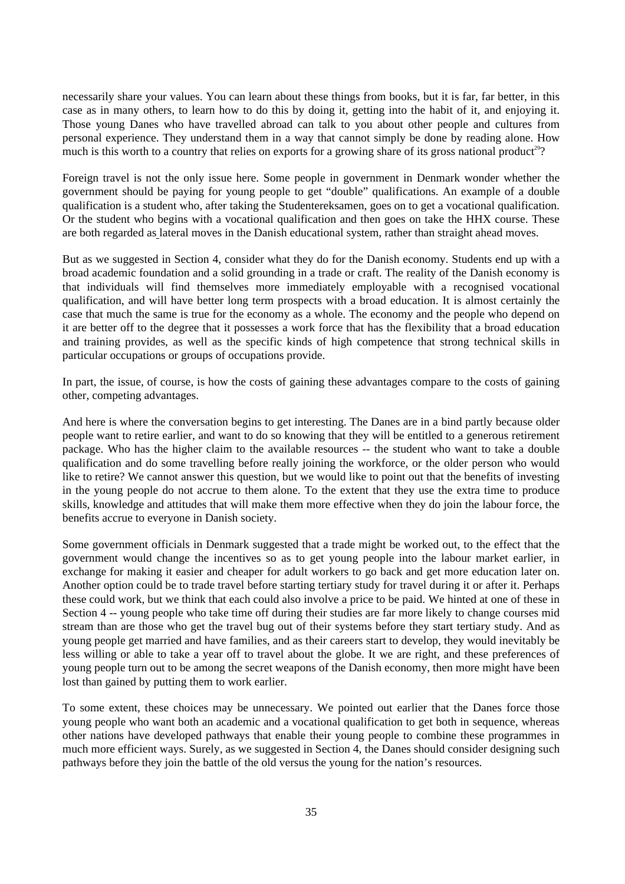necessarily share your values. You can learn about these things from books, but it is far, far better, in this case as in many others, to learn how to do this by doing it, getting into the habit of it, and enjoying it. Those young Danes who have travelled abroad can talk to you about other people and cultures from personal experience. They understand them in a way that cannot simply be done by reading alone. How much is this worth to a country that relies on exports for a growing share of its gross national product[29]?

Foreign travel is not the only issue here. Some people in government in Denmark wonder whether the government should be paying for young people to get "double" qualifications. An example of a double qualification is a student who, after taking the Studentereksamen, goes on to get a vocational qualification. Or the student who begins with a vocational qualification and then goes on take the HHX course. These are both regarded as lateral moves in the Danish educational system, rather than straight ahead moves.

But as we suggested in Section 4, consider what they do for the Danish economy. Students end up with a broad academic foundation and a solid grounding in a trade or craft. The reality of the Danish economy is that individuals will find themselves more immediately employable with a recognised vocational qualification, and will have better long term prospects with a broad education. It is almost certainly the case that much the same is true for the economy as a whole. The economy and the people who depend on it are better off to the degree that it possesses a work force that has the flexibility that a broad education and training provides, as well as the specific kinds of high competence that strong technical skills in particular occupations or groups of occupations provide.

In part, the issue, of course, is how the costs of gaining these advantages compare to the costs of gaining other, competing advantages.

And here is where the conversation begins to get interesting. The Danes are in a bind partly because older people want to retire earlier, and want to do so knowing that they will be entitled to a generous retirement package. Who has the higher claim to the available resources -- the student who want to take a double qualification and do some travelling before really joining the workforce, or the older person who would like to retire? We cannot answer this question, but we would like to point out that the benefits of investing in the young people do not accrue to them alone. To the extent that they use the extra time to produce skills, knowledge and attitudes that will make them more effective when they do join the labour force, the benefits accrue to everyone in Danish society.

Some government officials in Denmark suggested that a trade might be worked out, to the effect that the government would change the incentives so as to get young people into the labour market earlier, in exchange for making it easier and cheaper for adult workers to go back and get more education later on. Another option could be to trade travel before starting tertiary study for travel during it or after it. Perhaps these could work, but we think that each could also involve a price to be paid. We hinted at one of these in Section 4 -- young people who take time off during their studies are far more likely to change courses mid stream than are those who get the travel bug out of their systems before they start tertiary study. And as young people get married and have families, and as their careers start to develop, they would inevitably be less willing or able to take a year off to travel about the globe. It we are right, and these preferences of young people turn out to be among the secret weapons of the Danish economy, then more might have been lost than gained by putting them to work earlier.

To some extent, these choices may be unnecessary. We pointed out earlier that the Danes force those young people who want both an academic and a vocational qualification to get both in sequence, whereas other nations have developed pathways that enable their young people to combine these programmes in much more efficient ways. Surely, as we suggested in Section 4, the Danes should consider designing such pathways before they join the battle of the old versus the young for the nation's resources.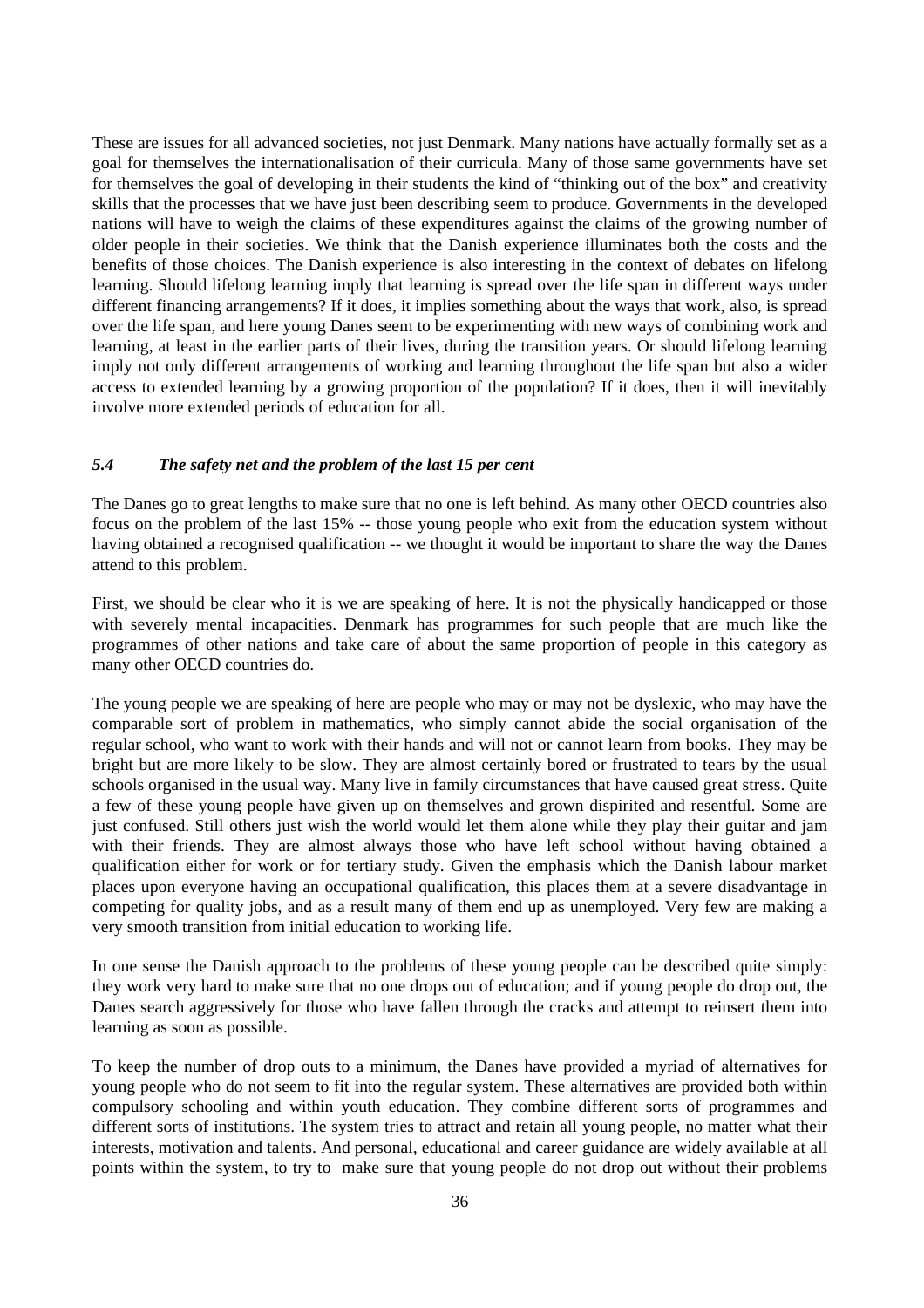These are issues for all advanced societies, not just Denmark. Many nations have actually formally set as a goal for themselves the internationalisation of their curricula. Many of those same governments have set for themselves the goal of developing in their students the kind of "thinking out of the box" and creativity skills that the processes that we have just been describing seem to produce. Governments in the developed nations will have to weigh the claims of these expenditures against the claims of the growing number of older people in their societies. We think that the Danish experience illuminates both the costs and the benefits of those choices. The Danish experience is also interesting in the context of debates on lifelong learning. Should lifelong learning imply that learning is spread over the life span in different ways under different financing arrangements? If it does, it implies something about the ways that work, also, is spread over the life span, and here young Danes seem to be experimenting with new ways of combining work and learning, at least in the earlier parts of their lives, during the transition years. Or should lifelong learning imply not only different arrangements of working and learning throughout the life span but also a wider access to extended learning by a growing proportion of the population? If it does, then it will inevitably involve more extended periods of education for all.

### *5.4 The safety net and the problem of the last 15 per cent*

The Danes go to great lengths to make sure that no one is left behind. As many other OECD countries also focus on the problem of the last 15% -- those young people who exit from the education system without having obtained a recognised qualification -- we thought it would be important to share the way the Danes attend to this problem.

First, we should be clear who it is we are speaking of here. It is not the physically handicapped or those with severely mental incapacities. Denmark has programmes for such people that are much like the programmes of other nations and take care of about the same proportion of people in this category as many other OECD countries do.

The young people we are speaking of here are people who may or may not be dyslexic, who may have the comparable sort of problem in mathematics, who simply cannot abide the social organisation of the regular school, who want to work with their hands and will not or cannot learn from books. They may be bright but are more likely to be slow. They are almost certainly bored or frustrated to tears by the usual schools organised in the usual way. Many live in family circumstances that have caused great stress. Quite a few of these young people have given up on themselves and grown dispirited and resentful. Some are just confused. Still others just wish the world would let them alone while they play their guitar and jam with their friends. They are almost always those who have left school without having obtained a qualification either for work or for tertiary study. Given the emphasis which the Danish labour market places upon everyone having an occupational qualification, this places them at a severe disadvantage in competing for quality jobs, and as a result many of them end up as unemployed. Very few are making a very smooth transition from initial education to working life.

In one sense the Danish approach to the problems of these young people can be described quite simply: they work very hard to make sure that no one drops out of education; and if young people do drop out, the Danes search aggressively for those who have fallen through the cracks and attempt to reinsert them into learning as soon as possible.

To keep the number of drop outs to a minimum, the Danes have provided a myriad of alternatives for young people who do not seem to fit into the regular system. These alternatives are provided both within compulsory schooling and within youth education. They combine different sorts of programmes and different sorts of institutions. The system tries to attract and retain all young people, no matter what their interests, motivation and talents. And personal, educational and career guidance are widely available at all points within the system, to try to make sure that young people do not drop out without their problems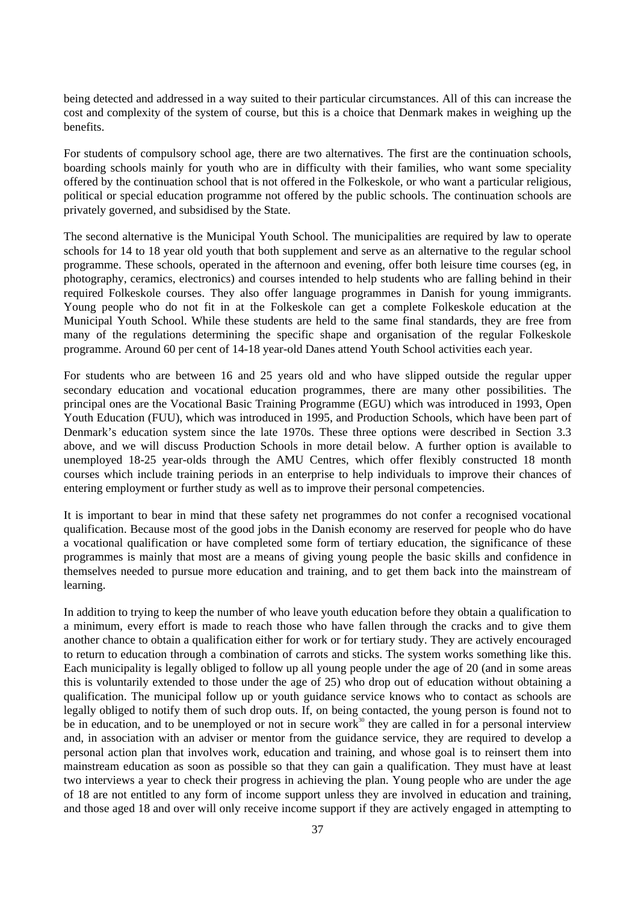being detected and addressed in a way suited to their particular circumstances. All of this can increase the cost and complexity of the system of course, but this is a choice that Denmark makes in weighing up the benefits.

For students of compulsory school age, there are two alternatives. The first are the continuation schools, boarding schools mainly for youth who are in difficulty with their families, who want some speciality offered by the continuation school that is not offered in the Folkeskole, or who want a particular religious, political or special education programme not offered by the public schools. The continuation schools are privately governed, and subsidised by the State.

The second alternative is the Municipal Youth School. The municipalities are required by law to operate schools for 14 to 18 year old youth that both supplement and serve as an alternative to the regular school programme. These schools, operated in the afternoon and evening, offer both leisure time courses (eg, in photography, ceramics, electronics) and courses intended to help students who are falling behind in their required Folkeskole courses. They also offer language programmes in Danish for young immigrants. Young people who do not fit in at the Folkeskole can get a complete Folkeskole education at the Municipal Youth School. While these students are held to the same final standards, they are free from many of the regulations determining the specific shape and organisation of the regular Folkeskole programme. Around 60 per cent of 14-18 year-old Danes attend Youth School activities each year.

For students who are between 16 and 25 years old and who have slipped outside the regular upper secondary education and vocational education programmes, there are many other possibilities. The principal ones are the Vocational Basic Training Programme (EGU) which was introduced in 1993, Open Youth Education (FUU), which was introduced in 1995, and Production Schools, which have been part of Denmark's education system since the late 1970s. These three options were described in Section 3.3 above, and we will discuss Production Schools in more detail below. A further option is available to unemployed 18-25 year-olds through the AMU Centres, which offer flexibly constructed 18 month courses which include training periods in an enterprise to help individuals to improve their chances of entering employment or further study as well as to improve their personal competencies.

It is important to bear in mind that these safety net programmes do not confer a recognised vocational qualification. Because most of the good jobs in the Danish economy are reserved for people who do have a vocational qualification or have completed some form of tertiary education, the significance of these programmes is mainly that most are a means of giving young people the basic skills and confidence in themselves needed to pursue more education and training, and to get them back into the mainstream of learning.

In addition to trying to keep the number of who leave youth education before they obtain a qualification to a minimum, every effort is made to reach those who have fallen through the cracks and to give them another chance to obtain a qualification either for work or for tertiary study. They are actively encouraged to return to education through a combination of carrots and sticks. The system works something like this. Each municipality is legally obliged to follow up all young people under the age of 20 (and in some areas this is voluntarily extended to those under the age of 25) who drop out of education without obtaining a qualification. The municipal follow up or youth guidance service knows who to contact as schools are legally obliged to notify them of such drop outs. If, on being contacted, the young person is found not to be in education, and to be unemployed or not in secure work[30] they are called in for a personal interview and, in association with an adviser or mentor from the guidance service, they are required to develop a personal action plan that involves work, education and training, and whose goal is to reinsert them into mainstream education as soon as possible so that they can gain a qualification. They must have at least two interviews a year to check their progress in achieving the plan. Young people who are under the age of 18 are not entitled to any form of income support unless they are involved in education and training, and those aged 18 and over will only receive income support if they are actively engaged in attempting to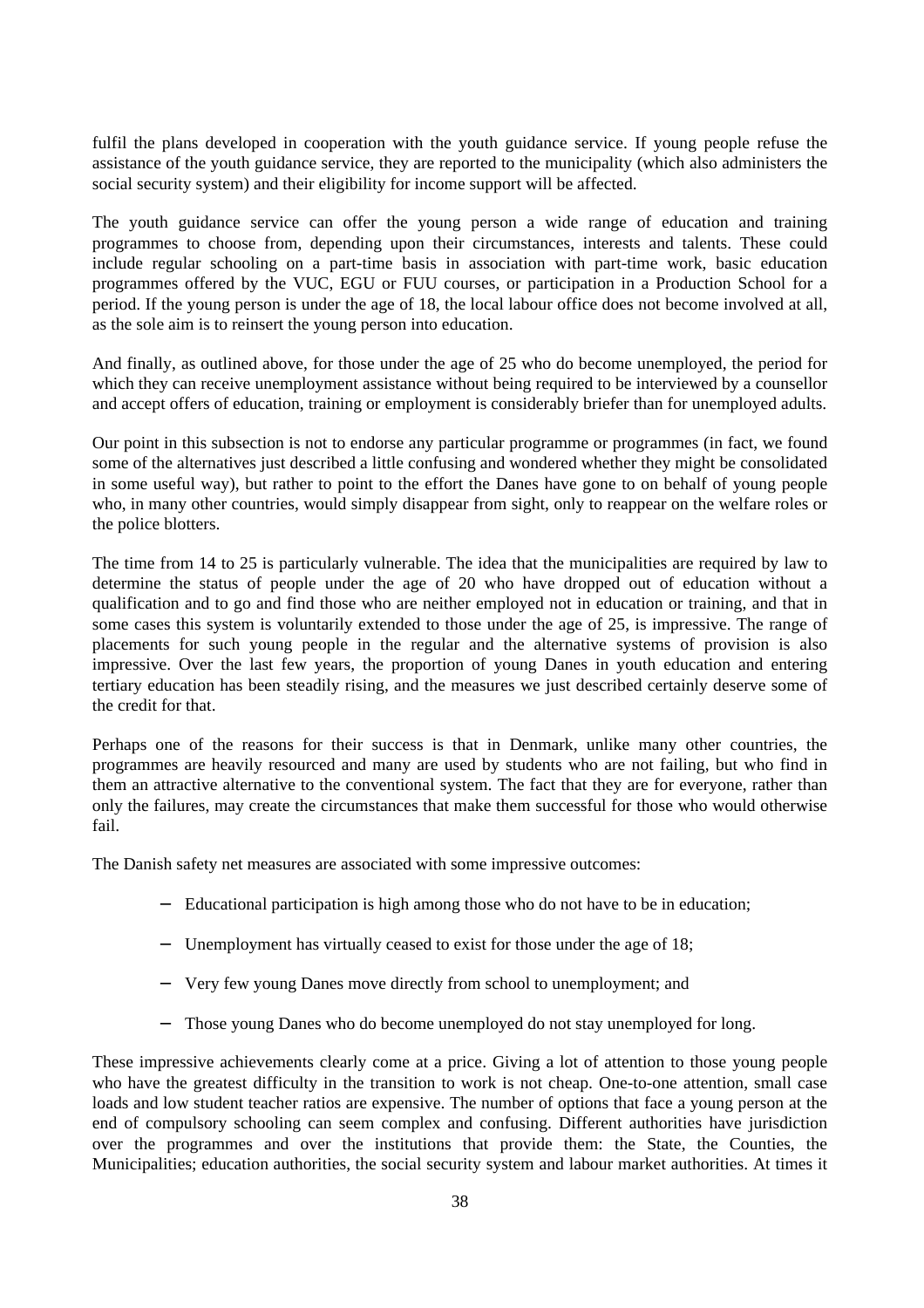fulfil the plans developed in cooperation with the youth guidance service. If young people refuse the assistance of the youth guidance service, they are reported to the municipality (which also administers the social security system) and their eligibility for income support will be affected.

The youth guidance service can offer the young person a wide range of education and training programmes to choose from, depending upon their circumstances, interests and talents. These could include regular schooling on a part-time basis in association with part-time work, basic education programmes offered by the VUC, EGU or FUU courses, or participation in a Production School for a period. If the young person is under the age of 18, the local labour office does not become involved at all, as the sole aim is to reinsert the young person into education.

And finally, as outlined above, for those under the age of 25 who do become unemployed, the period for which they can receive unemployment assistance without being required to be interviewed by a counsellor and accept offers of education, training or employment is considerably briefer than for unemployed adults.

Our point in this subsection is not to endorse any particular programme or programmes (in fact, we found some of the alternatives just described a little confusing and wondered whether they might be consolidated in some useful way), but rather to point to the effort the Danes have gone to on behalf of young people who, in many other countries, would simply disappear from sight, only to reappear on the welfare roles or the police blotters.

The time from 14 to 25 is particularly vulnerable. The idea that the municipalities are required by law to determine the status of people under the age of 20 who have dropped out of education without a qualification and to go and find those who are neither employed not in education or training, and that in some cases this system is voluntarily extended to those under the age of 25, is impressive. The range of placements for such young people in the regular and the alternative systems of provision is also impressive. Over the last few years, the proportion of young Danes in youth education and entering tertiary education has been steadily rising, and the measures we just described certainly deserve some of the credit for that.

Perhaps one of the reasons for their success is that in Denmark, unlike many other countries, the programmes are heavily resourced and many are used by students who are not failing, but who find in them an attractive alternative to the conventional system. The fact that they are for everyone, rather than only the failures, may create the circumstances that make them successful for those who would otherwise fail.

The Danish safety net measures are associated with some impressive outcomes:

- Educational participation is high among those who do not have to be in education;
- Unemployment has virtually ceased to exist for those under the age of 18;
- Very few young Danes move directly from school to unemployment; and
- Those young Danes who do become unemployed do not stay unemployed for long.

These impressive achievements clearly come at a price. Giving a lot of attention to those young people who have the greatest difficulty in the transition to work is not cheap. One-to-one attention, small case loads and low student teacher ratios are expensive. The number of options that face a young person at the end of compulsory schooling can seem complex and confusing. Different authorities have jurisdiction over the programmes and over the institutions that provide them: the State, the Counties, the Municipalities; education authorities, the social security system and labour market authorities. At times it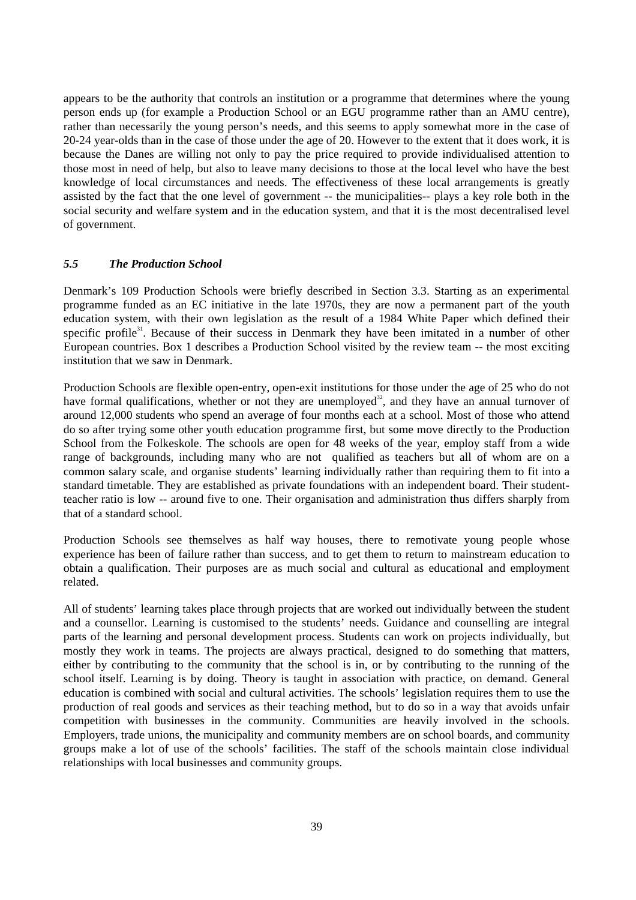appears to be the authority that controls an institution or a programme that determines where the young person ends up (for example a Production School or an EGU programme rather than an AMU centre), rather than necessarily the young person's needs, and this seems to apply somewhat more in the case of 20-24 year-olds than in the case of those under the age of 20. However to the extent that it does work, it is because the Danes are willing not only to pay the price required to provide individualised attention to those most in need of help, but also to leave many decisions to those at the local level who have the best knowledge of local circumstances and needs. The effectiveness of these local arrangements is greatly assisted by the fact that the one level of government -- the municipalities-- plays a key role both in the social security and welfare system and in the education system, and that it is the most decentralised level of government.

### *5.5 The Production School*

Denmark's 109 Production Schools were briefly described in Section 3.3. Starting as an experimental programme funded as an EC initiative in the late 1970s, they are now a permanent part of the youth education system, with their own legislation as the result of a 1984 White Paper which defined their specific profile[31]. Because of their success in Denmark they have been imitated in a number of other European countries. Box 1 describes a Production School visited by the review team -- the most exciting institution that we saw in Denmark.

Production Schools are flexible open-entry, open-exit institutions for those under the age of 25 who do not have formal qualifications, whether or not they are unemployed[32], and they have an annual turnover of around 12,000 students who spend an average of four months each at a school. Most of those who attend do so after trying some other youth education programme first, but some move directly to the Production School from the Folkeskole. The schools are open for 48 weeks of the year, employ staff from a wide range of backgrounds, including many who are not qualified as teachers but all of whom are on a common salary scale, and organise students' learning individually rather than requiring them to fit into a standard timetable. They are established as private foundations with an independent board. Their student-teacher ratio is low -- around five to one. Their organisation and administration thus differs sharply from that of a standard school.

Production Schools see themselves as half way houses, there to remotivate young people whose experience has been of failure rather than success, and to get them to return to mainstream education to obtain a qualification. Their purposes are as much social and cultural as educational and employment related.

All of students' learning takes place through projects that are worked out individually between the student and a counsellor. Learning is customised to the students' needs. Guidance and counselling are integral parts of the learning and personal development process. Students can work on projects individually, but mostly they work in teams. The projects are always practical, designed to do something that matters, either by contributing to the community that the school is in, or by contributing to the running of the school itself. Learning is by doing. Theory is taught in association with practice, on demand. General education is combined with social and cultural activities. The schools' legislation requires them to use the production of real goods and services as their teaching method, but to do so in a way that avoids unfair competition with businesses in the community. Communities are heavily involved in the schools. Employers, trade unions, the municipality and community members are on school boards, and community groups make a lot of use of the schools' facilities. The staff of the schools maintain close individual relationships with local businesses and community groups.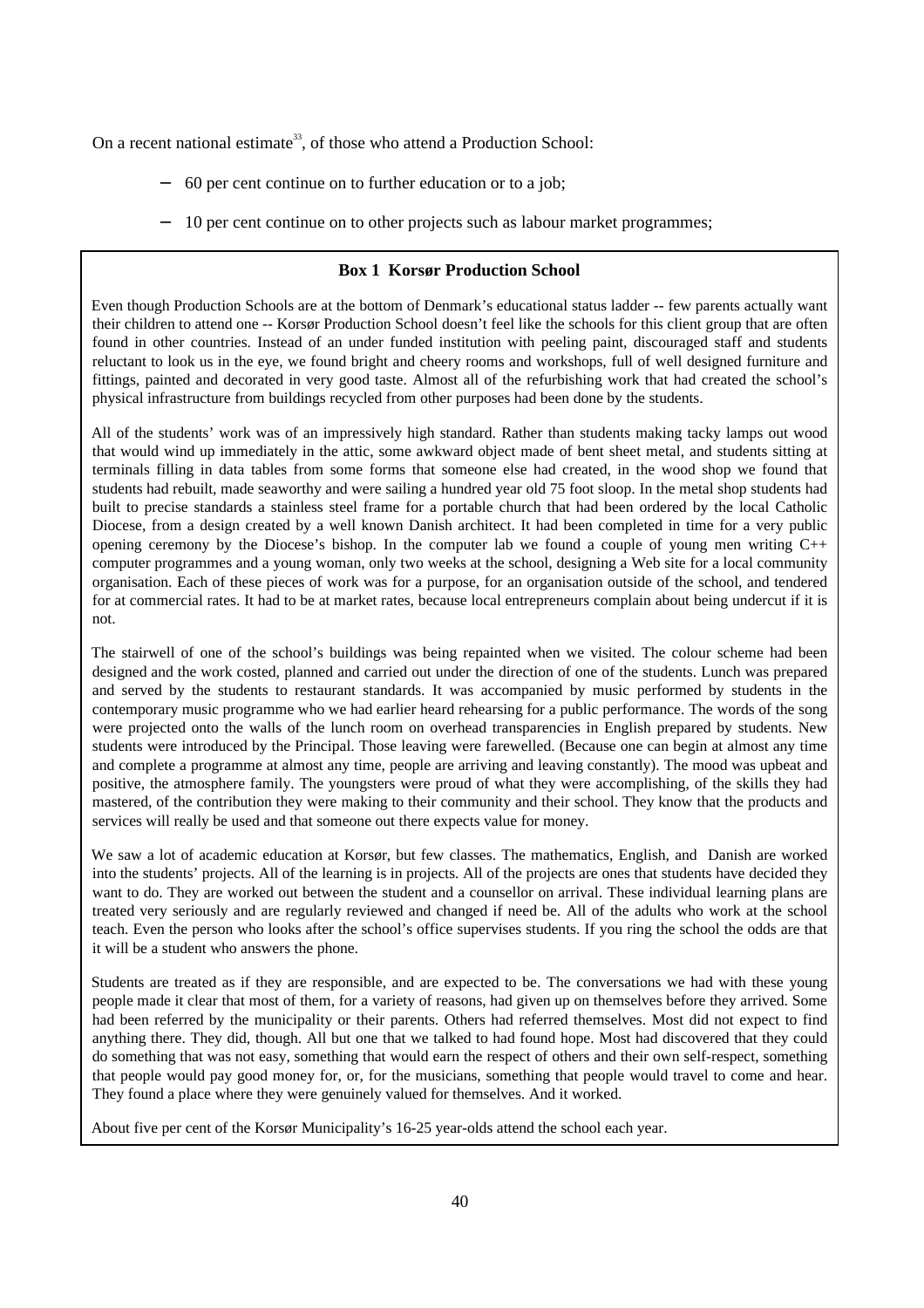On a recent national estimate[33], of those who attend a Production School:

- 60 per cent continue on to further education or to a job;
- 10 per cent continue on to other projects such as labour market programmes;

**Box 1 Korsør Production School**

Even though Production Schools are at the bottom of Denmark's educational status ladder -- few parents actually want their children to attend one -- Korsør Production School doesn't feel like the schools for this client group that are often found in other countries. Instead of an under funded institution with peeling paint, discouraged staff and students reluctant to look us in the eye, we found bright and cheery rooms and workshops, full of well designed furniture and fittings, painted and decorated in very good taste. Almost all of the refurbishing work that had created the school's physical infrastructure from buildings recycled from other purposes had been done by the students.

All of the students' work was of an impressively high standard. Rather than students making tacky lamps out wood that would wind up immediately in the attic, some awkward object made of bent sheet metal, and students sitting at terminals filling in data tables from some forms that someone else had created, in the wood shop we found that students had rebuilt, made seaworthy and were sailing a hundred year old 75 foot sloop. In the metal shop students had built to precise standards a stainless steel frame for a portable church that had been ordered by the local Catholic Diocese, from a design created by a well known Danish architect. It had been completed in time for a very public opening ceremony by the Diocese's bishop. In the computer lab we found a couple of young men writing C++ computer programmes and a young woman, only two weeks at the school, designing a Web site for a local community organisation. Each of these pieces of work was for a purpose, for an organisation outside of the school, and tendered for at commercial rates. It had to be at market rates, because local entrepreneurs complain about being undercut if it is not.

The stairwell of one of the school's buildings was being repainted when we visited. The colour scheme had been designed and the work costed, planned and carried out under the direction of one of the students. Lunch was prepared and served by the students to restaurant standards. It was accompanied by music performed by students in the contemporary music programme who we had earlier heard rehearsing for a public performance. The words of the song were projected onto the walls of the lunch room on overhead transparencies in English prepared by students. New students were introduced by the Principal. Those leaving were farewelled. (Because one can begin at almost any time and complete a programme at almost any time, people are arriving and leaving constantly). The mood was upbeat and positive, the atmosphere family. The youngsters were proud of what they were accomplishing, of the skills they had mastered, of the contribution they were making to their community and their school. They know that the products and services will really be used and that someone out there expects value for money.

We saw a lot of academic education at Korsør, but few classes. The mathematics, English, and Danish are worked into the students' projects. All of the learning is in projects. All of the projects are ones that students have decided they want to do. They are worked out between the student and a counsellor on arrival. These individual learning plans are treated very seriously and are regularly reviewed and changed if need be. All of the adults who work at the school teach. Even the person who looks after the school's office supervises students. If you ring the school the odds are that it will be a student who answers the phone.

Students are treated as if they are responsible, and are expected to be. The conversations we had with these young people made it clear that most of them, for a variety of reasons, had given up on themselves before they arrived. Some had been referred by the municipality or their parents. Others had referred themselves. Most did not expect to find anything there. They did, though. All but one that we talked to had found hope. Most had discovered that they could do something that was not easy, something that would earn the respect of others and their own self-respect, something that people would pay good money for, or, for the musicians, something that people would travel to come and hear. They found a place where they were genuinely valued for themselves. And it worked.

About five per cent of the Korsør Municipality's 16-25 year-olds attend the school each year.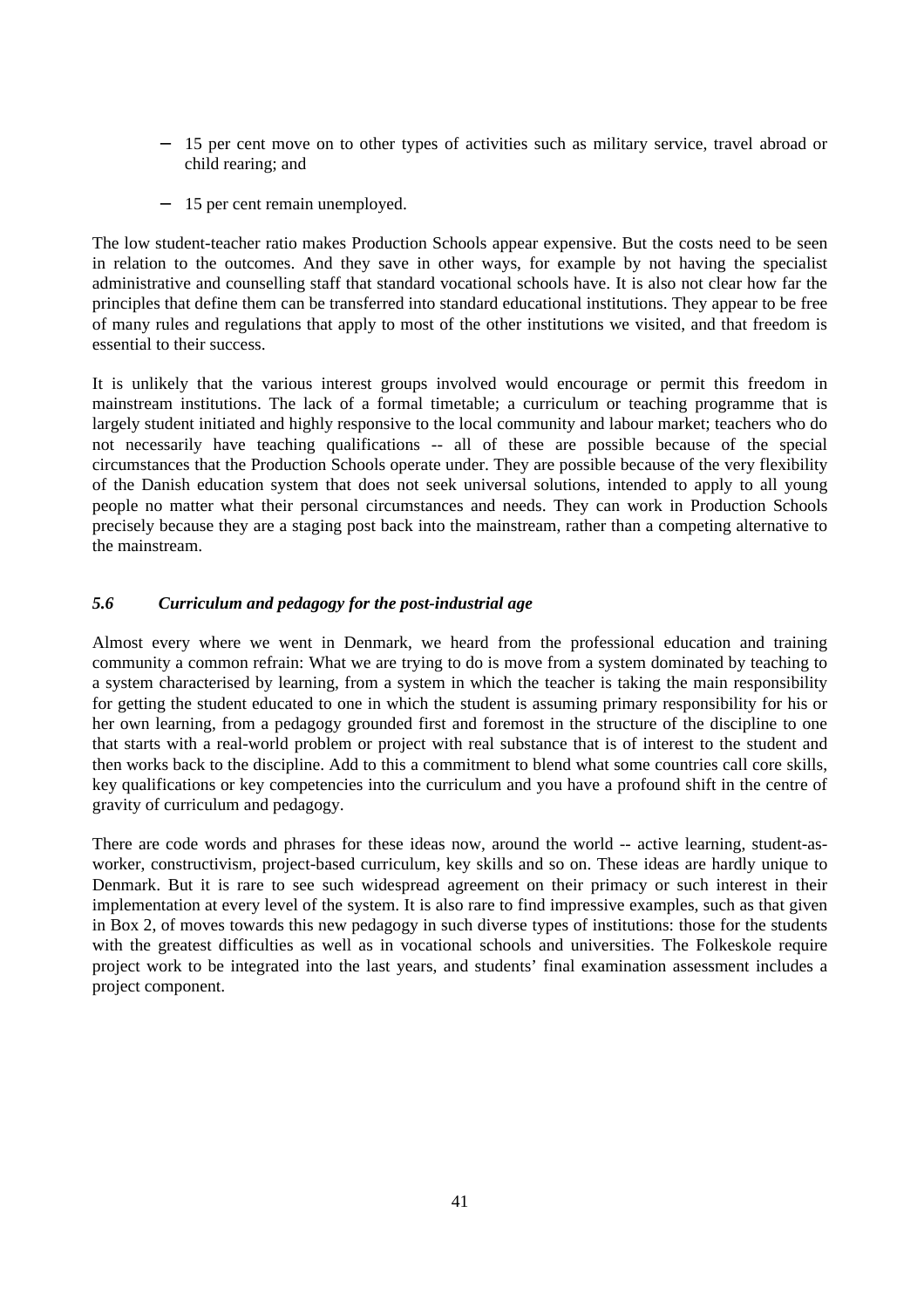- 15 per cent move on to other types of activities such as military service, travel abroad or child rearing; and
- 15 per cent remain unemployed.

The low student-teacher ratio makes Production Schools appear expensive. But the costs need to be seen in relation to the outcomes. And they save in other ways, for example by not having the specialist administrative and counselling staff that standard vocational schools have. It is also not clear how far the principles that define them can be transferred into standard educational institutions. They appear to be free of many rules and regulations that apply to most of the other institutions we visited, and that freedom is essential to their success.

It is unlikely that the various interest groups involved would encourage or permit this freedom in mainstream institutions. The lack of a formal timetable; a curriculum or teaching programme that is largely student initiated and highly responsive to the local community and labour market; teachers who do not necessarily have teaching qualifications -- all of these are possible because of the special circumstances that the Production Schools operate under. They are possible because of the very flexibility of the Danish education system that does not seek universal solutions, intended to apply to all young people no matter what their personal circumstances and needs. They can work in Production Schools precisely because they are a staging post back into the mainstream, rather than a competing alternative to the mainstream.

### *5.6 Curriculum and pedagogy for the post-industrial age*

Almost every where we went in Denmark, we heard from the professional education and training community a common refrain: What we are trying to do is move from a system dominated by teaching to a system characterised by learning, from a system in which the teacher is taking the main responsibility for getting the student educated to one in which the student is assuming primary responsibility for his or her own learning, from a pedagogy grounded first and foremost in the structure of the discipline to one that starts with a real-world problem or project with real substance that is of interest to the student and then works back to the discipline. Add to this a commitment to blend what some countries call core skills, key qualifications or key competencies into the curriculum and you have a profound shift in the centre of gravity of curriculum and pedagogy.

There are code words and phrases for these ideas now, around the world -- active learning, student-as-worker, constructivism, project-based curriculum, key skills and so on. These ideas are hardly unique to Denmark. But it is rare to see such widespread agreement on their primacy or such interest in their implementation at every level of the system. It is also rare to find impressive examples, such as that given in Box 2, of moves towards this new pedagogy in such diverse types of institutions: those for the students with the greatest difficulties as well as in vocational schools and universities. The Folkeskole require project work to be integrated into the last years, and students' final examination assessment includes a project component.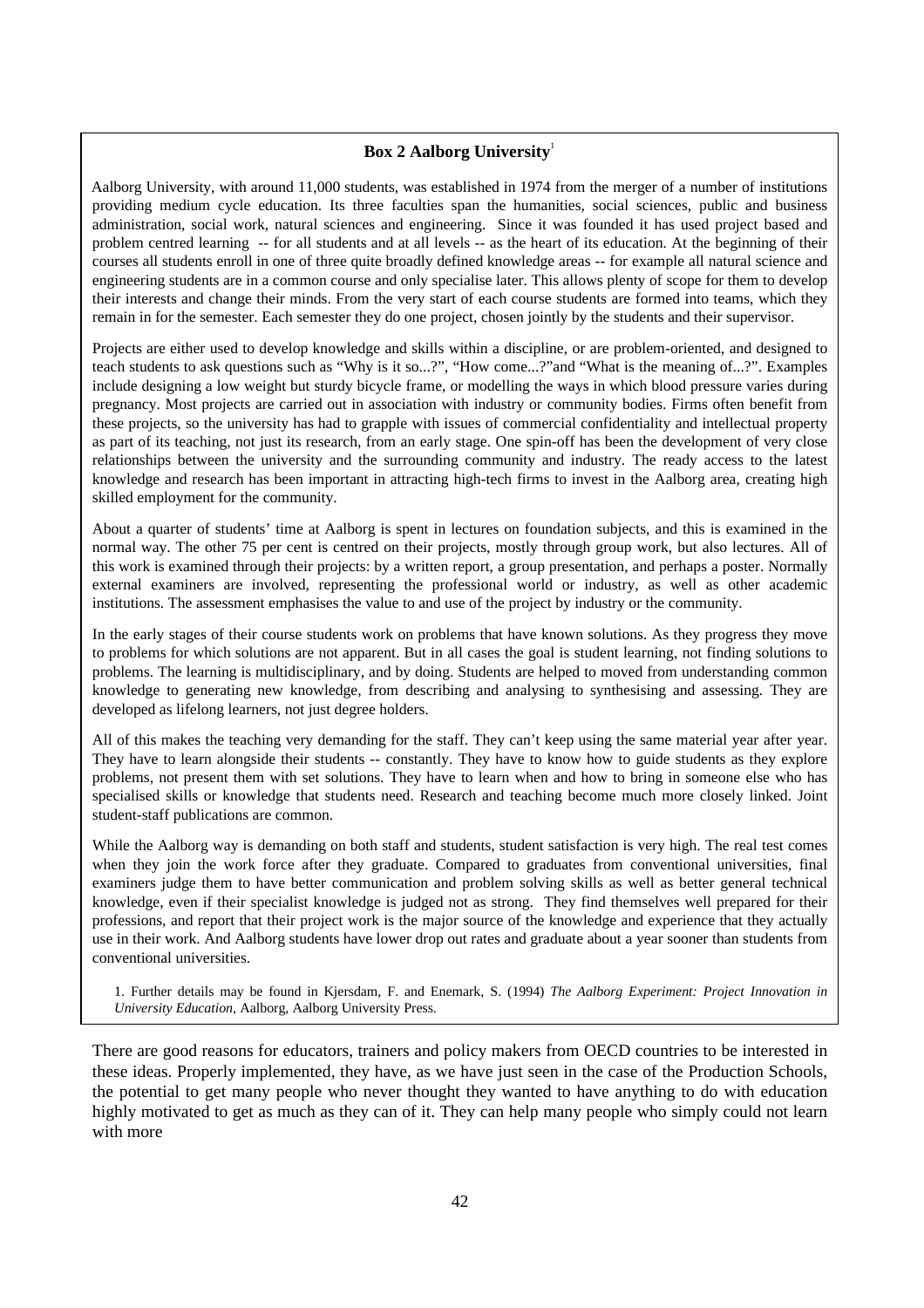**Box 2 Aalborg University**[1]

Aalborg University, with around 11,000 students, was established in 1974 from the merger of a number of institutions providing medium cycle education. Its three faculties span the humanities, social sciences, public and business administration, social work, natural sciences and engineering. Since it was founded it has used project based and problem centred learning -- for all students and at all levels -- as the heart of its education. At the beginning of their courses all students enroll in one of three quite broadly defined knowledge areas -- for example all natural science and engineering students are in a common course and only specialise later. This allows plenty of scope for them to develop their interests and change their minds. From the very start of each course students are formed into teams, which they remain in for the semester. Each semester they do one project, chosen jointly by the students and their supervisor.

Projects are either used to develop knowledge and skills within a discipline, or are problem-oriented, and designed to teach students to ask questions such as "Why is it so...?", "How come...?"and "What is the meaning of...?". Examples include designing a low weight but sturdy bicycle frame, or modelling the ways in which blood pressure varies during pregnancy. Most projects are carried out in association with industry or community bodies. Firms often benefit from these projects, so the university has had to grapple with issues of commercial confidentiality and intellectual property as part of its teaching, not just its research, from an early stage. One spin-off has been the development of very close relationships between the university and the surrounding community and industry. The ready access to the latest knowledge and research has been important in attracting high-tech firms to invest in the Aalborg area, creating high skilled employment for the community.

About a quarter of students' time at Aalborg is spent in lectures on foundation subjects, and this is examined in the normal way. The other 75 per cent is centred on their projects, mostly through group work, but also lectures. All of this work is examined through their projects: by a written report, a group presentation, and perhaps a poster. Normally external examiners are involved, representing the professional world or industry, as well as other academic institutions. The assessment emphasises the value to and use of the project by industry or the community.

In the early stages of their course students work on problems that have known solutions. As they progress they move to problems for which solutions are not apparent. But in all cases the goal is student learning, not finding solutions to problems. The learning is multidisciplinary, and by doing. Students are helped to moved from understanding common knowledge to generating new knowledge, from describing and analysing to synthesising and assessing. They are developed as lifelong learners, not just degree holders.

All of this makes the teaching very demanding for the staff. They can't keep using the same material year after year. They have to learn alongside their students -- constantly. They have to know how to guide students as they explore problems, not present them with set solutions. They have to learn when and how to bring in someone else who has specialised skills or knowledge that students need. Research and teaching become much more closely linked. Joint student-staff publications are common.

While the Aalborg way is demanding on both staff and students, student satisfaction is very high. The real test comes when they join the work force after they graduate. Compared to graduates from conventional universities, final examiners judge them to have better communication and problem solving skills as well as better general technical knowledge, even if their specialist knowledge is judged not as strong. They find themselves well prepared for their professions, and report that their project work is the major source of the knowledge and experience that they actually use in their work. And Aalborg students have lower drop out rates and graduate about a year sooner than students from conventional universities.

1. Further details may be found in Kjersdam, F. and Enemark, S. (1994) *The Aalborg Experiment: Project Innovation in University Education*, Aalborg, Aalborg University Press.

There are good reasons for educators, trainers and policy makers from OECD countries to be interested in these ideas. Properly implemented, they have, as we have just seen in the case of the Production Schools, the potential to get many people who never thought they wanted to have anything to do with education highly motivated to get as much as they can of it. They can help many people who simply could not learn with more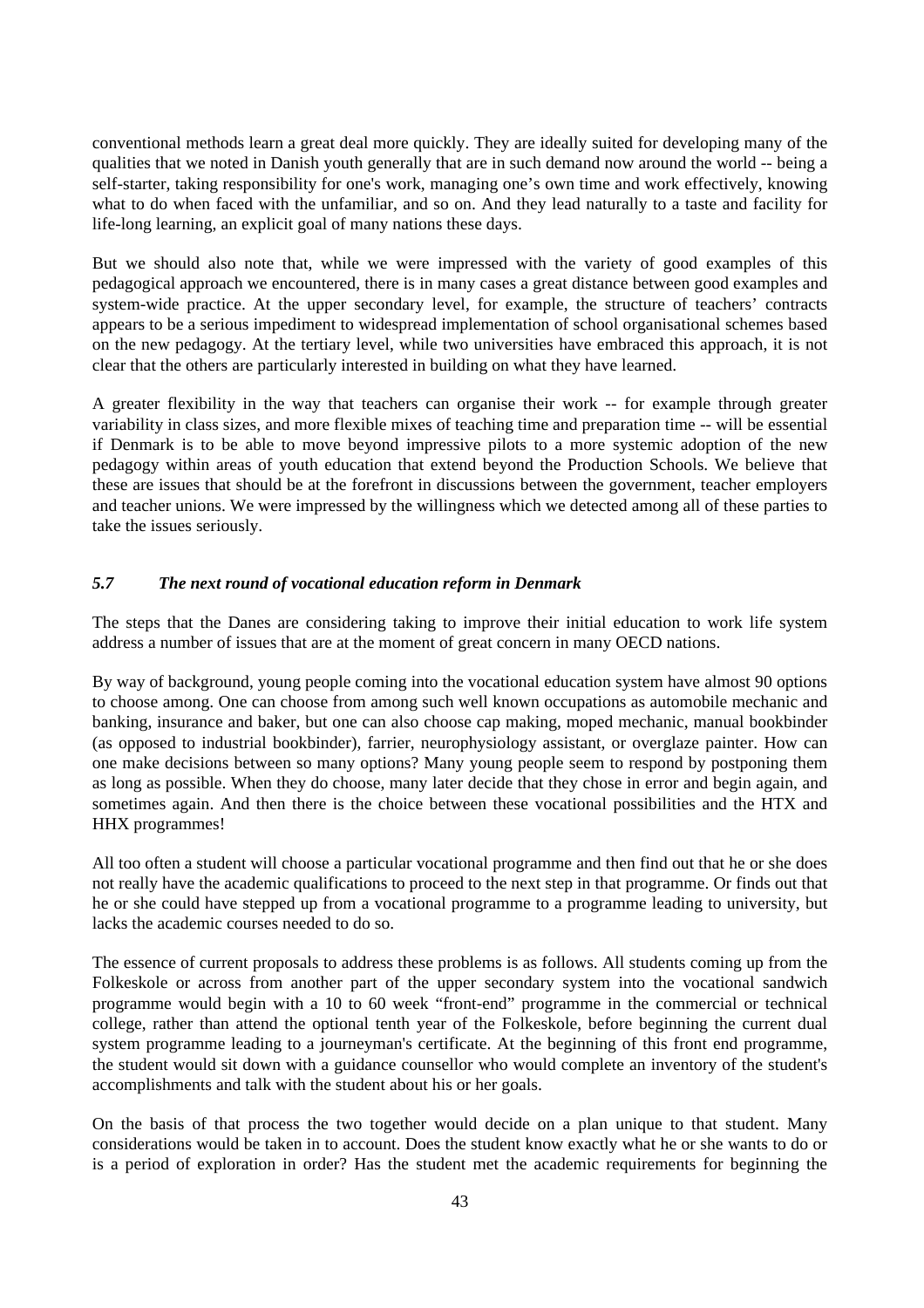conventional methods learn a great deal more quickly. They are ideally suited for developing many of the qualities that we noted in Danish youth generally that are in such demand now around the world -- being a self-starter, taking responsibility for one's work, managing one's own time and work effectively, knowing what to do when faced with the unfamiliar, and so on. And they lead naturally to a taste and facility for life-long learning, an explicit goal of many nations these days.

But we should also note that, while we were impressed with the variety of good examples of this pedagogical approach we encountered, there is in many cases a great distance between good examples and system-wide practice. At the upper secondary level, for example, the structure of teachers' contracts appears to be a serious impediment to widespread implementation of school organisational schemes based on the new pedagogy. At the tertiary level, while two universities have embraced this approach, it is not clear that the others are particularly interested in building on what they have learned.

A greater flexibility in the way that teachers can organise their work -- for example through greater variability in class sizes, and more flexible mixes of teaching time and preparation time -- will be essential if Denmark is to be able to move beyond impressive pilots to a more systemic adoption of the new pedagogy within areas of youth education that extend beyond the Production Schools. We believe that these are issues that should be at the forefront in discussions between the government, teacher employers and teacher unions. We were impressed by the willingness which we detected among all of these parties to take the issues seriously.

### *5.7 The next round of vocational education reform in Denmark*

The steps that the Danes are considering taking to improve their initial education to work life system address a number of issues that are at the moment of great concern in many OECD nations.

By way of background, young people coming into the vocational education system have almost 90 options to choose among. One can choose from among such well known occupations as automobile mechanic and banking, insurance and baker, but one can also choose cap making, moped mechanic, manual bookbinder (as opposed to industrial bookbinder), farrier, neurophysiology assistant, or overglaze painter. How can one make decisions between so many options? Many young people seem to respond by postponing them as long as possible. When they do choose, many later decide that they chose in error and begin again, and sometimes again. And then there is the choice between these vocational possibilities and the HTX and HHX programmes!

All too often a student will choose a particular vocational programme and then find out that he or she does not really have the academic qualifications to proceed to the next step in that programme. Or finds out that he or she could have stepped up from a vocational programme to a programme leading to university, but lacks the academic courses needed to do so.

The essence of current proposals to address these problems is as follows. All students coming up from the Folkeskole or across from another part of the upper secondary system into the vocational sandwich programme would begin with a 10 to 60 week "front-end" programme in the commercial or technical college, rather than attend the optional tenth year of the Folkeskole, before beginning the current dual system programme leading to a journeyman's certificate. At the beginning of this front end programme, the student would sit down with a guidance counsellor who would complete an inventory of the student's accomplishments and talk with the student about his or her goals.

On the basis of that process the two together would decide on a plan unique to that student. Many considerations would be taken in to account. Does the student know exactly what he or she wants to do or is a period of exploration in order? Has the student met the academic requirements for beginning the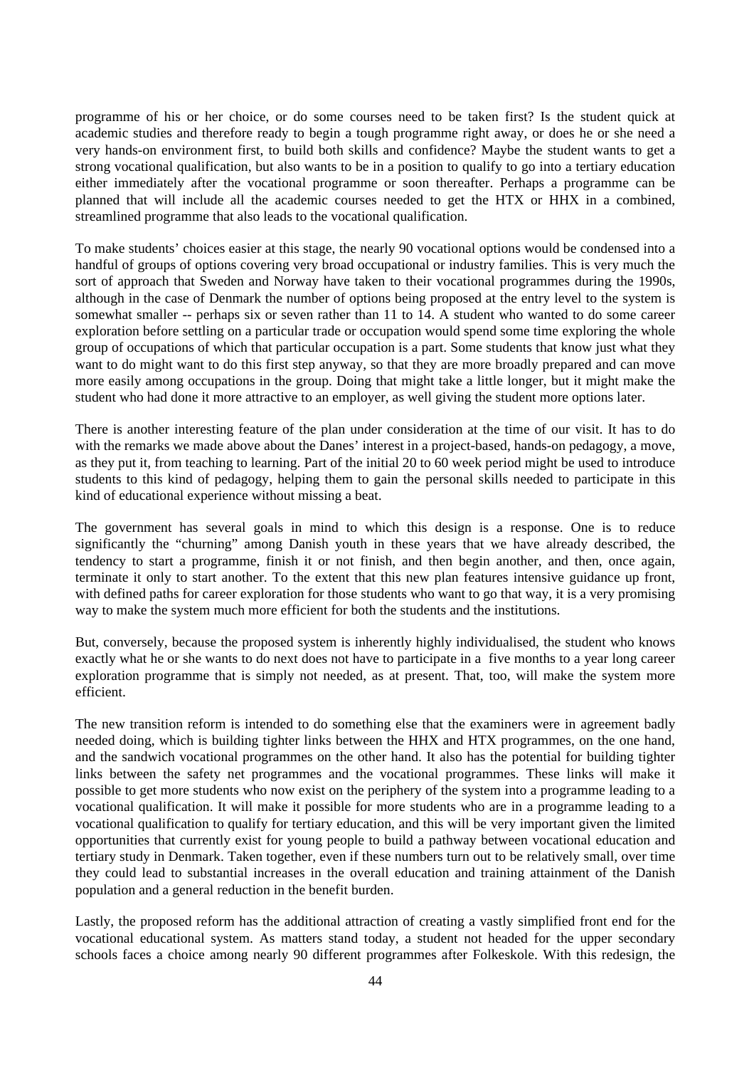programme of his or her choice, or do some courses need to be taken first? Is the student quick at academic studies and therefore ready to begin a tough programme right away, or does he or she need a very hands-on environment first, to build both skills and confidence? Maybe the student wants to get a strong vocational qualification, but also wants to be in a position to qualify to go into a tertiary education either immediately after the vocational programme or soon thereafter. Perhaps a programme can be planned that will include all the academic courses needed to get the HTX or HHX in a combined, streamlined programme that also leads to the vocational qualification.

To make students' choices easier at this stage, the nearly 90 vocational options would be condensed into a handful of groups of options covering very broad occupational or industry families. This is very much the sort of approach that Sweden and Norway have taken to their vocational programmes during the 1990s, although in the case of Denmark the number of options being proposed at the entry level to the system is somewhat smaller -- perhaps six or seven rather than 11 to 14. A student who wanted to do some career exploration before settling on a particular trade or occupation would spend some time exploring the whole group of occupations of which that particular occupation is a part. Some students that know just what they want to do might want to do this first step anyway, so that they are more broadly prepared and can move more easily among occupations in the group. Doing that might take a little longer, but it might make the student who had done it more attractive to an employer, as well giving the student more options later.

There is another interesting feature of the plan under consideration at the time of our visit. It has to do with the remarks we made above about the Danes' interest in a project-based, hands-on pedagogy, a move, as they put it, from teaching to learning. Part of the initial 20 to 60 week period might be used to introduce students to this kind of pedagogy, helping them to gain the personal skills needed to participate in this kind of educational experience without missing a beat.

The government has several goals in mind to which this design is a response. One is to reduce significantly the "churning" among Danish youth in these years that we have already described, the tendency to start a programme, finish it or not finish, and then begin another, and then, once again, terminate it only to start another. To the extent that this new plan features intensive guidance up front, with defined paths for career exploration for those students who want to go that way, it is a very promising way to make the system much more efficient for both the students and the institutions.

But, conversely, because the proposed system is inherently highly individualised, the student who knows exactly what he or she wants to do next does not have to participate in a five months to a year long career exploration programme that is simply not needed, as at present. That, too, will make the system more efficient.

The new transition reform is intended to do something else that the examiners were in agreement badly needed doing, which is building tighter links between the HHX and HTX programmes, on the one hand, and the sandwich vocational programmes on the other hand. It also has the potential for building tighter links between the safety net programmes and the vocational programmes. These links will make it possible to get more students who now exist on the periphery of the system into a programme leading to a vocational qualification. It will make it possible for more students who are in a programme leading to a vocational qualification to qualify for tertiary education, and this will be very important given the limited opportunities that currently exist for young people to build a pathway between vocational education and tertiary study in Denmark. Taken together, even if these numbers turn out to be relatively small, over time they could lead to substantial increases in the overall education and training attainment of the Danish population and a general reduction in the benefit burden.

Lastly, the proposed reform has the additional attraction of creating a vastly simplified front end for the vocational educational system. As matters stand today, a student not headed for the upper secondary schools faces a choice among nearly 90 different programmes after Folkeskole. With this redesign, the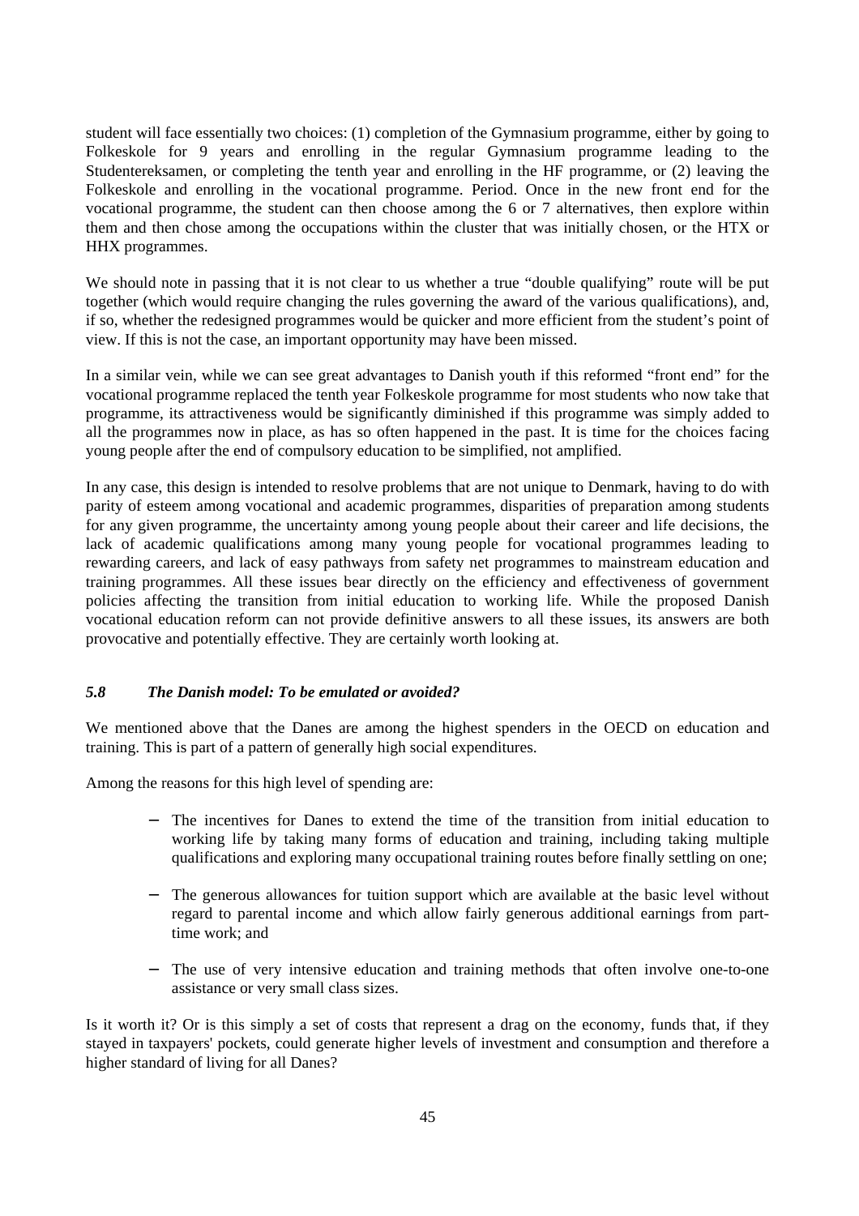student will face essentially two choices: (1) completion of the Gymnasium programme, either by going to Folkeskole for 9 years and enrolling in the regular Gymnasium programme leading to the Studentereksamen, or completing the tenth year and enrolling in the HF programme, or (2) leaving the Folkeskole and enrolling in the vocational programme. Period. Once in the new front end for the vocational programme, the student can then choose among the 6 or 7 alternatives, then explore within them and then chose among the occupations within the cluster that was initially chosen, or the HTX or HHX programmes.

We should note in passing that it is not clear to us whether a true "double qualifying" route will be put together (which would require changing the rules governing the award of the various qualifications), and, if so, whether the redesigned programmes would be quicker and more efficient from the student's point of view. If this is not the case, an important opportunity may have been missed.

In a similar vein, while we can see great advantages to Danish youth if this reformed "front end" for the vocational programme replaced the tenth year Folkeskole programme for most students who now take that programme, its attractiveness would be significantly diminished if this programme was simply added to all the programmes now in place, as has so often happened in the past. It is time for the choices facing young people after the end of compulsory education to be simplified, not amplified.

In any case, this design is intended to resolve problems that are not unique to Denmark, having to do with parity of esteem among vocational and academic programmes, disparities of preparation among students for any given programme, the uncertainty among young people about their career and life decisions, the lack of academic qualifications among many young people for vocational programmes leading to rewarding careers, and lack of easy pathways from safety net programmes to mainstream education and training programmes. All these issues bear directly on the efficiency and effectiveness of government policies affecting the transition from initial education to working life. While the proposed Danish vocational education reform can not provide definitive answers to all these issues, its answers are both provocative and potentially effective. They are certainly worth looking at.

### *5.8 The Danish model: To be emulated or avoided?*

We mentioned above that the Danes are among the highest spenders in the OECD on education and training. This is part of a pattern of generally high social expenditures.

Among the reasons for this high level of spending are:

- The incentives for Danes to extend the time of the transition from initial education to working life by taking many forms of education and training, including taking multiple qualifications and exploring many occupational training routes before finally settling on one;
- The generous allowances for tuition support which are available at the basic level without regard to parental income and which allow fairly generous additional earnings from part-time work; and
- The use of very intensive education and training methods that often involve one-to-one assistance or very small class sizes.

Is it worth it? Or is this simply a set of costs that represent a drag on the economy, funds that, if they stayed in taxpayers' pockets, could generate higher levels of investment and consumption and therefore a higher standard of living for all Danes?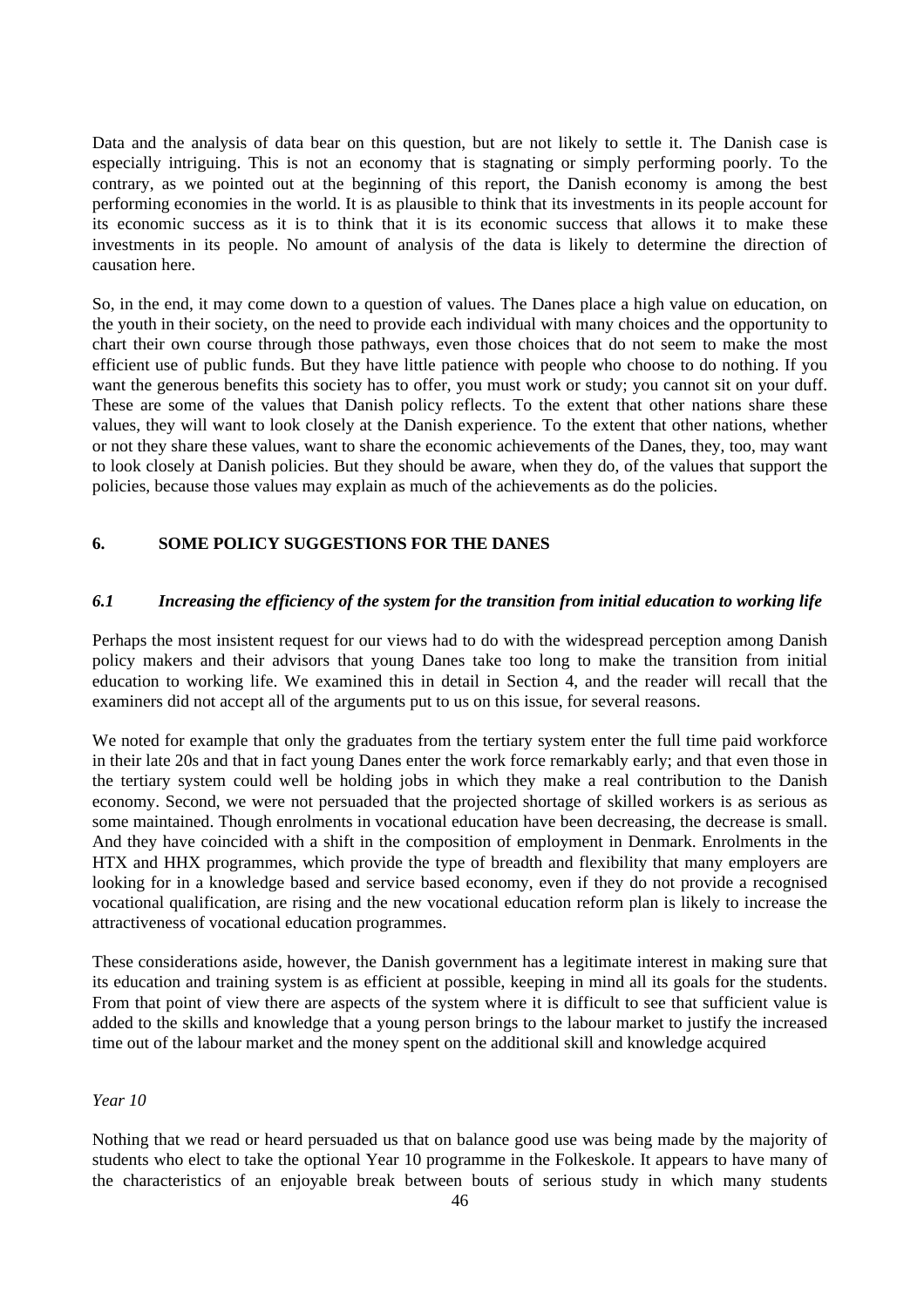Data and the analysis of data bear on this question, but are not likely to settle it. The Danish case is especially intriguing. This is not an economy that is stagnating or simply performing poorly. To the contrary, as we pointed out at the beginning of this report, the Danish economy is among the best performing economies in the world. It is as plausible to think that its investments in its people account for its economic success as it is to think that it is its economic success that allows it to make these investments in its people. No amount of analysis of the data is likely to determine the direction of causation here.

So, in the end, it may come down to a question of values. The Danes place a high value on education, on the youth in their society, on the need to provide each individual with many choices and the opportunity to chart their own course through those pathways, even those choices that do not seem to make the most efficient use of public funds. But they have little patience with people who choose to do nothing. If you want the generous benefits this society has to offer, you must work or study; you cannot sit on your duff. These are some of the values that Danish policy reflects. To the extent that other nations share these values, they will want to look closely at the Danish experience. To the extent that other nations, whether or not they share these values, want to share the economic achievements of the Danes, they, too, may want to look closely at Danish policies. But they should be aware, when they do, of the values that support the policies, because those values may explain as much of the achievements as do the policies.

## 6. SOME POLICY SUGGESTIONS FOR THE DANES

### *6.1 Increasing the efficiency of the system for the transition from initial education to working life*

Perhaps the most insistent request for our views had to do with the widespread perception among Danish policy makers and their advisors that young Danes take too long to make the transition from initial education to working life. We examined this in detail in Section 4, and the reader will recall that the examiners did not accept all of the arguments put to us on this issue, for several reasons.

We noted for example that only the graduates from the tertiary system enter the full time paid workforce in their late 20s and that in fact young Danes enter the work force remarkably early; and that even those in the tertiary system could well be holding jobs in which they make a real contribution to the Danish economy. Second, we were not persuaded that the projected shortage of skilled workers is as serious as some maintained. Though enrolments in vocational education have been decreasing, the decrease is small. And they have coincided with a shift in the composition of employment in Denmark. Enrolments in the HTX and HHX programmes, which provide the type of breadth and flexibility that many employers are looking for in a knowledge based and service based economy, even if they do not provide a recognised vocational qualification, are rising and the new vocational education reform plan is likely to increase the attractiveness of vocational education programmes.

These considerations aside, however, the Danish government has a legitimate interest in making sure that its education and training system is as efficient at possible, keeping in mind all its goals for the students. From that point of view there are aspects of the system where it is difficult to see that sufficient value is added to the skills and knowledge that a young person brings to the labour market to justify the increased time out of the labour market and the money spent on the additional skill and knowledge acquired

*Year 10*

Nothing that we read or heard persuaded us that on balance good use was being made by the majority of students who elect to take the optional Year 10 programme in the Folkeskole. It appears to have many of the characteristics of an enjoyable break between bouts of serious study in which many students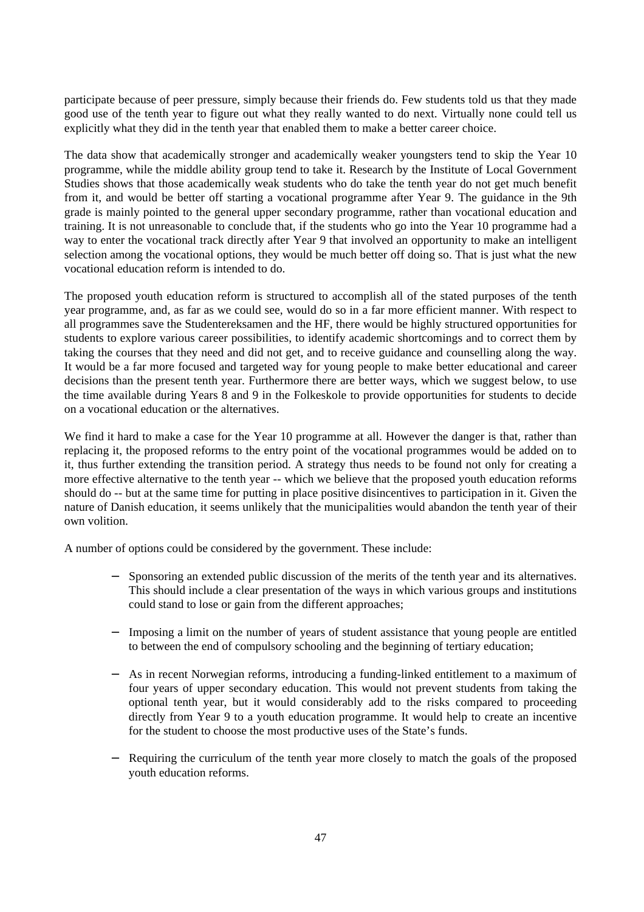participate because of peer pressure, simply because their friends do. Few students told us that they made good use of the tenth year to figure out what they really wanted to do next. Virtually none could tell us explicitly what they did in the tenth year that enabled them to make a better career choice.

The data show that academically stronger and academically weaker youngsters tend to skip the Year 10 programme, while the middle ability group tend to take it. Research by the Institute of Local Government Studies shows that those academically weak students who do take the tenth year do not get much benefit from it, and would be better off starting a vocational programme after Year 9. The guidance in the 9th grade is mainly pointed to the general upper secondary programme, rather than vocational education and training. It is not unreasonable to conclude that, if the students who go into the Year 10 programme had a way to enter the vocational track directly after Year 9 that involved an opportunity to make an intelligent selection among the vocational options, they would be much better off doing so. That is just what the new vocational education reform is intended to do.

The proposed youth education reform is structured to accomplish all of the stated purposes of the tenth year programme, and, as far as we could see, would do so in a far more efficient manner. With respect to all programmes save the Studentereksamen and the HF, there would be highly structured opportunities for students to explore various career possibilities, to identify academic shortcomings and to correct them by taking the courses that they need and did not get, and to receive guidance and counselling along the way. It would be a far more focused and targeted way for young people to make better educational and career decisions than the present tenth year. Furthermore there are better ways, which we suggest below, to use the time available during Years 8 and 9 in the Folkeskole to provide opportunities for students to decide on a vocational education or the alternatives.

We find it hard to make a case for the Year 10 programme at all. However the danger is that, rather than replacing it, the proposed reforms to the entry point of the vocational programmes would be added on to it, thus further extending the transition period. A strategy thus needs to be found not only for creating a more effective alternative to the tenth year -- which we believe that the proposed youth education reforms should do -- but at the same time for putting in place positive disincentives to participation in it. Given the nature of Danish education, it seems unlikely that the municipalities would abandon the tenth year of their own volition.

A number of options could be considered by the government. These include:

- Sponsoring an extended public discussion of the merits of the tenth year and its alternatives. This should include a clear presentation of the ways in which various groups and institutions could stand to lose or gain from the different approaches;

- Imposing a limit on the number of years of student assistance that young people are entitled to between the end of compulsory schooling and the beginning of tertiary education;

- As in recent Norwegian reforms, introducing a funding-linked entitlement to a maximum of four years of upper secondary education. This would not prevent students from taking the optional tenth year, but it would considerably add to the risks compared to proceeding directly from Year 9 to a youth education programme. It would help to create an incentive for the student to choose the most productive uses of the State's funds.

- Requiring the curriculum of the tenth year more closely to match the goals of the proposed youth education reforms.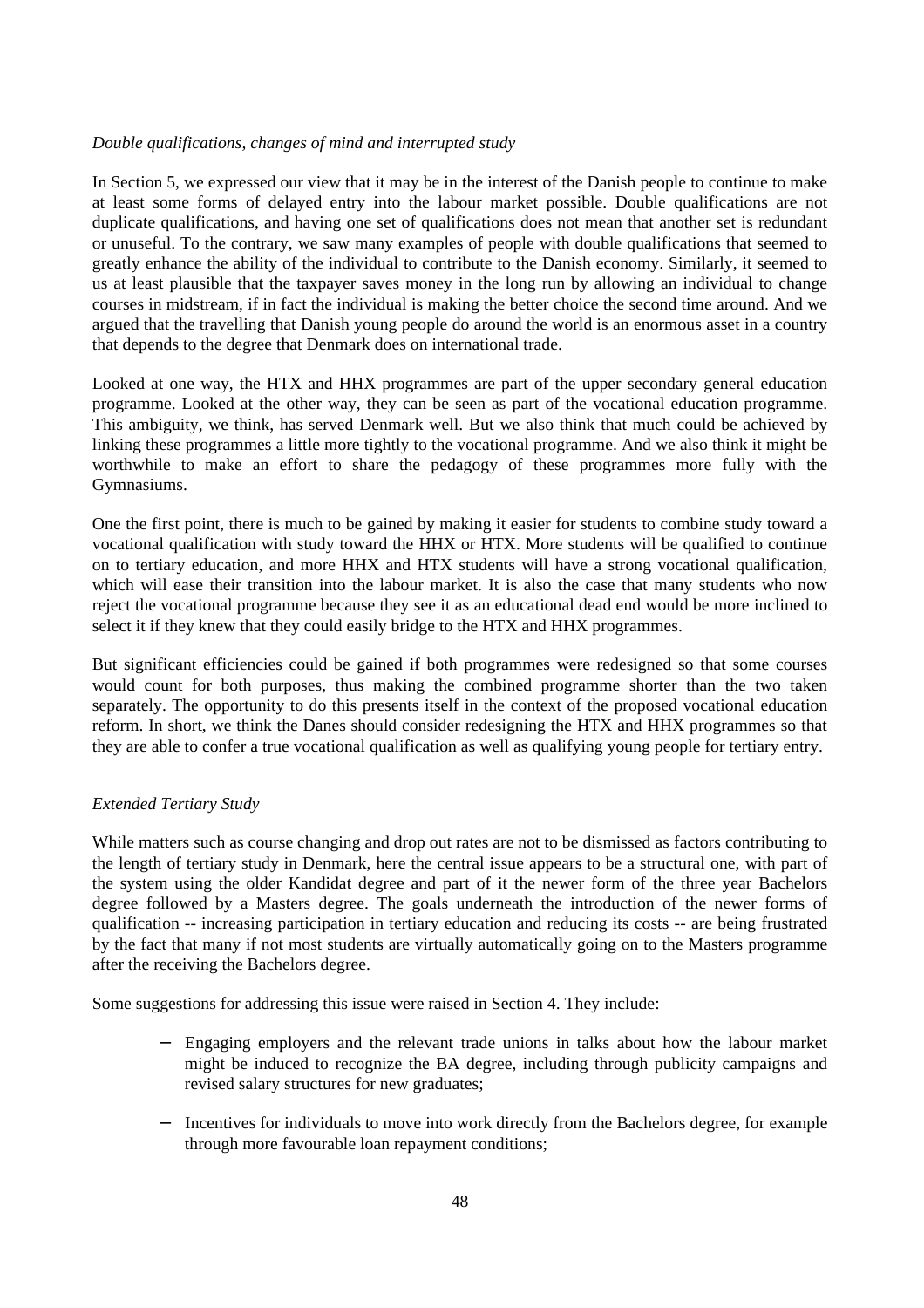*Double qualifications, changes of mind and interrupted study*

In Section 5, we expressed our view that it may be in the interest of the Danish people to continue to make at least some forms of delayed entry into the labour market possible. Double qualifications are not duplicate qualifications, and having one set of qualifications does not mean that another set is redundant or unuseful. To the contrary, we saw many examples of people with double qualifications that seemed to greatly enhance the ability of the individual to contribute to the Danish economy. Similarly, it seemed to us at least plausible that the taxpayer saves money in the long run by allowing an individual to change courses in midstream, if in fact the individual is making the better choice the second time around. And we argued that the travelling that Danish young people do around the world is an enormous asset in a country that depends to the degree that Denmark does on international trade.

Looked at one way, the HTX and HHX programmes are part of the upper secondary general education programme. Looked at the other way, they can be seen as part of the vocational education programme. This ambiguity, we think, has served Denmark well. But we also think that much could be achieved by linking these programmes a little more tightly to the vocational programme. And we also think it might be worthwhile to make an effort to share the pedagogy of these programmes more fully with the Gymnasiums.

One the first point, there is much to be gained by making it easier for students to combine study toward a vocational qualification with study toward the HHX or HTX. More students will be qualified to continue on to tertiary education, and more HHX and HTX students will have a strong vocational qualification, which will ease their transition into the labour market. It is also the case that many students who now reject the vocational programme because they see it as an educational dead end would be more inclined to select it if they knew that they could easily bridge to the HTX and HHX programmes.

But significant efficiencies could be gained if both programmes were redesigned so that some courses would count for both purposes, thus making the combined programme shorter than the two taken separately. The opportunity to do this presents itself in the context of the proposed vocational education reform. In short, we think the Danes should consider redesigning the HTX and HHX programmes so that they are able to confer a true vocational qualification as well as qualifying young people for tertiary entry.

*Extended Tertiary Study*

While matters such as course changing and drop out rates are not to be dismissed as factors contributing to the length of tertiary study in Denmark, here the central issue appears to be a structural one, with part of the system using the older Kandidat degree and part of it the newer form of the three year Bachelors degree followed by a Masters degree. The goals underneath the introduction of the newer forms of qualification -- increasing participation in tertiary education and reducing its costs -- are being frustrated by the fact that many if not most students are virtually automatically going on to the Masters programme after the receiving the Bachelors degree.

Some suggestions for addressing this issue were raised in Section 4. They include:

- Engaging employers and the relevant trade unions in talks about how the labour market might be induced to recognize the BA degree, including through publicity campaigns and revised salary structures for new graduates;
- Incentives for individuals to move into work directly from the Bachelors degree, for example through more favourable loan repayment conditions;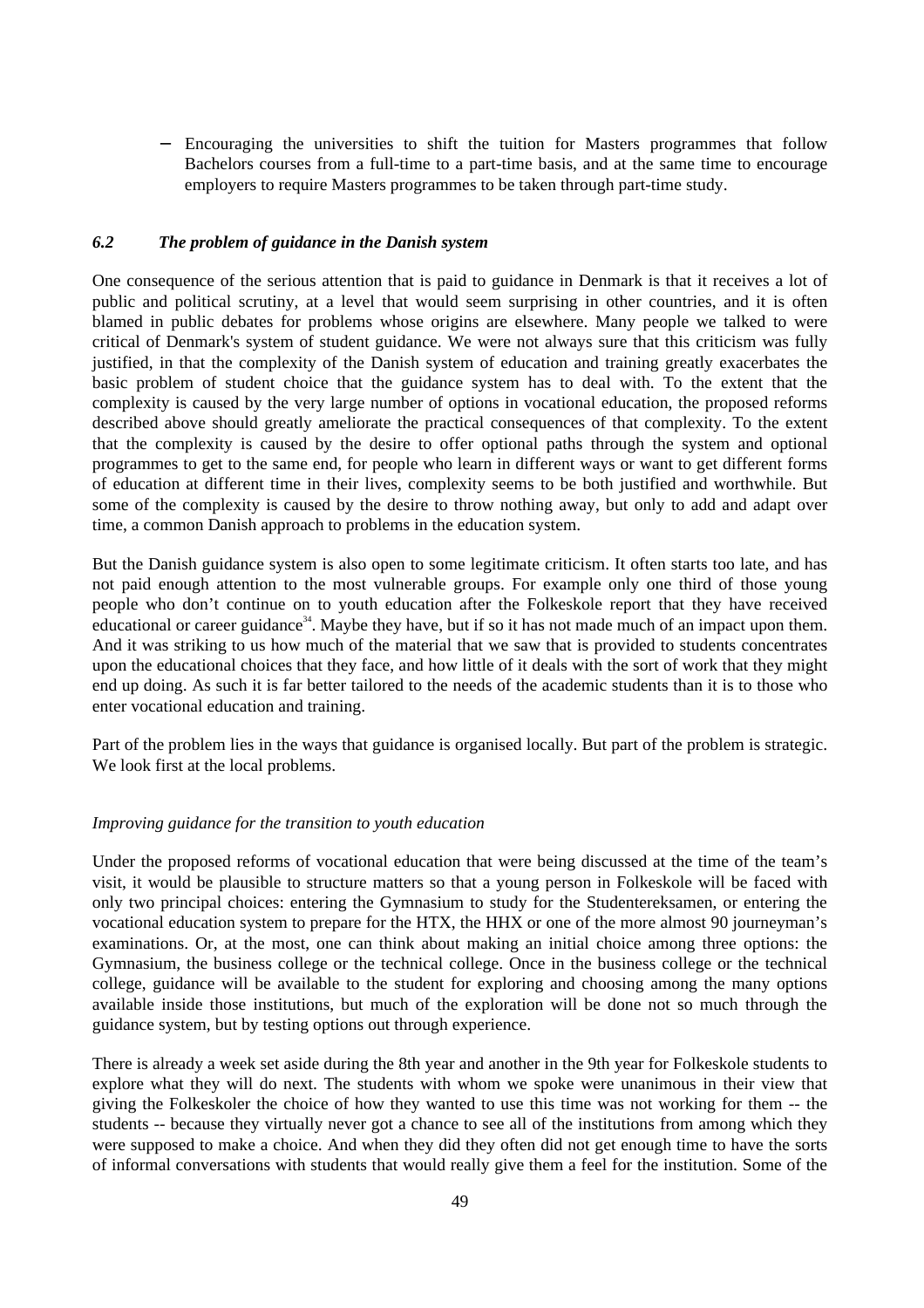- Encouraging the universities to shift the tuition for Masters programmes that follow Bachelors courses from a full-time to a part-time basis, and at the same time to encourage employers to require Masters programmes to be taken through part-time study.

### *6.2 The problem of guidance in the Danish system*

One consequence of the serious attention that is paid to guidance in Denmark is that it receives a lot of public and political scrutiny, at a level that would seem surprising in other countries, and it is often blamed in public debates for problems whose origins are elsewhere. Many people we talked to were critical of Denmark's system of student guidance. We were not always sure that this criticism was fully justified, in that the complexity of the Danish system of education and training greatly exacerbates the basic problem of student choice that the guidance system has to deal with. To the extent that the complexity is caused by the very large number of options in vocational education, the proposed reforms described above should greatly ameliorate the practical consequences of that complexity. To the extent that the complexity is caused by the desire to offer optional paths through the system and optional programmes to get to the same end, for people who learn in different ways or want to get different forms of education at different time in their lives, complexity seems to be both justified and worthwhile. But some of the complexity is caused by the desire to throw nothing away, but only to add and adapt over time, a common Danish approach to problems in the education system.

But the Danish guidance system is also open to some legitimate criticism. It often starts too late, and has not paid enough attention to the most vulnerable groups. For example only one third of those young people who don't continue on to youth education after the Folkeskole report that they have received educational or career guidance[34]. Maybe they have, but if so it has not made much of an impact upon them. And it was striking to us how much of the material that we saw that is provided to students concentrates upon the educational choices that they face, and how little of it deals with the sort of work that they might end up doing. As such it is far better tailored to the needs of the academic students than it is to those who enter vocational education and training.

Part of the problem lies in the ways that guidance is organised locally. But part of the problem is strategic. We look first at the local problems.

*Improving guidance for the transition to youth education*

Under the proposed reforms of vocational education that were being discussed at the time of the team's visit, it would be plausible to structure matters so that a young person in Folkeskole will be faced with only two principal choices: entering the Gymnasium to study for the Studentereksamen, or entering the vocational education system to prepare for the HTX, the HHX or one of the more almost 90 journeyman's examinations. Or, at the most, one can think about making an initial choice among three options: the Gymnasium, the business college or the technical college. Once in the business college or the technical college, guidance will be available to the student for exploring and choosing among the many options available inside those institutions, but much of the exploration will be done not so much through the guidance system, but by testing options out through experience.

There is already a week set aside during the 8th year and another in the 9th year for Folkeskole students to explore what they will do next. The students with whom we spoke were unanimous in their view that giving the Folkeskoler the choice of how they wanted to use this time was not working for them -- the students -- because they virtually never got a chance to see all of the institutions from among which they were supposed to make a choice. And when they did they often did not get enough time to have the sorts of informal conversations with students that would really give them a feel for the institution. Some of the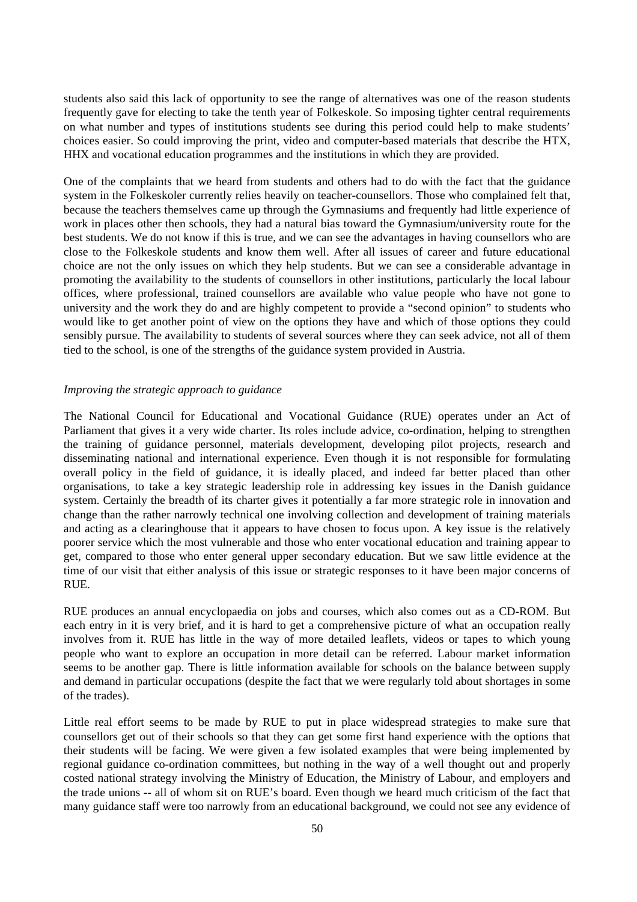students also said this lack of opportunity to see the range of alternatives was one of the reason students frequently gave for electing to take the tenth year of Folkeskole. So imposing tighter central requirements on what number and types of institutions students see during this period could help to make students' choices easier. So could improving the print, video and computer-based materials that describe the HTX, HHX and vocational education programmes and the institutions in which they are provided.

One of the complaints that we heard from students and others had to do with the fact that the guidance system in the Folkeskoler currently relies heavily on teacher-counsellors. Those who complained felt that, because the teachers themselves came up through the Gymnasiums and frequently had little experience of work in places other then schools, they had a natural bias toward the Gymnasium/university route for the best students. We do not know if this is true, and we can see the advantages in having counsellors who are close to the Folkeskole students and know them well. After all issues of career and future educational choice are not the only issues on which they help students. But we can see a considerable advantage in promoting the availability to the students of counsellors in other institutions, particularly the local labour offices, where professional, trained counsellors are available who value people who have not gone to university and the work they do and are highly competent to provide a "second opinion" to students who would like to get another point of view on the options they have and which of those options they could sensibly pursue. The availability to students of several sources where they can seek advice, not all of them tied to the school, is one of the strengths of the guidance system provided in Austria.

*Improving the strategic approach to guidance*

The National Council for Educational and Vocational Guidance (RUE) operates under an Act of Parliament that gives it a very wide charter. Its roles include advice, co-ordination, helping to strengthen the training of guidance personnel, materials development, developing pilot projects, research and disseminating national and international experience. Even though it is not responsible for formulating overall policy in the field of guidance, it is ideally placed, and indeed far better placed than other organisations, to take a key strategic leadership role in addressing key issues in the Danish guidance system. Certainly the breadth of its charter gives it potentially a far more strategic role in innovation and change than the rather narrowly technical one involving collection and development of training materials and acting as a clearinghouse that it appears to have chosen to focus upon. A key issue is the relatively poorer service which the most vulnerable and those who enter vocational education and training appear to get, compared to those who enter general upper secondary education. But we saw little evidence at the time of our visit that either analysis of this issue or strategic responses to it have been major concerns of RUE.

RUE produces an annual encyclopaedia on jobs and courses, which also comes out as a CD-ROM. But each entry in it is very brief, and it is hard to get a comprehensive picture of what an occupation really involves from it. RUE has little in the way of more detailed leaflets, videos or tapes to which young people who want to explore an occupation in more detail can be referred. Labour market information seems to be another gap. There is little information available for schools on the balance between supply and demand in particular occupations (despite the fact that we were regularly told about shortages in some of the trades).

Little real effort seems to be made by RUE to put in place widespread strategies to make sure that counsellors get out of their schools so that they can get some first hand experience with the options that their students will be facing. We were given a few isolated examples that were being implemented by regional guidance co-ordination committees, but nothing in the way of a well thought out and properly costed national strategy involving the Ministry of Education, the Ministry of Labour, and employers and the trade unions -- all of whom sit on RUE's board. Even though we heard much criticism of the fact that many guidance staff were too narrowly from an educational background, we could not see any evidence of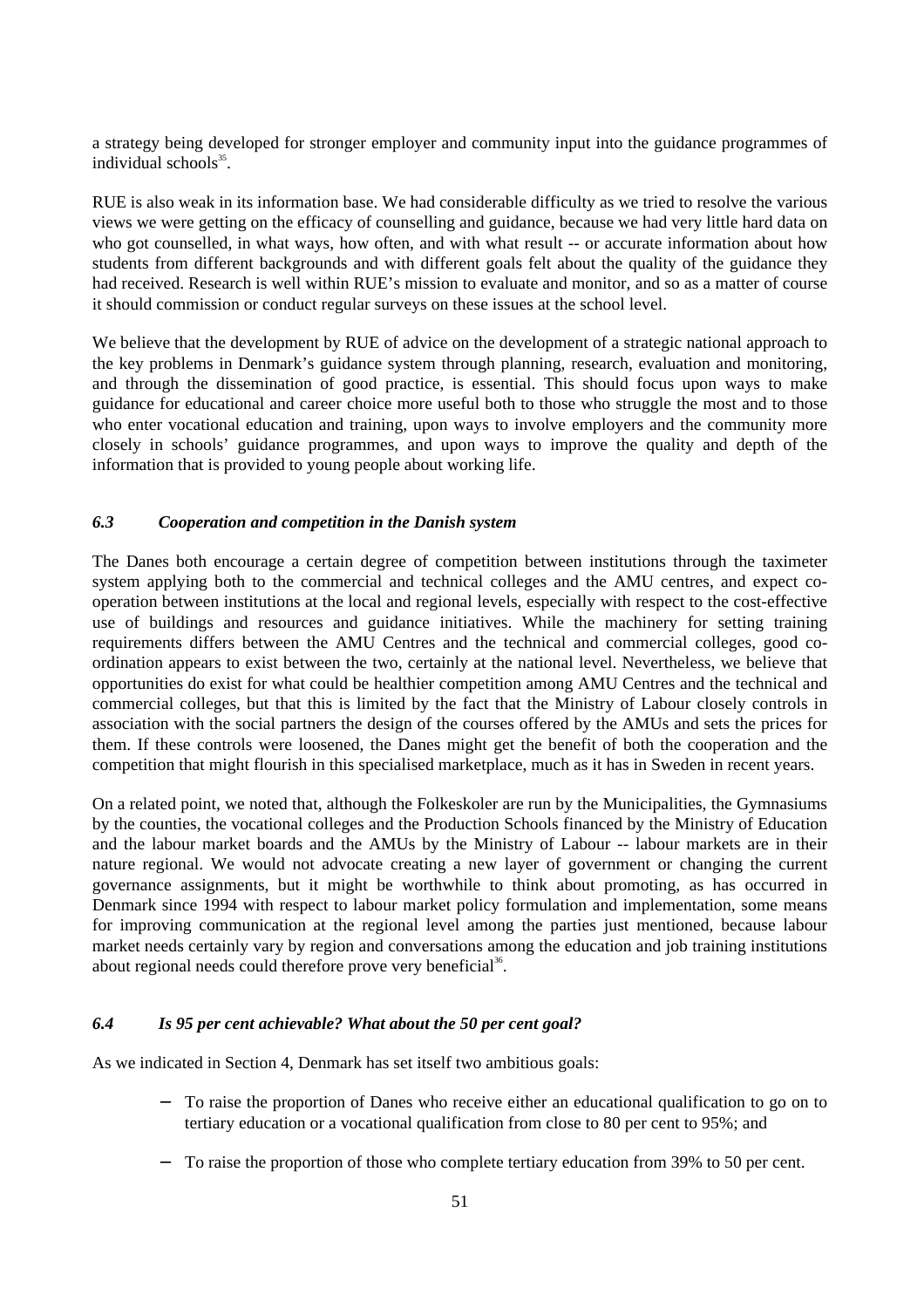a strategy being developed for stronger employer and community input into the guidance programmes of individual schools[35].

RUE is also weak in its information base. We had considerable difficulty as we tried to resolve the various views we were getting on the efficacy of counselling and guidance, because we had very little hard data on who got counselled, in what ways, how often, and with what result -- or accurate information about how students from different backgrounds and with different goals felt about the quality of the guidance they had received. Research is well within RUE's mission to evaluate and monitor, and so as a matter of course it should commission or conduct regular surveys on these issues at the school level.

We believe that the development by RUE of advice on the development of a strategic national approach to the key problems in Denmark's guidance system through planning, research, evaluation and monitoring, and through the dissemination of good practice, is essential. This should focus upon ways to make guidance for educational and career choice more useful both to those who struggle the most and to those who enter vocational education and training, upon ways to involve employers and the community more closely in schools' guidance programmes, and upon ways to improve the quality and depth of the information that is provided to young people about working life.

### *6.3 Cooperation and competition in the Danish system*

The Danes both encourage a certain degree of competition between institutions through the taximeter system applying both to the commercial and technical colleges and the AMU centres, and expect co-operation between institutions at the local and regional levels, especially with respect to the cost-effective use of buildings and resources and guidance initiatives. While the machinery for setting training requirements differs between the AMU Centres and the technical and commercial colleges, good co-ordination appears to exist between the two, certainly at the national level. Nevertheless, we believe that opportunities do exist for what could be healthier competition among AMU Centres and the technical and commercial colleges, but that this is limited by the fact that the Ministry of Labour closely controls in association with the social partners the design of the courses offered by the AMUs and sets the prices for them. If these controls were loosened, the Danes might get the benefit of both the cooperation and the competition that might flourish in this specialised marketplace, much as it has in Sweden in recent years.

On a related point, we noted that, although the Folkeskoler are run by the Municipalities, the Gymnasiums by the counties, the vocational colleges and the Production Schools financed by the Ministry of Education and the labour market boards and the AMUs by the Ministry of Labour -- labour markets are in their nature regional. We would not advocate creating a new layer of government or changing the current governance assignments, but it might be worthwhile to think about promoting, as has occurred in Denmark since 1994 with respect to labour market policy formulation and implementation, some means for improving communication at the regional level among the parties just mentioned, because labour market needs certainly vary by region and conversations among the education and job training institutions about regional needs could therefore prove very beneficial[36].

### *6.4 Is 95 per cent achievable? What about the 50 per cent goal?*

As we indicated in Section 4, Denmark has set itself two ambitious goals:

- To raise the proportion of Danes who receive either an educational qualification to go on to tertiary education or a vocational qualification from close to 80 per cent to 95%; and
- To raise the proportion of those who complete tertiary education from 39% to 50 per cent.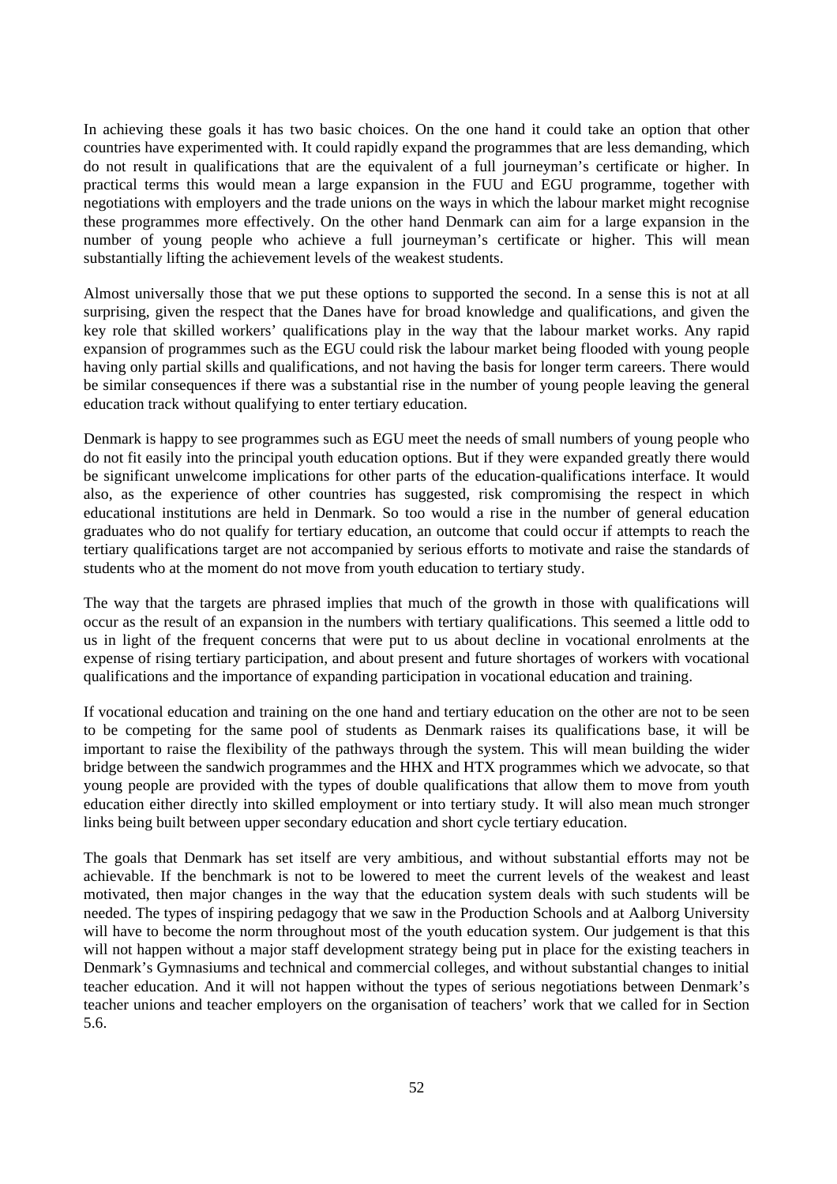In achieving these goals it has two basic choices. On the one hand it could take an option that other countries have experimented with. It could rapidly expand the programmes that are less demanding, which do not result in qualifications that are the equivalent of a full journeyman's certificate or higher. In practical terms this would mean a large expansion in the FUU and EGU programme, together with negotiations with employers and the trade unions on the ways in which the labour market might recognise these programmes more effectively. On the other hand Denmark can aim for a large expansion in the number of young people who achieve a full journeyman's certificate or higher. This will mean substantially lifting the achievement levels of the weakest students.

Almost universally those that we put these options to supported the second. In a sense this is not at all surprising, given the respect that the Danes have for broad knowledge and qualifications, and given the key role that skilled workers' qualifications play in the way that the labour market works. Any rapid expansion of programmes such as the EGU could risk the labour market being flooded with young people having only partial skills and qualifications, and not having the basis for longer term careers. There would be similar consequences if there was a substantial rise in the number of young people leaving the general education track without qualifying to enter tertiary education.

Denmark is happy to see programmes such as EGU meet the needs of small numbers of young people who do not fit easily into the principal youth education options. But if they were expanded greatly there would be significant unwelcome implications for other parts of the education-qualifications interface. It would also, as the experience of other countries has suggested, risk compromising the respect in which educational institutions are held in Denmark. So too would a rise in the number of general education graduates who do not qualify for tertiary education, an outcome that could occur if attempts to reach the tertiary qualifications target are not accompanied by serious efforts to motivate and raise the standards of students who at the moment do not move from youth education to tertiary study.

The way that the targets are phrased implies that much of the growth in those with qualifications will occur as the result of an expansion in the numbers with tertiary qualifications. This seemed a little odd to us in light of the frequent concerns that were put to us about decline in vocational enrolments at the expense of rising tertiary participation, and about present and future shortages of workers with vocational qualifications and the importance of expanding participation in vocational education and training.

If vocational education and training on the one hand and tertiary education on the other are not to be seen to be competing for the same pool of students as Denmark raises its qualifications base, it will be important to raise the flexibility of the pathways through the system. This will mean building the wider bridge between the sandwich programmes and the HHX and HTX programmes which we advocate, so that young people are provided with the types of double qualifications that allow them to move from youth education either directly into skilled employment or into tertiary study. It will also mean much stronger links being built between upper secondary education and short cycle tertiary education.

The goals that Denmark has set itself are very ambitious, and without substantial efforts may not be achievable. If the benchmark is not to be lowered to meet the current levels of the weakest and least motivated, then major changes in the way that the education system deals with such students will be needed. The types of inspiring pedagogy that we saw in the Production Schools and at Aalborg University will have to become the norm throughout most of the youth education system. Our judgement is that this will not happen without a major staff development strategy being put in place for the existing teachers in Denmark's Gymnasiums and technical and commercial colleges, and without substantial changes to initial teacher education. And it will not happen without the types of serious negotiations between Denmark's teacher unions and teacher employers on the organisation of teachers' work that we called for in Section 5.6.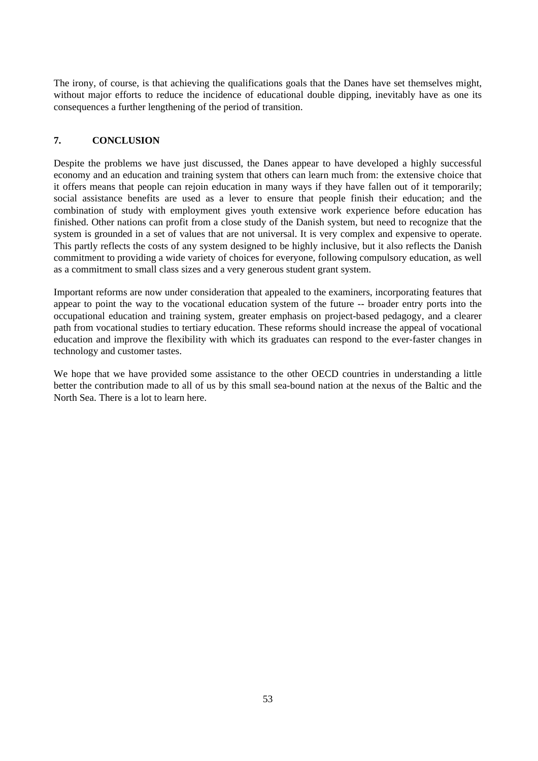The irony, of course, is that achieving the qualifications goals that the Danes have set themselves might, without major efforts to reduce the incidence of educational double dipping, inevitably have as one its consequences a further lengthening of the period of transition.

## 7. CONCLUSION

Despite the problems we have just discussed, the Danes appear to have developed a highly successful economy and an education and training system that others can learn much from: the extensive choice that it offers means that people can rejoin education in many ways if they have fallen out of it temporarily; social assistance benefits are used as a lever to ensure that people finish their education; and the combination of study with employment gives youth extensive work experience before education has finished. Other nations can profit from a close study of the Danish system, but need to recognize that the system is grounded in a set of values that are not universal. It is very complex and expensive to operate. This partly reflects the costs of any system designed to be highly inclusive, but it also reflects the Danish commitment to providing a wide variety of choices for everyone, following compulsory education, as well as a commitment to small class sizes and a very generous student grant system.

Important reforms are now under consideration that appealed to the examiners, incorporating features that appear to point the way to the vocational education system of the future -- broader entry ports into the occupational education and training system, greater emphasis on project-based pedagogy, and a clearer path from vocational studies to tertiary education. These reforms should increase the appeal of vocational education and improve the flexibility with which its graduates can respond to the ever-faster changes in technology and customer tastes.

We hope that we have provided some assistance to the other OECD countries in understanding a little better the contribution made to all of us by this small sea-bound nation at the nexus of the Baltic and the North Sea. There is a lot to learn here.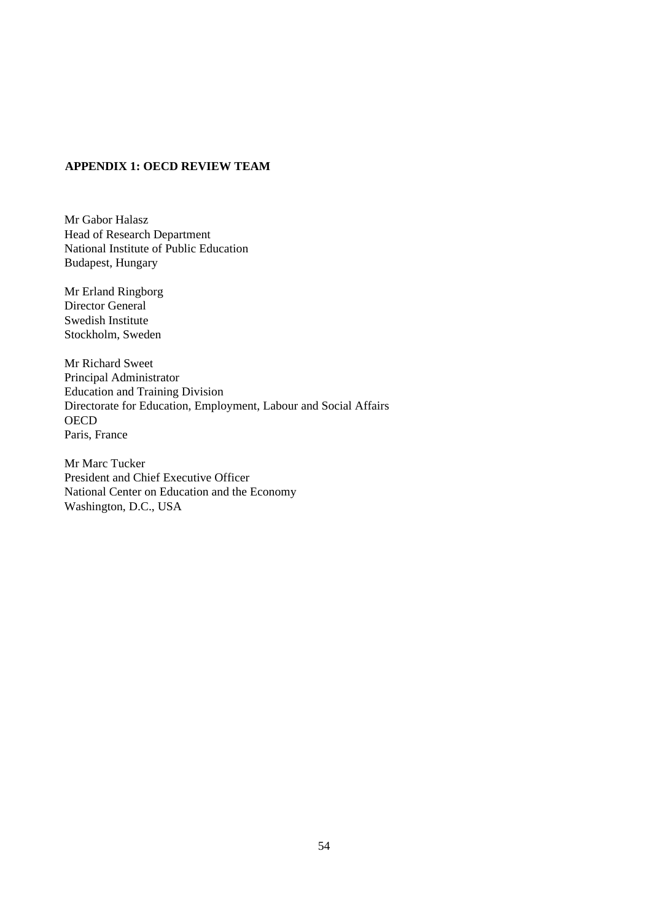## APPENDIX 1: OECD REVIEW TEAM

Mr Gabor Halasz
Head of Research Department
National Institute of Public Education
Budapest, Hungary

Mr Erland Ringborg
Director General
Swedish Institute
Stockholm, Sweden

Mr Richard Sweet
Principal Administrator
Education and Training Division
Directorate for Education, Employment, Labour and Social Affairs
OECD
Paris, France

Mr Marc Tucker
President and Chief Executive Officer
National Center on Education and the Economy
Washington, D.C., USA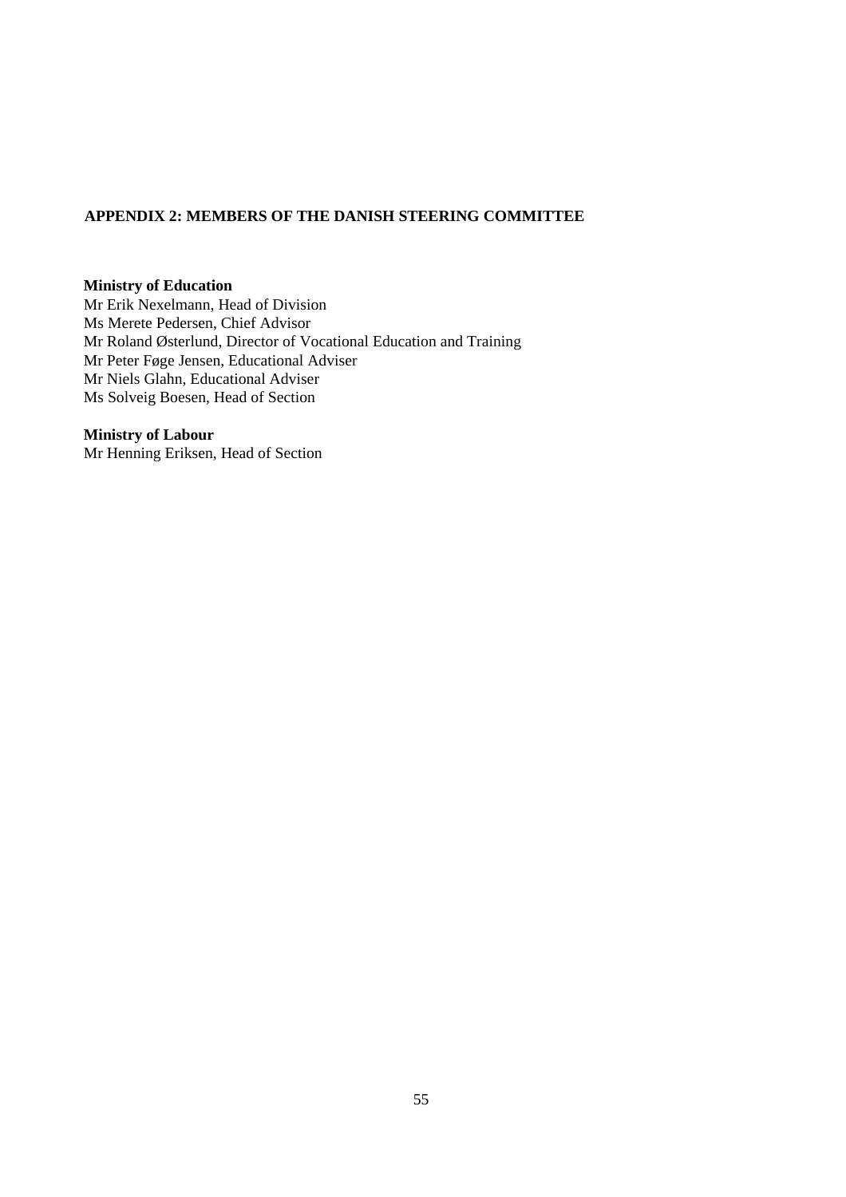## APPENDIX 2: MEMBERS OF THE DANISH STEERING COMMITTEE

**Ministry of Education**
Mr Erik Nexelmann, Head of Division
Ms Merete Pedersen, Chief Advisor
Mr Roland Østerlund, Director of Vocational Education and Training
Mr Peter Føge Jensen, Educational Adviser
Mr Niels Glahn, Educational Adviser
Ms Solveig Boesen, Head of Section

**Ministry of Labour**
Mr Henning Eriksen, Head of Section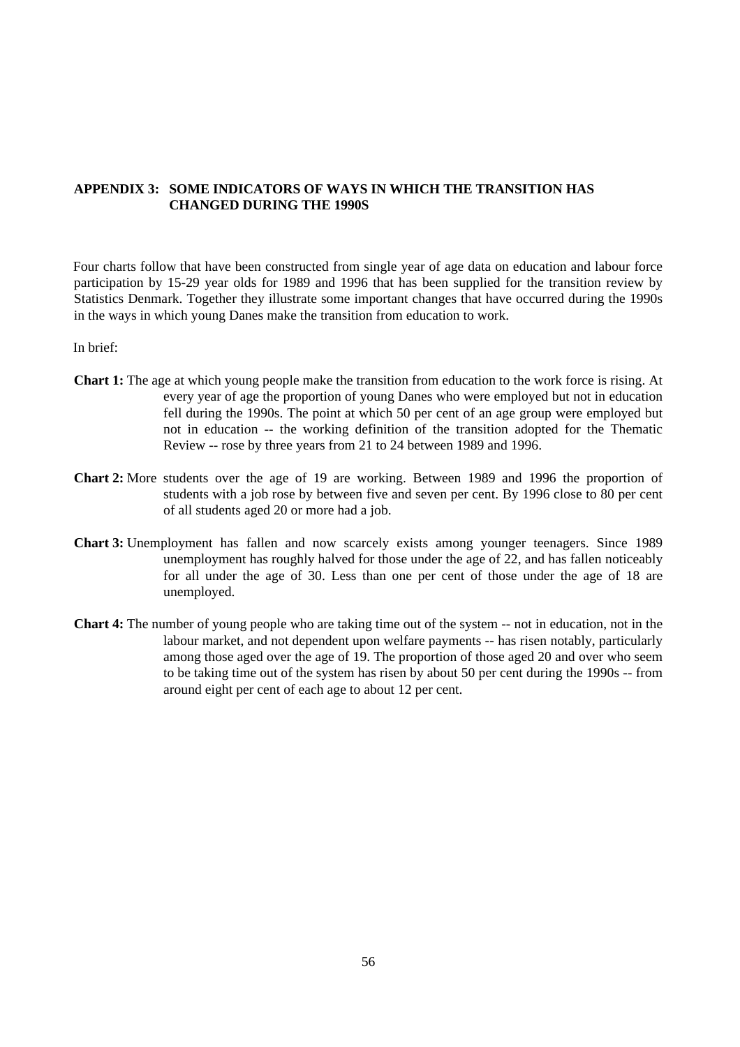## APPENDIX 3: SOME INDICATORS OF WAYS IN WHICH THE TRANSITION HAS CHANGED DURING THE 1990S

Four charts follow that have been constructed from single year of age data on education and labour force participation by 15-29 year olds for 1989 and 1996 that has been supplied for the transition review by Statistics Denmark. Together they illustrate some important changes that have occurred during the 1990s in the ways in which young Danes make the transition from education to work.

In brief:

**Chart 1:** The age at which young people make the transition from education to the work force is rising. At every year of age the proportion of young Danes who were employed but not in education fell during the 1990s. The point at which 50 per cent of an age group were employed but not in education -- the working definition of the transition adopted for the Thematic Review -- rose by three years from 21 to 24 between 1989 and 1996.

**Chart 2:** More students over the age of 19 are working. Between 1989 and 1996 the proportion of students with a job rose by between five and seven per cent. By 1996 close to 80 per cent of all students aged 20 or more had a job.

**Chart 3:** Unemployment has fallen and now scarcely exists among younger teenagers. Since 1989 unemployment has roughly halved for those under the age of 22, and has fallen noticeably for all under the age of 30. Less than one per cent of those under the age of 18 are unemployed.

**Chart 4:** The number of young people who are taking time out of the system -- not in education, not in the labour market, and not dependent upon welfare payments -- has risen notably, particularly among those aged over the age of 19. The proportion of those aged 20 and over who seem to be taking time out of the system has risen by about 50 per cent during the 1990s -- from around eight per cent of each age to about 12 per cent.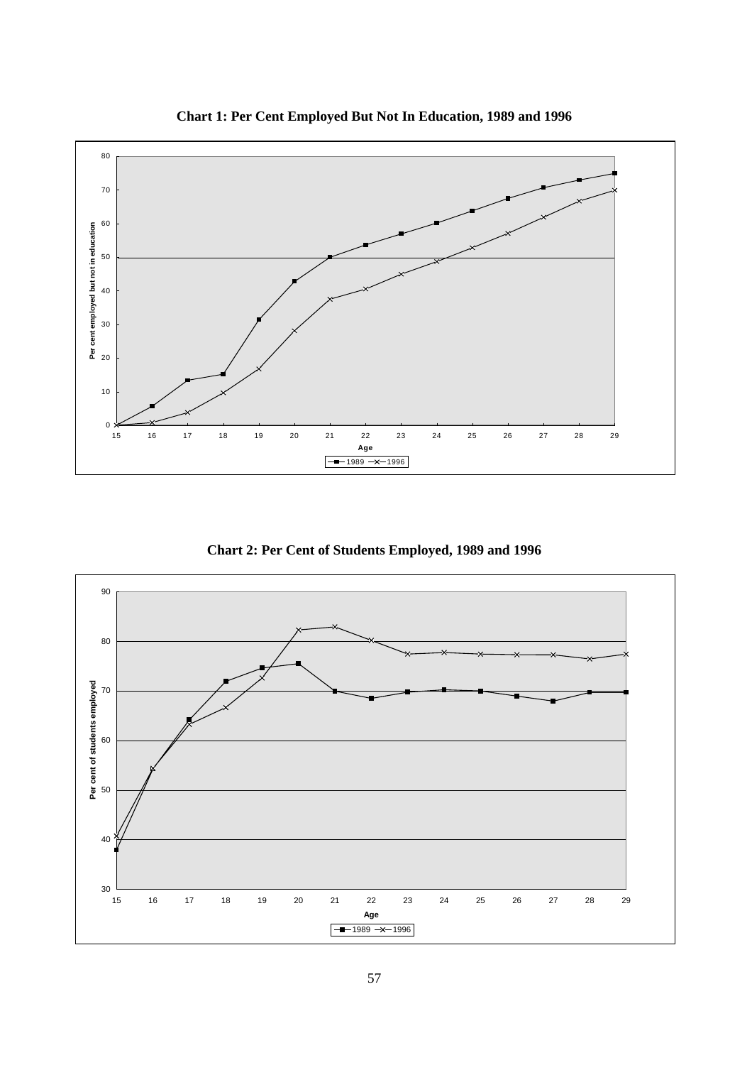**Chart 1: Per Cent Employed But Not In Education, 1989 and 1996**

**Chart 2: Per Cent of Students Employed, 1989 and 1996**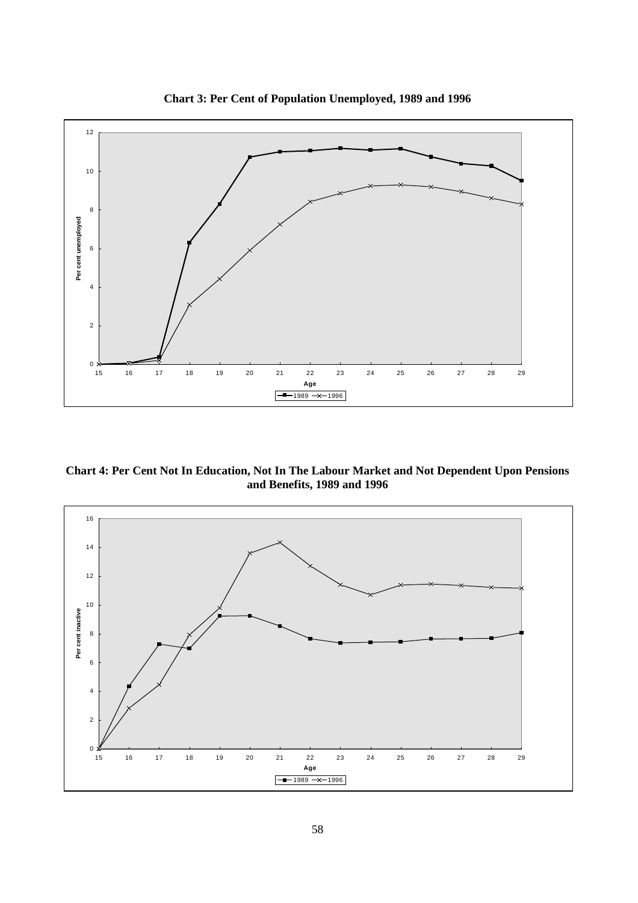**Chart 3: Per Cent of Population Unemployed, 1989 and 1996**

**Chart 4: Per Cent Not In Education, Not In The Labour Market and Not Dependent Upon Pensions and Benefits, 1989 and 1996**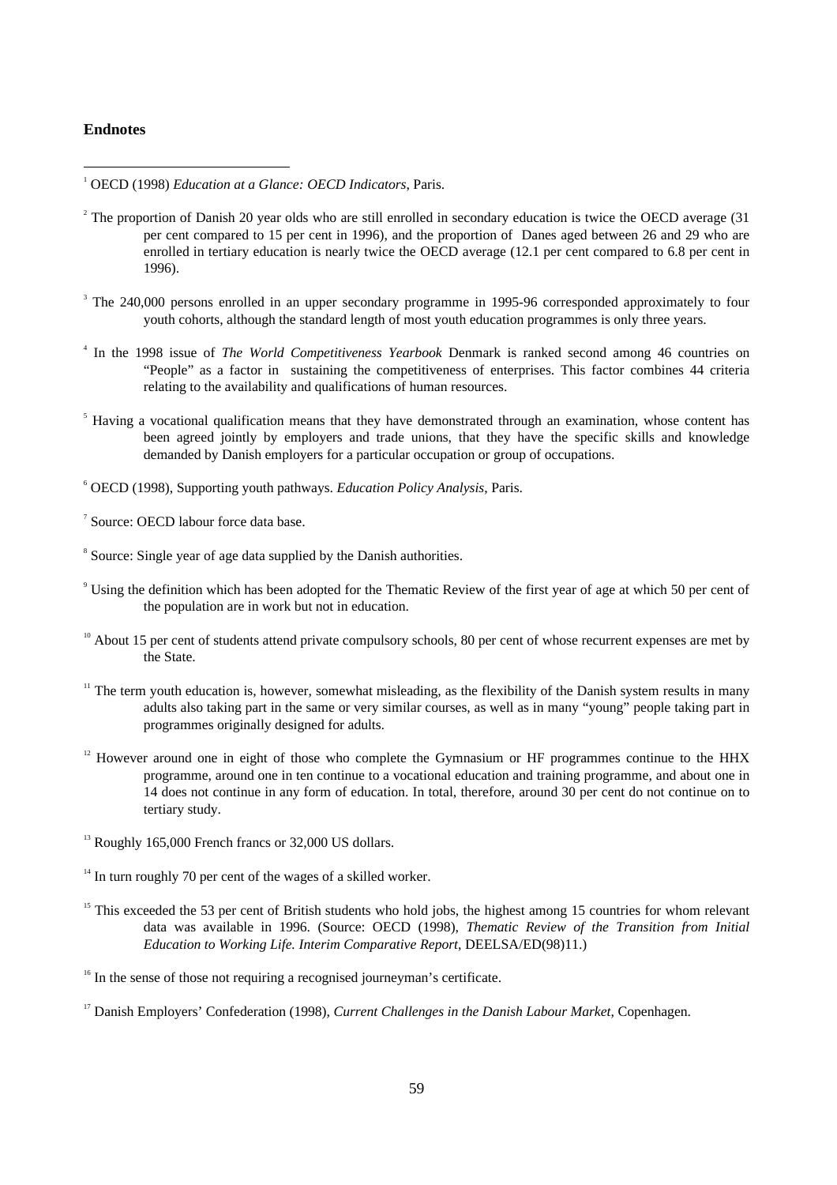**Endnotes**

1 OECD (1998) *Education at a Glance: OECD Indicators*, Paris.

2 The proportion of Danish 20 year olds who are still enrolled in secondary education is twice the OECD average (31 per cent compared to 15 per cent in 1996), and the proportion of Danes aged between 26 and 29 who are enrolled in tertiary education is nearly twice the OECD average (12.1 per cent compared to 6.8 per cent in 1996).

3 The 240,000 persons enrolled in an upper secondary programme in 1995-96 corresponded approximately to four youth cohorts, although the standard length of most youth education programmes is only three years.

4 In the 1998 issue of *The World Competitiveness Yearbook* Denmark is ranked second among 46 countries on "People" as a factor in sustaining the competitiveness of enterprises. This factor combines 44 criteria relating to the availability and qualifications of human resources.

5 Having a vocational qualification means that they have demonstrated through an examination, whose content has been agreed jointly by employers and trade unions, that they have the specific skills and knowledge demanded by Danish employers for a particular occupation or group of occupations.

6 OECD (1998), Supporting youth pathways. *Education Policy Analysis*, Paris.

7 Source: OECD labour force data base.

8 Source: Single year of age data supplied by the Danish authorities.

9 Using the definition which has been adopted for the Thematic Review of the first year of age at which 50 per cent of the population are in work but not in education.

10 About 15 per cent of students attend private compulsory schools, 80 per cent of whose recurrent expenses are met by the State.

11 The term youth education is, however, somewhat misleading, as the flexibility of the Danish system results in many adults also taking part in the same or very similar courses, as well as in many "young" people taking part in programmes originally designed for adults.

12 However around one in eight of those who complete the Gymnasium or HF programmes continue to the HHX programme, around one in ten continue to a vocational education and training programme, and about one in 14 does not continue in any form of education. In total, therefore, around 30 per cent do not continue on to tertiary study.

13 Roughly 165,000 French francs or 32,000 US dollars.

14 In turn roughly 70 per cent of the wages of a skilled worker.

15 This exceeded the 53 per cent of British students who hold jobs, the highest among 15 countries for whom relevant data was available in 1996. (Source: OECD (1998), *Thematic Review of the Transition from Initial Education to Working Life. Interim Comparative Report*, DEELSA/ED(98)11.)

16 In the sense of those not requiring a recognised journeyman's certificate.

17 Danish Employers' Confederation (1998), *Current Challenges in the Danish Labour Market*, Copenhagen.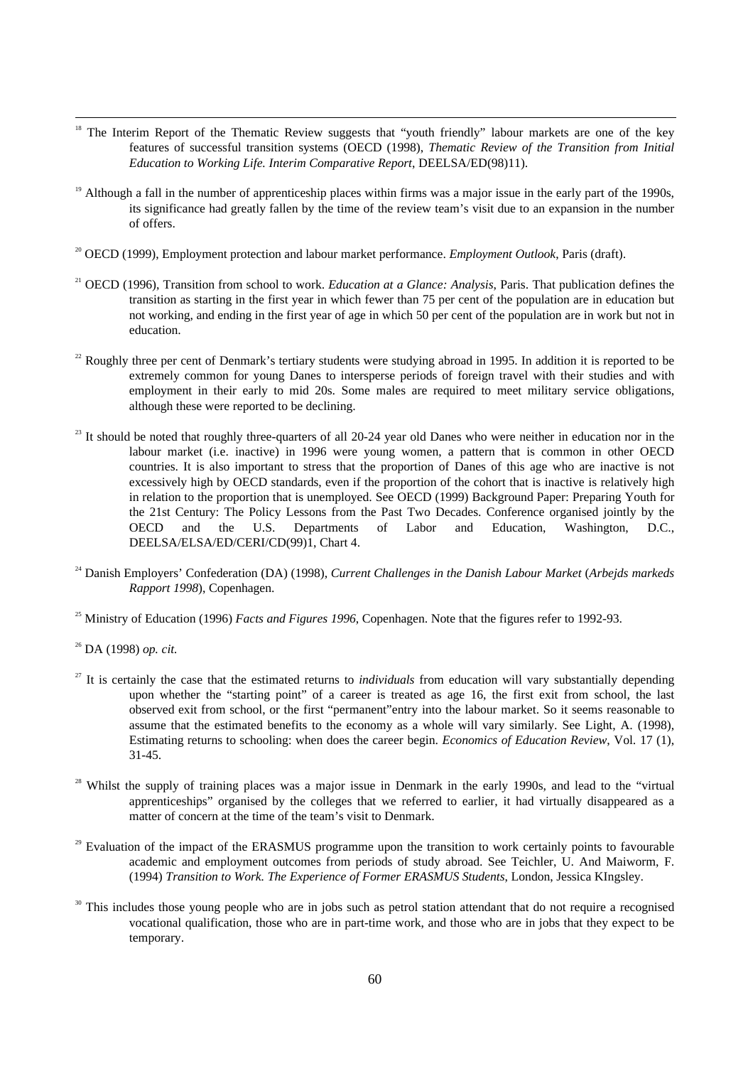[18] The Interim Report of the Thematic Review suggests that "youth friendly" labour markets are one of the key features of successful transition systems (OECD (1998), *Thematic Review of the Transition from Initial Education to Working Life. Interim Comparative Report*, DEELSA/ED(98)11).

[19] Although a fall in the number of apprenticeship places within firms was a major issue in the early part of the 1990s, its significance had greatly fallen by the time of the review team's visit due to an expansion in the number of offers.

[20] OECD (1999), Employment protection and labour market performance. *Employment Outlook*, Paris (draft).

[21] OECD (1996), Transition from school to work. *Education at a Glance: Analysis*, Paris. That publication defines the transition as starting in the first year in which fewer than 75 per cent of the population are in education but not working, and ending in the first year of age in which 50 per cent of the population are in work but not in education.

[22] Roughly three per cent of Denmark's tertiary students were studying abroad in 1995. In addition it is reported to be extremely common for young Danes to intersperse periods of foreign travel with their studies and with employment in their early to mid 20s. Some males are required to meet military service obligations, although these were reported to be declining.

[23] It should be noted that roughly three-quarters of all 20-24 year old Danes who were neither in education nor in the labour market (i.e. inactive) in 1996 were young women, a pattern that is common in other OECD countries. It is also important to stress that the proportion of Danes of this age who are inactive is not excessively high by OECD standards, even if the proportion of the cohort that is inactive is relatively high in relation to the proportion that is unemployed. See OECD (1999) Background Paper: Preparing Youth for the 21st Century: The Policy Lessons from the Past Two Decades. Conference organised jointly by the OECD and the U.S. Departments of Labor and Education, Washington, D.C., DEELSA/ELSA/ED/CERI/CD(99)1, Chart 4.

[24] Danish Employers' Confederation (DA) (1998), *Current Challenges in the Danish Labour Market* (*Arbejds markeds Rapport 1998*), Copenhagen.

[25] Ministry of Education (1996) *Facts and Figures 1996*, Copenhagen. Note that the figures refer to 1992-93.

[26] DA (1998) *op. cit.*

[27] It is certainly the case that the estimated returns to *individuals* from education will vary substantially depending upon whether the "starting point" of a career is treated as age 16, the first exit from school, the last observed exit from school, or the first "permanent"entry into the labour market. So it seems reasonable to assume that the estimated benefits to the economy as a whole will vary similarly. See Light, A. (1998), Estimating returns to schooling: when does the career begin. *Economics of Education Review*, Vol. 17 (1), 31-45.

[28] Whilst the supply of training places was a major issue in Denmark in the early 1990s, and lead to the "virtual apprenticeships" organised by the colleges that we referred to earlier, it had virtually disappeared as a matter of concern at the time of the team's visit to Denmark.

[29] Evaluation of the impact of the ERASMUS programme upon the transition to work certainly points to favourable academic and employment outcomes from periods of study abroad. See Teichler, U. And Maiworm, F. (1994) *Transition to Work. The Experience of Former ERASMUS Students*, London, Jessica KIngsley.

[30] This includes those young people who are in jobs such as petrol station attendant that do not require a recognised vocational qualification, those who are in part-time work, and those who are in jobs that they expect to be temporary.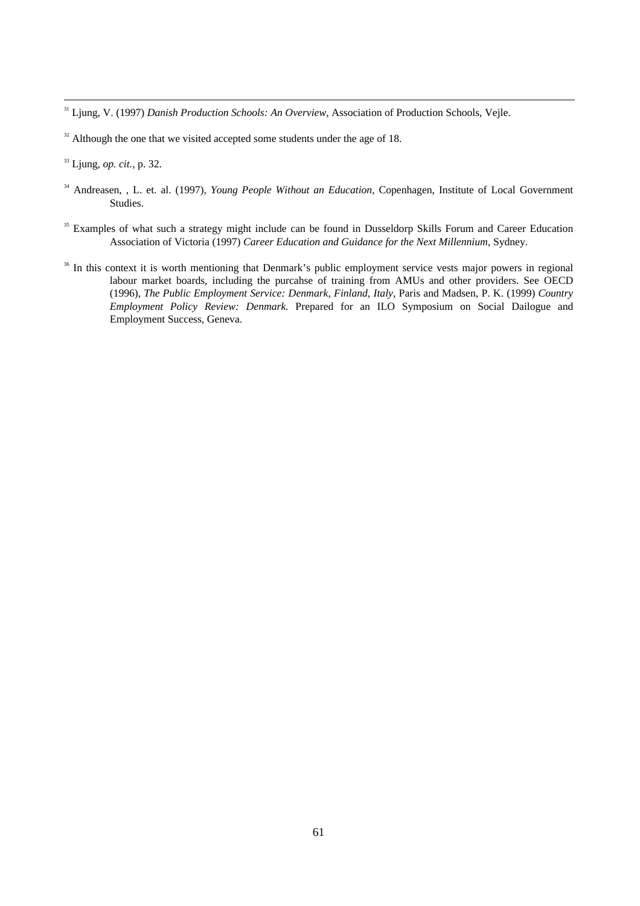[31] Ljung, V. (1997) *Danish Production Schools: An Overview*, Association of Production Schools, Vejle.

[32] Although the one that we visited accepted some students under the age of 18.

[33] Ljung, *op. cit.*, p. 32.

[34] Andreasen, , L. et. al. (1997), *Young People Without an Education*, Copenhagen, Institute of Local Government Studies.

[35] Examples of what such a strategy might include can be found in Dusseldorp Skills Forum and Career Education Association of Victoria (1997) *Career Education and Guidance for the Next Millennium*, Sydney.

[36] In this context it is worth mentioning that Denmark's public employment service vests major powers in regional labour market boards, including the purcahse of training from AMUs and other providers. See OECD (1996), *The Public Employment Service: Denmark, Finland, Italy*, Paris and Madsen, P. K. (1999) *Country Employment Policy Review: Denmark.* Prepared for an ILO Symposium on Social Dailogue and Employment Success, Geneva.